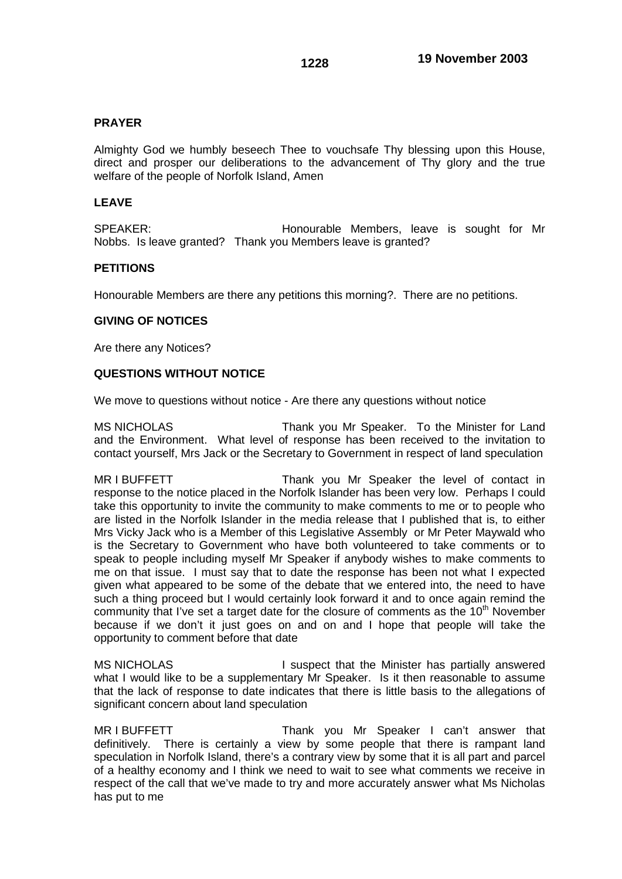## PRAYER

Almighty God we humbly beseech Thee to vouchsafe Thy blessing upon this House, direct and prosper our deliberations to the advancement of Thy glory and the true welfare of the people of Norfolk Island, Amen

## LEAVE

SPEAKER: Honourable Members, leave is sought for Mr Nobbs. Is leave granted? Thank you Members leave is granted?

## PETITIONS

Honourable Members are there any petitions this morning?. There are no petitions.

## GIVING OF NOTICES

Are there any Notices?

## QUESTIONS WITHOUT NOTICE

We move to questions without notice - Are there any questions without notice

MS NICHOLAS Thank you Mr Speaker. To the Minister for Land and the Environment. What level of response has been received to the invitation to contact yourself, Mrs Jack or the Secretary to Government in respect of land speculation

MR I BUFFETT Thank you Mr Speaker the level of contact in response to the notice placed in the Norfolk Islander has been very low. Perhaps I could take this opportunity to invite the community to make comments to me or to people who are listed in the Norfolk Islander in the media release that I published that is, to either Mrs Vicky Jack who is a Member of this Legislative Assembly or Mr Peter Maywald who is the Secretary to Government who have both volunteered to take comments or to speak to people including myself Mr Speaker if anybody wishes to make comments to me on that issue. I must say that to date the response has been not what I expected given what appeared to be some of the debate that we entered into, the need to have such a thing proceed but I would certainly look forward it and to once again remind the community that I've set a target date for the closure of comments as the 10th November because if we don't it just goes on and on and I hope that people will take the opportunity to comment before that date

MS NICHOLAS I suspect that the Minister has partially answered what I would like to be a supplementary Mr Speaker. Is it then reasonable to assume that the lack of response to date indicates that there is little basis to the allegations of significant concern about land speculation

MR I BUFFETT Thank you Mr Speaker I can't answer that definitively. There is certainly a view by some people that there is rampant land speculation in Norfolk Island, there's a contrary view by some that it is all part and parcel of a healthy economy and I think we need to wait to see what comments we receive in respect of the call that we've made to try and more accurately answer what Ms Nicholas has put to me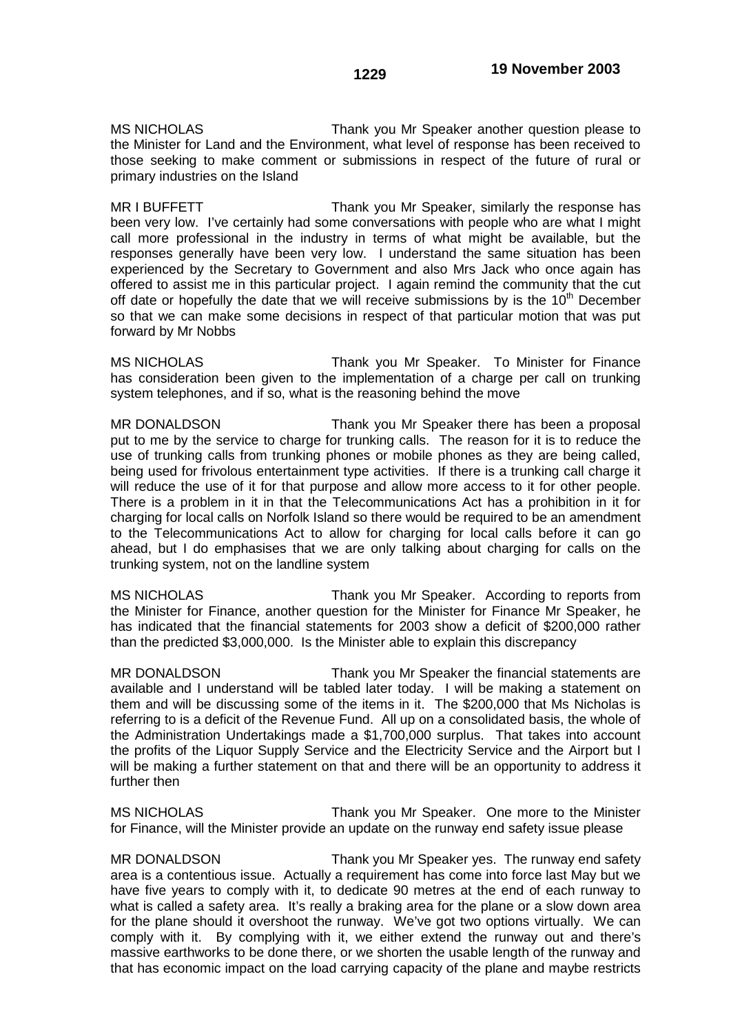MS NICHOLAS Thank you Mr Speaker another question please to the Minister for Land and the Environment, what level of response has been received to those seeking to make comment or submissions in respect of the future of rural or primary industries on the Island

MR I BUFFETT Thank you Mr Speaker, similarly the response has been very low. I've certainly had some conversations with people who are what I might call more professional in the industry in terms of what might be available, but the responses generally have been very low. I understand the same situation has been experienced by the Secretary to Government and also Mrs Jack who once again has offered to assist me in this particular project. I again remind the community that the cut off date or hopefully the date that we will receive submissions by is the 10th December so that we can make some decisions in respect of that particular motion that was put forward by Mr Nobbs

MS NICHOLAS Thank you Mr Speaker. To Minister for Finance has consideration been given to the implementation of a charge per call on trunking system telephones, and if so, what is the reasoning behind the move

MR DONALDSON Thank you Mr Speaker there has been a proposal put to me by the service to charge for trunking calls. The reason for it is to reduce the use of trunking calls from trunking phones or mobile phones as they are being called, being used for frivolous entertainment type activities. If there is a trunking call charge it will reduce the use of it for that purpose and allow more access to it for other people. There is a problem in it in that the Telecommunications Act has a prohibition in it for charging for local calls on Norfolk Island so there would be required to be an amendment to the Telecommunications Act to allow for charging for local calls before it can go ahead, but I do emphasises that we are only talking about charging for calls on the trunking system, not on the landline system

MS NICHOLAS Thank you Mr Speaker. According to reports from the Minister for Finance, another question for the Minister for Finance Mr Speaker, he has indicated that the financial statements for 2003 show a deficit of $200,000 rather than the predicted $3,000,000. Is the Minister able to explain this discrepancy

MR DONALDSON Thank you Mr Speaker the financial statements are available and I understand will be tabled later today. I will be making a statement on them and will be discussing some of the items in it. The $200,000 that Ms Nicholas is referring to is a deficit of the Revenue Fund. All up on a consolidated basis, the whole of the Administration Undertakings made a $1,700,000 surplus. That takes into account the profits of the Liquor Supply Service and the Electricity Service and the Airport but I will be making a further statement on that and there will be an opportunity to address it further then

MS NICHOLAS Thank you Mr Speaker. One more to the Minister for Finance, will the Minister provide an update on the runway end safety issue please

MR DONALDSON Thank you Mr Speaker yes. The runway end safety area is a contentious issue. Actually a requirement has come into force last May but we have five years to comply with it, to dedicate 90 metres at the end of each runway to what is called a safety area. It's really a braking area for the plane or a slow down area for the plane should it overshoot the runway. We've got two options virtually. We can comply with it. By complying with it, we either extend the runway out and there's massive earthworks to be done there, or we shorten the usable length of the runway and that has economic impact on the load carrying capacity of the plane and maybe restricts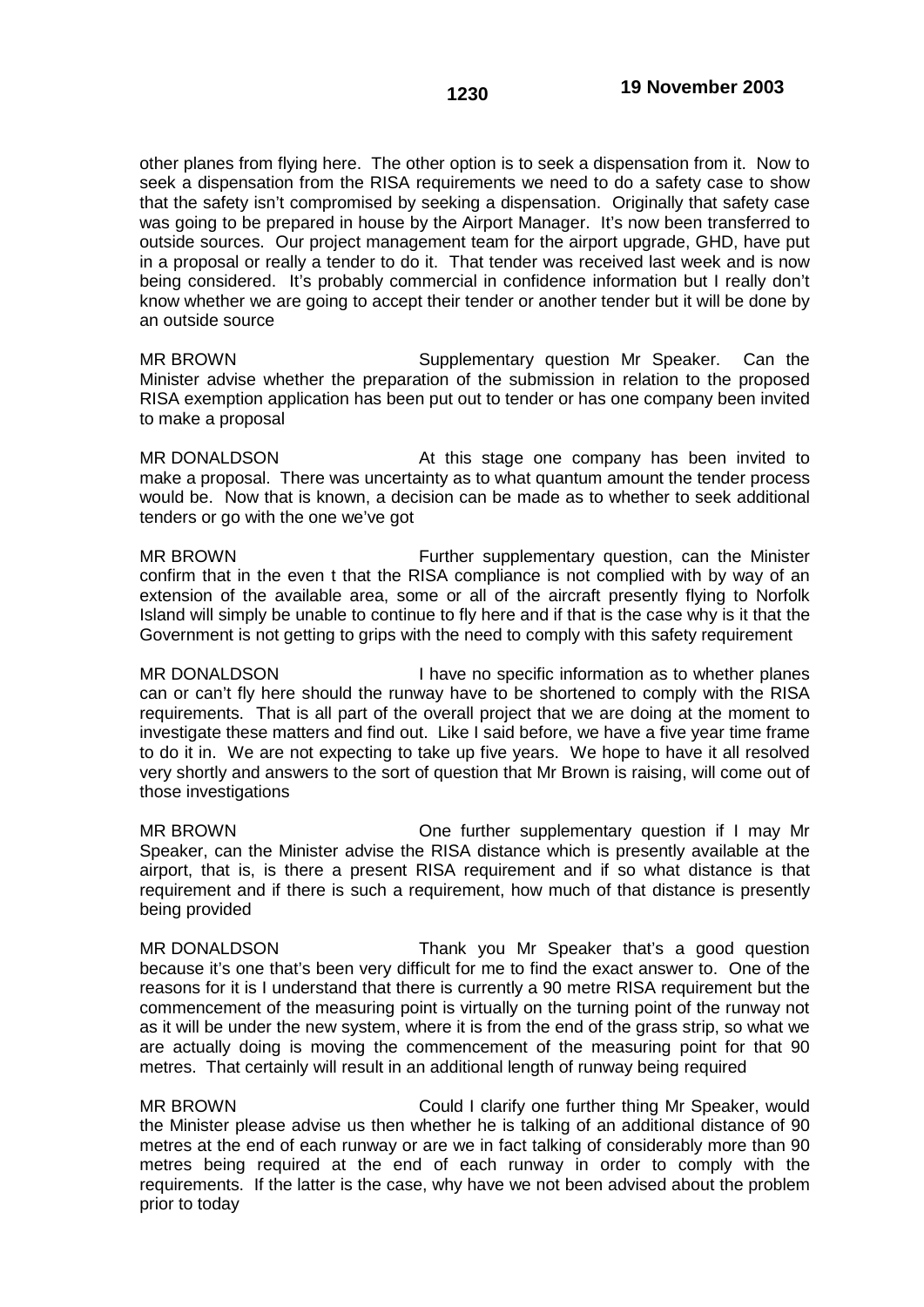other planes from flying here. The other option is to seek a dispensation from it. Now to seek a dispensation from the RISA requirements we need to do a safety case to show that the safety isn't compromised by seeking a dispensation. Originally that safety case was going to be prepared in house by the Airport Manager. It's now been transferred to outside sources. Our project management team for the airport upgrade, GHD, have put in a proposal or really a tender to do it. That tender was received last week and is now being considered. It's probably commercial in confidence information but I really don't know whether we are going to accept their tender or another tender but it will be done by an outside source

MR BROWN Supplementary question Mr Speaker. Can the Minister advise whether the preparation of the submission in relation to the proposed RISA exemption application has been put out to tender or has one company been invited to make a proposal

MR DONALDSON At this stage one company has been invited to make a proposal. There was uncertainty as to what quantum amount the tender process would be. Now that is known, a decision can be made as to whether to seek additional tenders or go with the one we've got

MR BROWN Further supplementary question, can the Minister confirm that in the even t that the RISA compliance is not complied with by way of an extension of the available area, some or all of the aircraft presently flying to Norfolk Island will simply be unable to continue to fly here and if that is the case why is it that the Government is not getting to grips with the need to comply with this safety requirement

MR DONALDSON I have no specific information as to whether planes can or can't fly here should the runway have to be shortened to comply with the RISA requirements. That is all part of the overall project that we are doing at the moment to investigate these matters and find out. Like I said before, we have a five year time frame to do it in. We are not expecting to take up five years. We hope to have it all resolved very shortly and answers to the sort of question that Mr Brown is raising, will come out of those investigations

MR BROWN One further supplementary question if I may Mr Speaker, can the Minister advise the RISA distance which is presently available at the airport, that is, is there a present RISA requirement and if so what distance is that requirement and if there is such a requirement, how much of that distance is presently being provided

MR DONALDSON Thank you Mr Speaker that's a good question because it's one that's been very difficult for me to find the exact answer to. One of the reasons for it is I understand that there is currently a 90 metre RISA requirement but the commencement of the measuring point is virtually on the turning point of the runway not as it will be under the new system, where it is from the end of the grass strip, so what we are actually doing is moving the commencement of the measuring point for that 90 metres. That certainly will result in an additional length of runway being required

MR BROWN Could I clarify one further thing Mr Speaker, would the Minister please advise us then whether he is talking of an additional distance of 90 metres at the end of each runway or are we in fact talking of considerably more than 90 metres being required at the end of each runway in order to comply with the requirements. If the latter is the case, why have we not been advised about the problem prior to today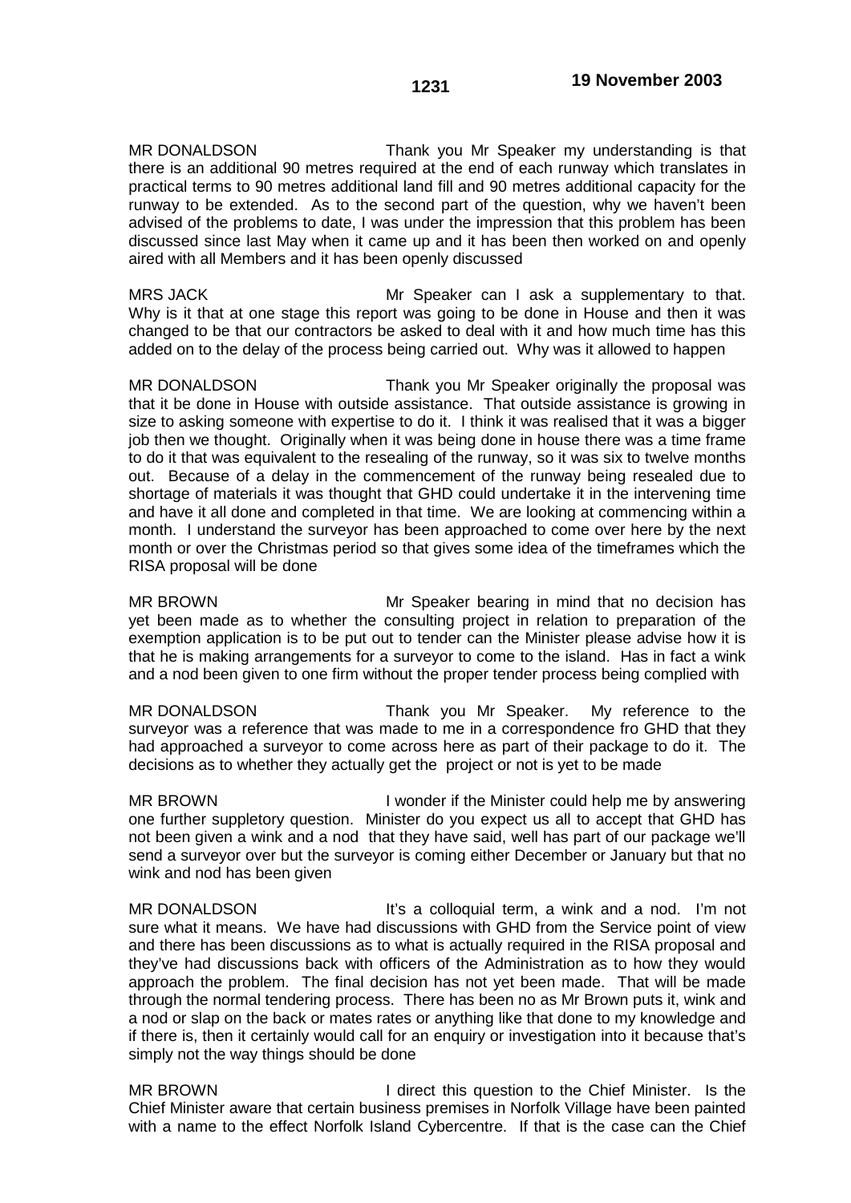MR DONALDSON Thank you Mr Speaker my understanding is that there is an additional 90 metres required at the end of each runway which translates in practical terms to 90 metres additional land fill and 90 metres additional capacity for the runway to be extended. As to the second part of the question, why we haven't been advised of the problems to date, I was under the impression that this problem has been discussed since last May when it came up and it has been then worked on and openly aired with all Members and it has been openly discussed

MRS JACK Mr Speaker can I ask a supplementary to that. Why is it that at one stage this report was going to be done in House and then it was changed to be that our contractors be asked to deal with it and how much time has this added on to the delay of the process being carried out. Why was it allowed to happen

MR DONALDSON Thank you Mr Speaker originally the proposal was that it be done in House with outside assistance. That outside assistance is growing in size to asking someone with expertise to do it. I think it was realised that it was a bigger job then we thought. Originally when it was being done in house there was a time frame to do it that was equivalent to the resealing of the runway, so it was six to twelve months out. Because of a delay in the commencement of the runway being resealed due to shortage of materials it was thought that GHD could undertake it in the intervening time and have it all done and completed in that time. We are looking at commencing within a month. I understand the surveyor has been approached to come over here by the next month or over the Christmas period so that gives some idea of the timeframes which the RISA proposal will be done

MR BROWN Mr Speaker bearing in mind that no decision has yet been made as to whether the consulting project in relation to preparation of the exemption application is to be put out to tender can the Minister please advise how it is that he is making arrangements for a surveyor to come to the island. Has in fact a wink and a nod been given to one firm without the proper tender process being complied with

MR DONALDSON Thank you Mr Speaker. My reference to the surveyor was a reference that was made to me in a correspondence fro GHD that they had approached a surveyor to come across here as part of their package to do it. The decisions as to whether they actually get the project or not is yet to be made

MR BROWN I wonder if the Minister could help me by answering one further suppletory question. Minister do you expect us all to accept that GHD has not been given a wink and a nod that they have said, well has part of our package we'll send a surveyor over but the surveyor is coming either December or January but that no wink and nod has been given

MR DONALDSON It's a colloquial term, a wink and a nod. I'm not sure what it means. We have had discussions with GHD from the Service point of view and there has been discussions as to what is actually required in the RISA proposal and they've had discussions back with officers of the Administration as to how they would approach the problem. The final decision has not yet been made. That will be made through the normal tendering process. There has been no as Mr Brown puts it, wink and a nod or slap on the back or mates rates or anything like that done to my knowledge and if there is, then it certainly would call for an enquiry or investigation into it because that's simply not the way things should be done

MR BROWN I direct this question to the Chief Minister. Is the Chief Minister aware that certain business premises in Norfolk Village have been painted with a name to the effect Norfolk Island Cybercentre. If that is the case can the Chief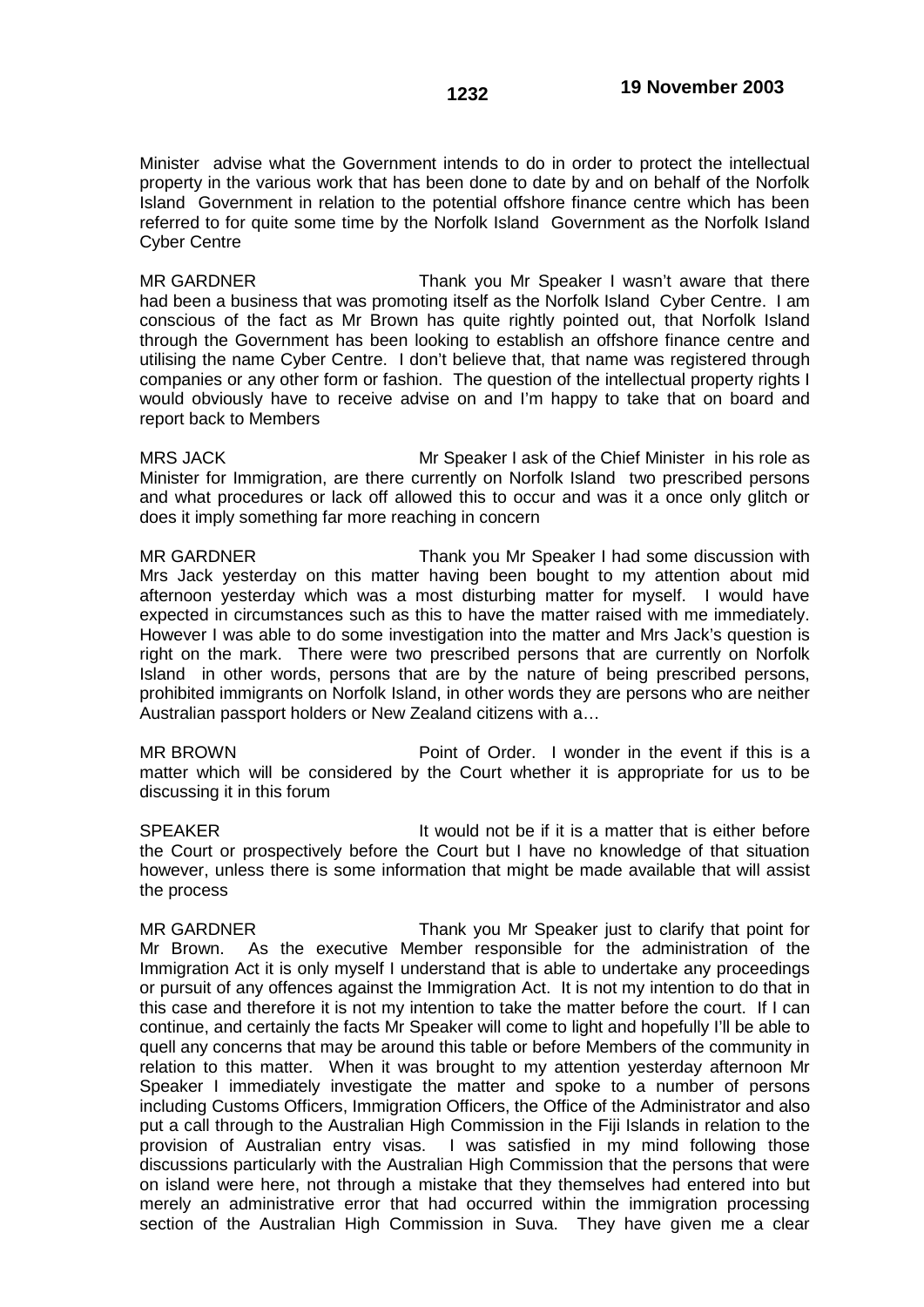Minister advise what the Government intends to do in order to protect the intellectual property in the various work that has been done to date by and on behalf of the Norfolk Island Government in relation to the potential offshore finance centre which has been referred to for quite some time by the Norfolk Island Government as the Norfolk Island Cyber Centre

MR GARDNER Thank you Mr Speaker I wasn't aware that there had been a business that was promoting itself as the Norfolk Island Cyber Centre. I am conscious of the fact as Mr Brown has quite rightly pointed out, that Norfolk Island through the Government has been looking to establish an offshore finance centre and utilising the name Cyber Centre. I don't believe that, that name was registered through companies or any other form or fashion. The question of the intellectual property rights I would obviously have to receive advise on and I'm happy to take that on board and report back to Members

MRS JACK Mr Speaker I ask of the Chief Minister in his role as Minister for Immigration, are there currently on Norfolk Island two prescribed persons and what procedures or lack off allowed this to occur and was it a once only glitch or does it imply something far more reaching in concern

MR GARDNER Thank you Mr Speaker I had some discussion with Mrs Jack yesterday on this matter having been bought to my attention about mid afternoon yesterday which was a most disturbing matter for myself. I would have expected in circumstances such as this to have the matter raised with me immediately. However I was able to do some investigation into the matter and Mrs Jack's question is right on the mark. There were two prescribed persons that are currently on Norfolk Island in other words, persons that are by the nature of being prescribed persons, prohibited immigrants on Norfolk Island, in other words they are persons who are neither Australian passport holders or New Zealand citizens with a…

MR BROWN Point of Order. I wonder in the event if this is a matter which will be considered by the Court whether it is appropriate for us to be discussing it in this forum

SPEAKER It would not be if it is a matter that is either before the Court or prospectively before the Court but I have no knowledge of that situation however, unless there is some information that might be made available that will assist the process

MR GARDNER Thank you Mr Speaker just to clarify that point for Mr Brown. As the executive Member responsible for the administration of the Immigration Act it is only myself I understand that is able to undertake any proceedings or pursuit of any offences against the Immigration Act. It is not my intention to do that in this case and therefore it is not my intention to take the matter before the court. If I can continue, and certainly the facts Mr Speaker will come to light and hopefully I'll be able to quell any concerns that may be around this table or before Members of the community in relation to this matter. When it was brought to my attention yesterday afternoon Mr Speaker I immediately investigate the matter and spoke to a number of persons including Customs Officers, Immigration Officers, the Office of the Administrator and also put a call through to the Australian High Commission in the Fiji Islands in relation to the provision of Australian entry visas. I was satisfied in my mind following those discussions particularly with the Australian High Commission that the persons that were on island were here, not through a mistake that they themselves had entered into but merely an administrative error that had occurred within the immigration processing section of the Australian High Commission in Suva. They have given me a clear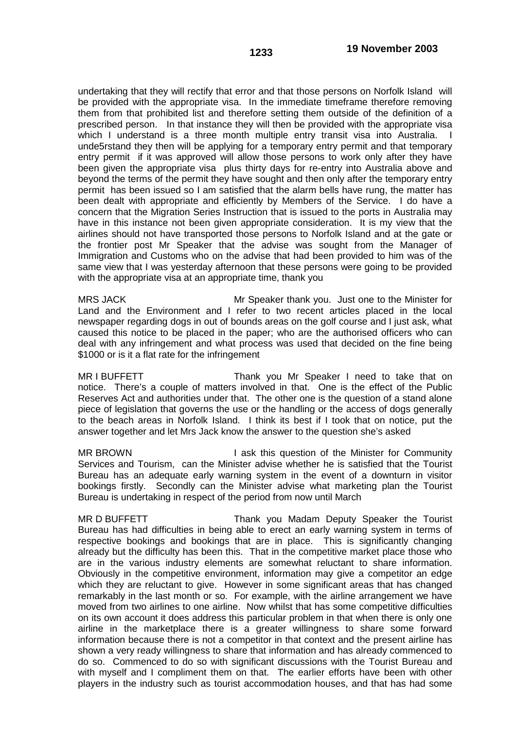undertaking that they will rectify that error and that those persons on Norfolk Island will be provided with the appropriate visa. In the immediate timeframe therefore removing them from that prohibited list and therefore setting them outside of the definition of a prescribed person. In that instance they will then be provided with the appropriate visa which I understand is a three month multiple entry transit visa into Australia. I unde5rstand they then will be applying for a temporary entry permit and that temporary entry permit if it was approved will allow those persons to work only after they have been given the appropriate visa plus thirty days for re-entry into Australia above and beyond the terms of the permit they have sought and then only after the temporary entry permit has been issued so I am satisfied that the alarm bells have rung, the matter has been dealt with appropriate and efficiently by Members of the Service. I do have a concern that the Migration Series Instruction that is issued to the ports in Australia may have in this instance not been given appropriate consideration. It is my view that the airlines should not have transported those persons to Norfolk Island and at the gate or the frontier post Mr Speaker that the advise was sought from the Manager of Immigration and Customs who on the advise that had been provided to him was of the same view that I was yesterday afternoon that these persons were going to be provided with the appropriate visa at an appropriate time, thank you

MRS JACK Mr Speaker thank you. Just one to the Minister for Land and the Environment and I refer to two recent articles placed in the local newspaper regarding dogs in out of bounds areas on the golf course and I just ask, what caused this notice to be placed in the paper; who are the authorised officers who can deal with any infringement and what process was used that decided on the fine being $1000 or is it a flat rate for the infringement

MR I BUFFETT Thank you Mr Speaker I need to take that on notice. There's a couple of matters involved in that. One is the effect of the Public Reserves Act and authorities under that. The other one is the question of a stand alone piece of legislation that governs the use or the handling or the access of dogs generally to the beach areas in Norfolk Island. I think its best if I took that on notice, put the answer together and let Mrs Jack know the answer to the question she's asked

MR BROWN I ask this question of the Minister for Community Services and Tourism, can the Minister advise whether he is satisfied that the Tourist Bureau has an adequate early warning system in the event of a downturn in visitor bookings firstly. Secondly can the Minister advise what marketing plan the Tourist Bureau is undertaking in respect of the period from now until March

MR D BUFFETT Thank you Madam Deputy Speaker the Tourist Bureau has had difficulties in being able to erect an early warning system in terms of respective bookings and bookings that are in place. This is significantly changing already but the difficulty has been this. That in the competitive market place those who are in the various industry elements are somewhat reluctant to share information. Obviously in the competitive environment, information may give a competitor an edge which they are reluctant to give. However in some significant areas that has changed remarkably in the last month or so. For example, with the airline arrangement we have moved from two airlines to one airline. Now whilst that has some competitive difficulties on its own account it does address this particular problem in that when there is only one airline in the marketplace there is a greater willingness to share some forward information because there is not a competitor in that context and the present airline has shown a very ready willingness to share that information and has already commenced to do so. Commenced to do so with significant discussions with the Tourist Bureau and with myself and I compliment them on that. The earlier efforts have been with other players in the industry such as tourist accommodation houses, and that has had some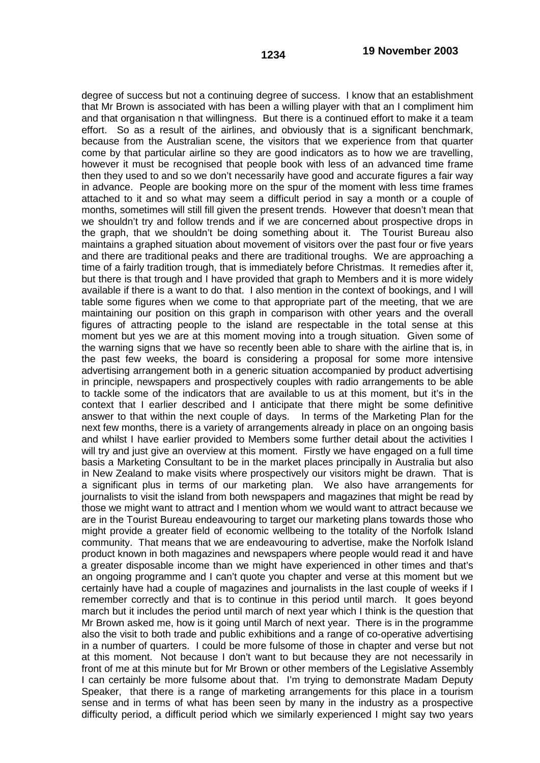degree of success but not a continuing degree of success. I know that an establishment that Mr Brown is associated with has been a willing player with that an I compliment him and that organisation n that willingness. But there is a continued effort to make it a team effort. So as a result of the airlines, and obviously that is a significant benchmark, because from the Australian scene, the visitors that we experience from that quarter come by that particular airline so they are good indicators as to how we are travelling, however it must be recognised that people book with less of an advanced time frame then they used to and so we don't necessarily have good and accurate figures a fair way in advance. People are booking more on the spur of the moment with less time frames attached to it and so what may seem a difficult period in say a month or a couple of months, sometimes will still fill given the present trends. However that doesn't mean that we shouldn't try and follow trends and if we are concerned about prospective drops in the graph, that we shouldn't be doing something about it. The Tourist Bureau also maintains a graphed situation about movement of visitors over the past four or five years and there are traditional peaks and there are traditional troughs. We are approaching a time of a fairly tradition trough, that is immediately before Christmas. It remedies after it, but there is that trough and I have provided that graph to Members and it is more widely available if there is a want to do that. I also mention in the context of bookings, and I will table some figures when we come to that appropriate part of the meeting, that we are maintaining our position on this graph in comparison with other years and the overall figures of attracting people to the island are respectable in the total sense at this moment but yes we are at this moment moving into a trough situation. Given some of the warning signs that we have so recently been able to share with the airline that is, in the past few weeks, the board is considering a proposal for some more intensive advertising arrangement both in a generic situation accompanied by product advertising in principle, newspapers and prospectively couples with radio arrangements to be able to tackle some of the indicators that are available to us at this moment, but it's in the context that I earlier described and I anticipate that there might be some definitive answer to that within the next couple of days. In terms of the Marketing Plan for the next few months, there is a variety of arrangements already in place on an ongoing basis and whilst I have earlier provided to Members some further detail about the activities I will try and just give an overview at this moment. Firstly we have engaged on a full time basis a Marketing Consultant to be in the market places principally in Australia but also in New Zealand to make visits where prospectively our visitors might be drawn. That is a significant plus in terms of our marketing plan. We also have arrangements for journalists to visit the island from both newspapers and magazines that might be read by those we might want to attract and I mention whom we would want to attract because we are in the Tourist Bureau endeavouring to target our marketing plans towards those who might provide a greater field of economic wellbeing to the totality of the Norfolk Island community. That means that we are endeavouring to advertise, make the Norfolk Island product known in both magazines and newspapers where people would read it and have a greater disposable income than we might have experienced in other times and that's an ongoing programme and I can't quote you chapter and verse at this moment but we certainly have had a couple of magazines and journalists in the last couple of weeks if I remember correctly and that is to continue in this period until march. It goes beyond march but it includes the period until march of next year which I think is the question that Mr Brown asked me, how is it going until March of next year. There is in the programme also the visit to both trade and public exhibitions and a range of co-operative advertising in a number of quarters. I could be more fulsome of those in chapter and verse but not at this moment. Not because I don't want to but because they are not necessarily in front of me at this minute but for Mr Brown or other members of the Legislative Assembly I can certainly be more fulsome about that. I'm trying to demonstrate Madam Deputy Speaker, that there is a range of marketing arrangements for this place in a tourism sense and in terms of what has been seen by many in the industry as a prospective difficulty period, a difficult period which we similarly experienced I might say two years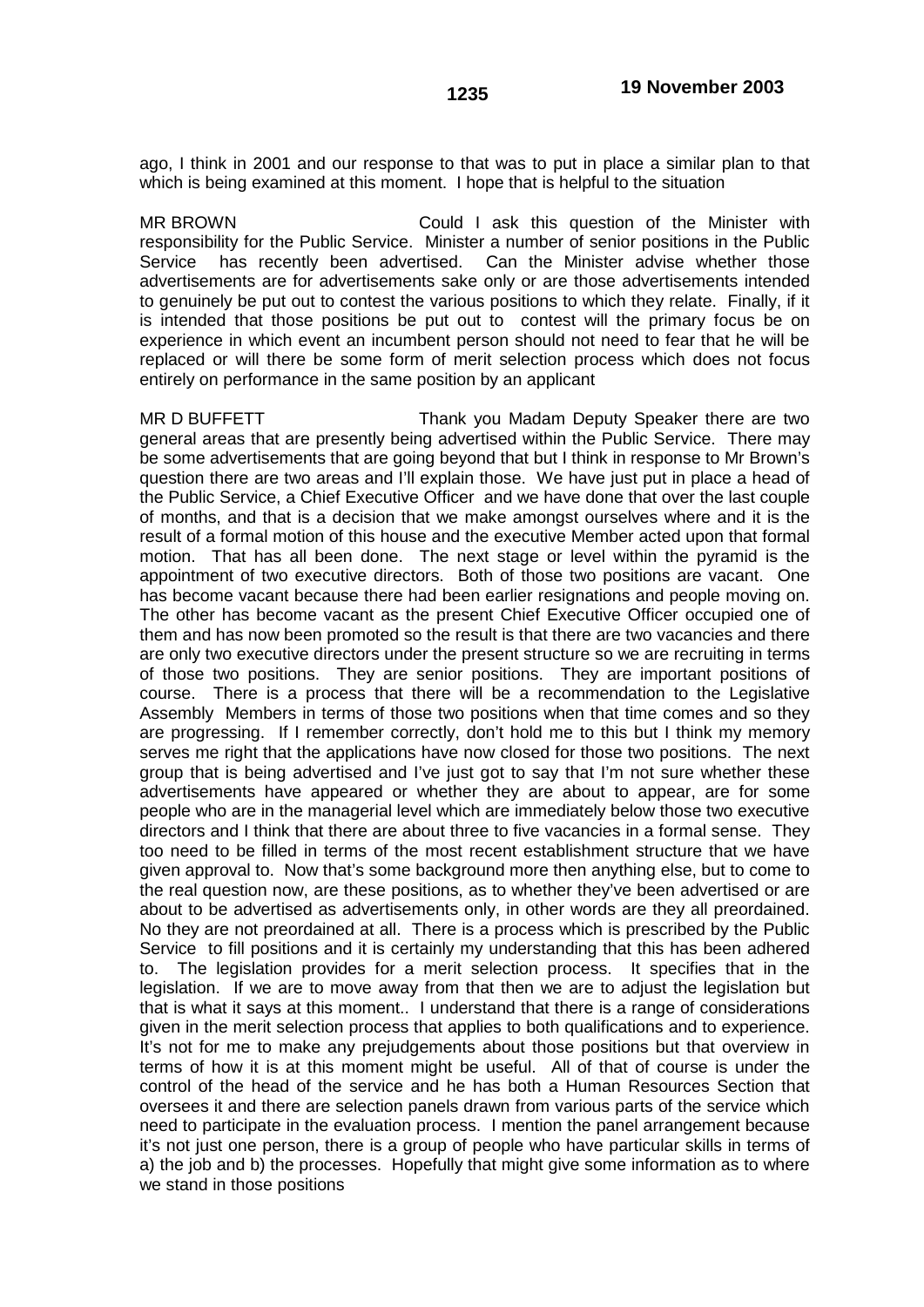ago, I think in 2001 and our response to that was to put in place a similar plan to that which is being examined at this moment. I hope that is helpful to the situation

MR BROWN Could I ask this question of the Minister with responsibility for the Public Service. Minister a number of senior positions in the Public Service has recently been advertised. Can the Minister advise whether those advertisements are for advertisements sake only or are those advertisements intended to genuinely be put out to contest the various positions to which they relate. Finally, if it is intended that those positions be put out to contest will the primary focus be on experience in which event an incumbent person should not need to fear that he will be replaced or will there be some form of merit selection process which does not focus entirely on performance in the same position by an applicant

MR D BUFFETT Thank you Madam Deputy Speaker there are two general areas that are presently being advertised within the Public Service. There may be some advertisements that are going beyond that but I think in response to Mr Brown's question there are two areas and I'll explain those. We have just put in place a head of the Public Service, a Chief Executive Officer and we have done that over the last couple of months, and that is a decision that we make amongst ourselves where and it is the result of a formal motion of this house and the executive Member acted upon that formal motion. That has all been done. The next stage or level within the pyramid is the appointment of two executive directors. Both of those two positions are vacant. One has become vacant because there had been earlier resignations and people moving on. The other has become vacant as the present Chief Executive Officer occupied one of them and has now been promoted so the result is that there are two vacancies and there are only two executive directors under the present structure so we are recruiting in terms of those two positions. They are senior positions. They are important positions of course. There is a process that there will be a recommendation to the Legislative Assembly Members in terms of those two positions when that time comes and so they are progressing. If I remember correctly, don't hold me to this but I think my memory serves me right that the applications have now closed for those two positions. The next group that is being advertised and I've just got to say that I'm not sure whether these advertisements have appeared or whether they are about to appear, are for some people who are in the managerial level which are immediately below those two executive directors and I think that there are about three to five vacancies in a formal sense. They too need to be filled in terms of the most recent establishment structure that we have given approval to. Now that's some background more then anything else, but to come to the real question now, are these positions, as to whether they've been advertised or are about to be advertised as advertisements only, in other words are they all preordained. No they are not preordained at all. There is a process which is prescribed by the Public Service to fill positions and it is certainly my understanding that this has been adhered to. The legislation provides for a merit selection process. It specifies that in the legislation. If we are to move away from that then we are to adjust the legislation but that is what it says at this moment.. I understand that there is a range of considerations given in the merit selection process that applies to both qualifications and to experience. It's not for me to make any prejudgements about those positions but that overview in terms of how it is at this moment might be useful. All of that of course is under the control of the head of the service and he has both a Human Resources Section that oversees it and there are selection panels drawn from various parts of the service which need to participate in the evaluation process. I mention the panel arrangement because it's not just one person, there is a group of people who have particular skills in terms of a) the job and b) the processes. Hopefully that might give some information as to where we stand in those positions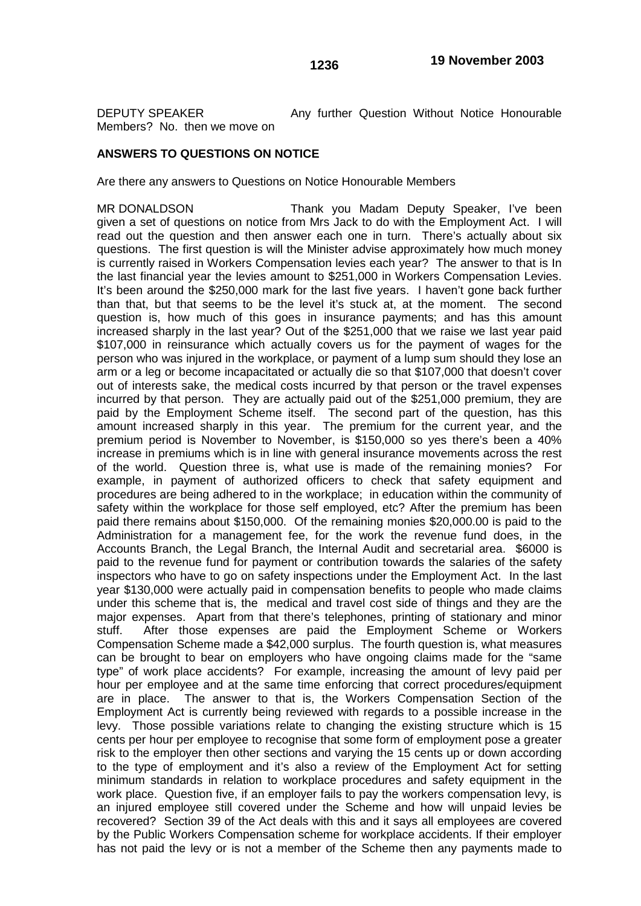DEPUTY SPEAKER		Any further Question Without Notice Honourable Members? No. then we move on

**ANSWERS TO QUESTIONS ON NOTICE**

Are there any answers to Questions on Notice Honourable Members

MR DONALDSON		Thank you Madam Deputy Speaker, I've been given a set of questions on notice from Mrs Jack to do with the Employment Act. I will read out the question and then answer each one in turn. There's actually about six questions. The first question is will the Minister advise approximately how much money is currently raised in Workers Compensation levies each year? The answer to that is In the last financial year the levies amount to $251,000 in Workers Compensation Levies. It's been around the $250,000 mark for the last five years. I haven't gone back further than that, but that seems to be the level it's stuck at, at the moment. The second question is, how much of this goes in insurance payments; and has this amount increased sharply in the last year? Out of the $251,000 that we raise we last year paid $107,000 in reinsurance which actually covers us for the payment of wages for the person who was injured in the workplace, or payment of a lump sum should they lose an arm or a leg or become incapacitated or actually die so that $107,000 that doesn't cover out of interests sake, the medical costs incurred by that person or the travel expenses incurred by that person. They are actually paid out of the $251,000 premium, they are paid by the Employment Scheme itself. The second part of the question, has this amount increased sharply in this year. The premium for the current year, and the premium period is November to November, is $150,000 so yes there's been a 40% increase in premiums which is in line with general insurance movements across the rest of the world. Question three is, what use is made of the remaining monies? For example, in payment of authorized officers to check that safety equipment and procedures are being adhered to in the workplace; in education within the community of safety within the workplace for those self employed, etc? After the premium has been paid there remains about $150,000. Of the remaining monies $20,000.00 is paid to the Administration for a management fee, for the work the revenue fund does, in the Accounts Branch, the Legal Branch, the Internal Audit and secretarial area. $6000 is paid to the revenue fund for payment or contribution towards the salaries of the safety inspectors who have to go on safety inspections under the Employment Act. In the last year $130,000 were actually paid in compensation benefits to people who made claims under this scheme that is, the medical and travel cost side of things and they are the major expenses. Apart from that there's telephones, printing of stationary and minor stuff. After those expenses are paid the Employment Scheme or Workers Compensation Scheme made a $42,000 surplus. The fourth question is, what measures can be brought to bear on employers who have ongoing claims made for the "same type" of work place accidents? For example, increasing the amount of levy paid per hour per employee and at the same time enforcing that correct procedures/equipment are in place. The answer to that is, the Workers Compensation Section of the Employment Act is currently being reviewed with regards to a possible increase in the levy. Those possible variations relate to changing the existing structure which is 15 cents per hour per employee to recognise that some form of employment pose a greater risk to the employer then other sections and varying the 15 cents up or down according to the type of employment and it's also a review of the Employment Act for setting minimum standards in relation to workplace procedures and safety equipment in the work place. Question five, if an employer fails to pay the workers compensation levy, is an injured employee still covered under the Scheme and how will unpaid levies be recovered? Section 39 of the Act deals with this and it says all employees are covered by the Public Workers Compensation scheme for workplace accidents. If their employer has not paid the levy or is not a member of the Scheme then any payments made to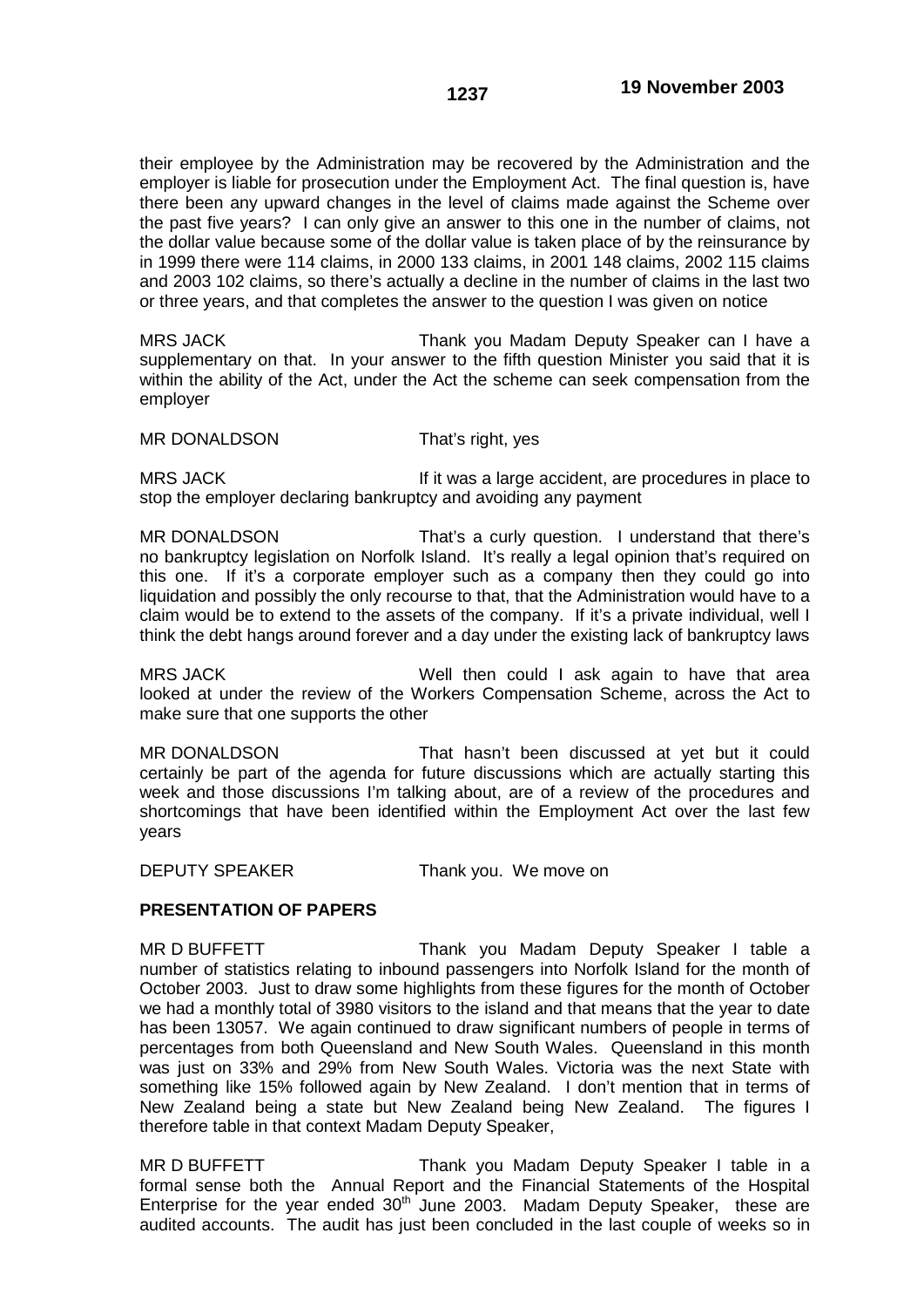their employee by the Administration may be recovered by the Administration and the employer is liable for prosecution under the Employment Act. The final question is, have there been any upward changes in the level of claims made against the Scheme over the past five years? I can only give an answer to this one in the number of claims, not the dollar value because some of the dollar value is taken place of by the reinsurance by in 1999 there were 114 claims, in 2000 133 claims, in 2001 148 claims, 2002 115 claims and 2003 102 claims, so there's actually a decline in the number of claims in the last two or three years, and that completes the answer to the question I was given on notice

MRS JACK Thank you Madam Deputy Speaker can I have a supplementary on that. In your answer to the fifth question Minister you said that it is within the ability of the Act, under the Act the scheme can seek compensation from the employer

MR DONALDSON That's right, yes

MRS JACK If it was a large accident, are procedures in place to stop the employer declaring bankruptcy and avoiding any payment

MR DONALDSON That's a curly question. I understand that there's no bankruptcy legislation on Norfolk Island. It's really a legal opinion that's required on this one. If it's a corporate employer such as a company then they could go into liquidation and possibly the only recourse to that, that the Administration would have to a claim would be to extend to the assets of the company. If it's a private individual, well I think the debt hangs around forever and a day under the existing lack of bankruptcy laws

MRS JACK Well then could I ask again to have that area looked at under the review of the Workers Compensation Scheme, across the Act to make sure that one supports the other

MR DONALDSON That hasn't been discussed at yet but it could certainly be part of the agenda for future discussions which are actually starting this week and those discussions I'm talking about, are of a review of the procedures and shortcomings that have been identified within the Employment Act over the last few years

DEPUTY SPEAKER Thank you. We move on

**PRESENTATION OF PAPERS**

MR D BUFFETT Thank you Madam Deputy Speaker I table a number of statistics relating to inbound passengers into Norfolk Island for the month of October 2003. Just to draw some highlights from these figures for the month of October we had a monthly total of 3980 visitors to the island and that means that the year to date has been 13057. We again continued to draw significant numbers of people in terms of percentages from both Queensland and New South Wales. Queensland in this month was just on 33% and 29% from New South Wales. Victoria was the next State with something like 15% followed again by New Zealand. I don't mention that in terms of New Zealand being a state but New Zealand being New Zealand. The figures I therefore table in that context Madam Deputy Speaker,

MR D BUFFETT Thank you Madam Deputy Speaker I table in a formal sense both the Annual Report and the Financial Statements of the Hospital Enterprise for the year ended 30th June 2003. Madam Deputy Speaker, these are audited accounts. The audit has just been concluded in the last couple of weeks so in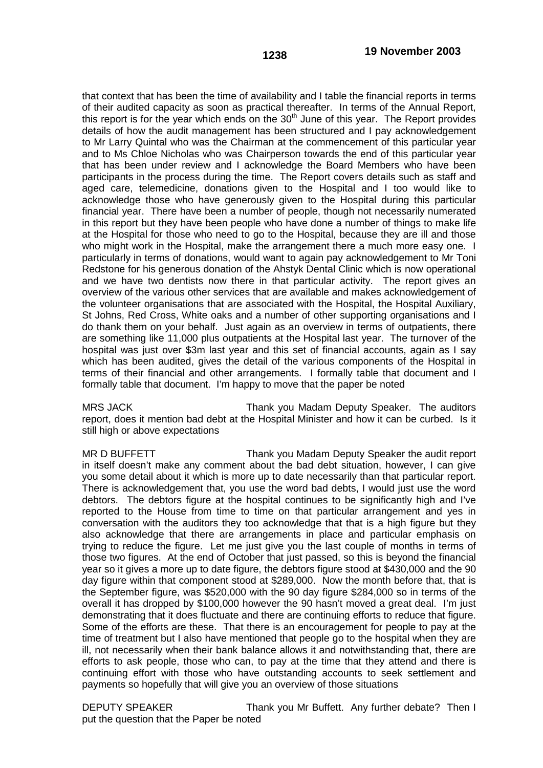that context that has been the time of availability and I table the financial reports in terms of their audited capacity as soon as practical thereafter. In terms of the Annual Report, this report is for the year which ends on the 30th June of this year. The Report provides details of how the audit management has been structured and I pay acknowledgement to Mr Larry Quintal who was the Chairman at the commencement of this particular year and to Ms Chloe Nicholas who was Chairperson towards the end of this particular year that has been under review and I acknowledge the Board Members who have been participants in the process during the time. The Report covers details such as staff and aged care, telemedicine, donations given to the Hospital and I too would like to acknowledge those who have generously given to the Hospital during this particular financial year. There have been a number of people, though not necessarily numerated in this report but they have been people who have done a number of things to make life at the Hospital for those who need to go to the Hospital, because they are ill and those who might work in the Hospital, make the arrangement there a much more easy one. I particularly in terms of donations, would want to again pay acknowledgement to Mr Toni Redstone for his generous donation of the Ahstyk Dental Clinic which is now operational and we have two dentists now there in that particular activity. The report gives an overview of the various other services that are available and makes acknowledgement of the volunteer organisations that are associated with the Hospital, the Hospital Auxiliary, St Johns, Red Cross, White oaks and a number of other supporting organisations and I do thank them on your behalf. Just again as an overview in terms of outpatients, there are something like 11,000 plus outpatients at the Hospital last year. The turnover of the hospital was just over $3m last year and this set of financial accounts, again as I say which has been audited, gives the detail of the various components of the Hospital in terms of their financial and other arrangements. I formally table that document and I formally table that document. I'm happy to move that the paper be noted

MRS JACK Thank you Madam Deputy Speaker. The auditors report, does it mention bad debt at the Hospital Minister and how it can be curbed. Is it still high or above expectations

MR D BUFFETT Thank you Madam Deputy Speaker the audit report in itself doesn't make any comment about the bad debt situation, however, I can give you some detail about it which is more up to date necessarily than that particular report. There is acknowledgement that, you use the word bad debts, I would just use the word debtors. The debtors figure at the hospital continues to be significantly high and I've reported to the House from time to time on that particular arrangement and yes in conversation with the auditors they too acknowledge that that is a high figure but they also acknowledge that there are arrangements in place and particular emphasis on trying to reduce the figure. Let me just give you the last couple of months in terms of those two figures. At the end of October that just passed, so this is beyond the financial year so it gives a more up to date figure, the debtors figure stood at $430,000 and the 90 day figure within that component stood at $289,000. Now the month before that, that is the September figure, was $520,000 with the 90 day figure $284,000 so in terms of the overall it has dropped by $100,000 however the 90 hasn't moved a great deal. I'm just demonstrating that it does fluctuate and there are continuing efforts to reduce that figure. Some of the efforts are these. That there is an encouragement for people to pay at the time of treatment but I also have mentioned that people go to the hospital when they are ill, not necessarily when their bank balance allows it and notwithstanding that, there are efforts to ask people, those who can, to pay at the time that they attend and there is continuing effort with those who have outstanding accounts to seek settlement and payments so hopefully that will give you an overview of those situations

DEPUTY SPEAKER Thank you Mr Buffett. Any further debate? Then I put the question that the Paper be noted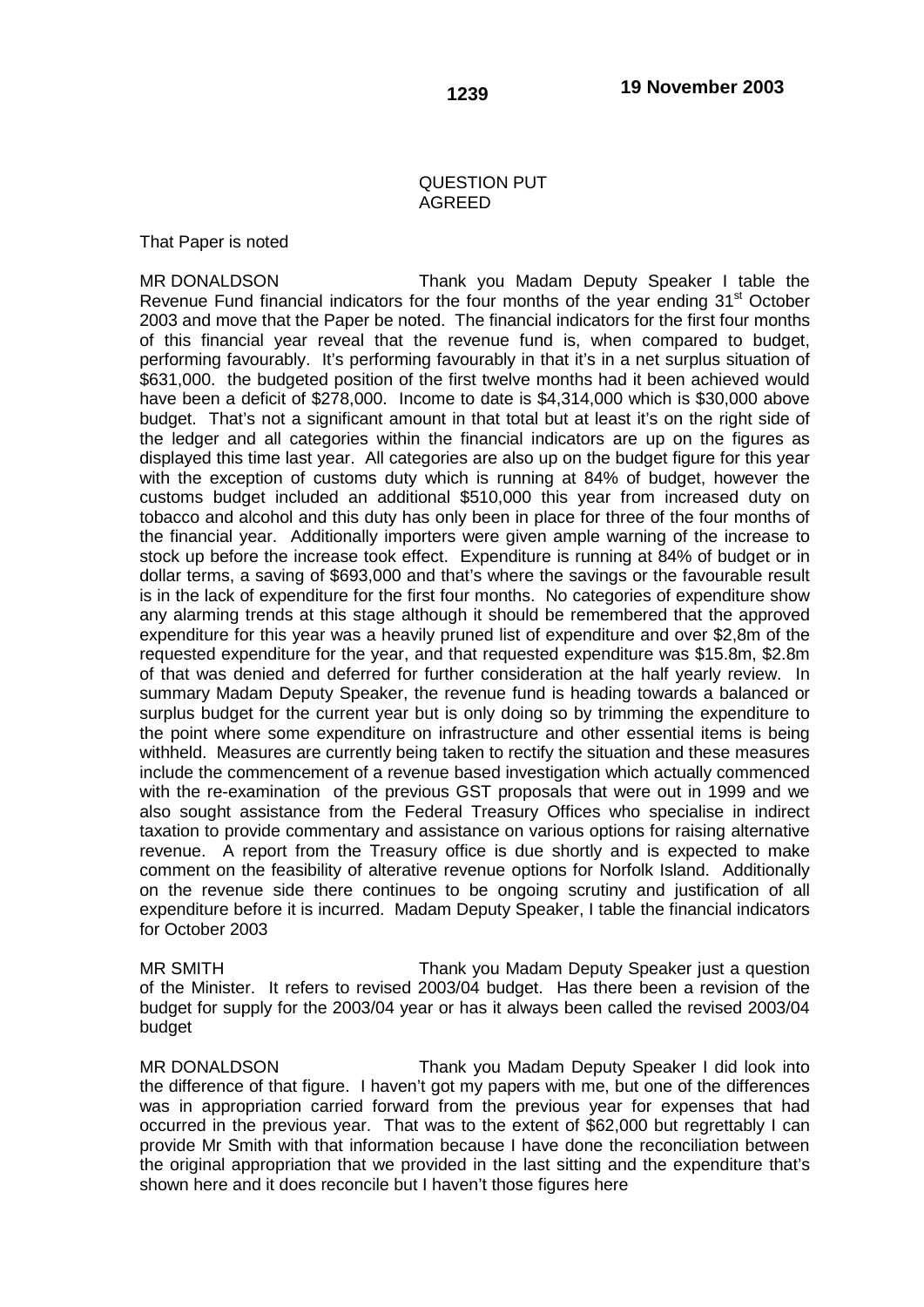QUESTION PUT
AGREED

That Paper is noted

MR DONALDSON Thank you Madam Deputy Speaker I table the Revenue Fund financial indicators for the four months of the year ending 31st October 2003 and move that the Paper be noted. The financial indicators for the first four months of this financial year reveal that the revenue fund is, when compared to budget, performing favourably. It's performing favourably in that it's in a net surplus situation of \$631,000. the budgeted position of the first twelve months had it been achieved would have been a deficit of \$278,000. Income to date is \$4,314,000 which is \$30,000 above budget. That's not a significant amount in that total but at least it's on the right side of the ledger and all categories within the financial indicators are up on the figures as displayed this time last year. All categories are also up on the budget figure for this year with the exception of customs duty which is running at 84% of budget, however the customs budget included an additional \$510,000 this year from increased duty on tobacco and alcohol and this duty has only been in place for three of the four months of the financial year. Additionally importers were given ample warning of the increase to stock up before the increase took effect. Expenditure is running at 84% of budget or in dollar terms, a saving of \$693,000 and that's where the savings or the favourable result is in the lack of expenditure for the first four months. No categories of expenditure show any alarming trends at this stage although it should be remembered that the approved expenditure for this year was a heavily pruned list of expenditure and over \$2,8m of the requested expenditure for the year, and that requested expenditure was \$15.8m, \$2.8m of that was denied and deferred for further consideration at the half yearly review. In summary Madam Deputy Speaker, the revenue fund is heading towards a balanced or surplus budget for the current year but is only doing so by trimming the expenditure to the point where some expenditure on infrastructure and other essential items is being withheld. Measures are currently being taken to rectify the situation and these measures include the commencement of a revenue based investigation which actually commenced with the re-examination of the previous GST proposals that were out in 1999 and we also sought assistance from the Federal Treasury Offices who specialise in indirect taxation to provide commentary and assistance on various options for raising alternative revenue. A report from the Treasury office is due shortly and is expected to make comment on the feasibility of alterative revenue options for Norfolk Island. Additionally on the revenue side there continues to be ongoing scrutiny and justification of all expenditure before it is incurred. Madam Deputy Speaker, I table the financial indicators for October 2003

MR SMITH Thank you Madam Deputy Speaker just a question of the Minister. It refers to revised 2003/04 budget. Has there been a revision of the budget for supply for the 2003/04 year or has it always been called the revised 2003/04 budget

MR DONALDSON Thank you Madam Deputy Speaker I did look into the difference of that figure. I haven't got my papers with me, but one of the differences was in appropriation carried forward from the previous year for expenses that had occurred in the previous year. That was to the extent of \$62,000 but regrettably I can provide Mr Smith with that information because I have done the reconciliation between the original appropriation that we provided in the last sitting and the expenditure that's shown here and it does reconcile but I haven't those figures here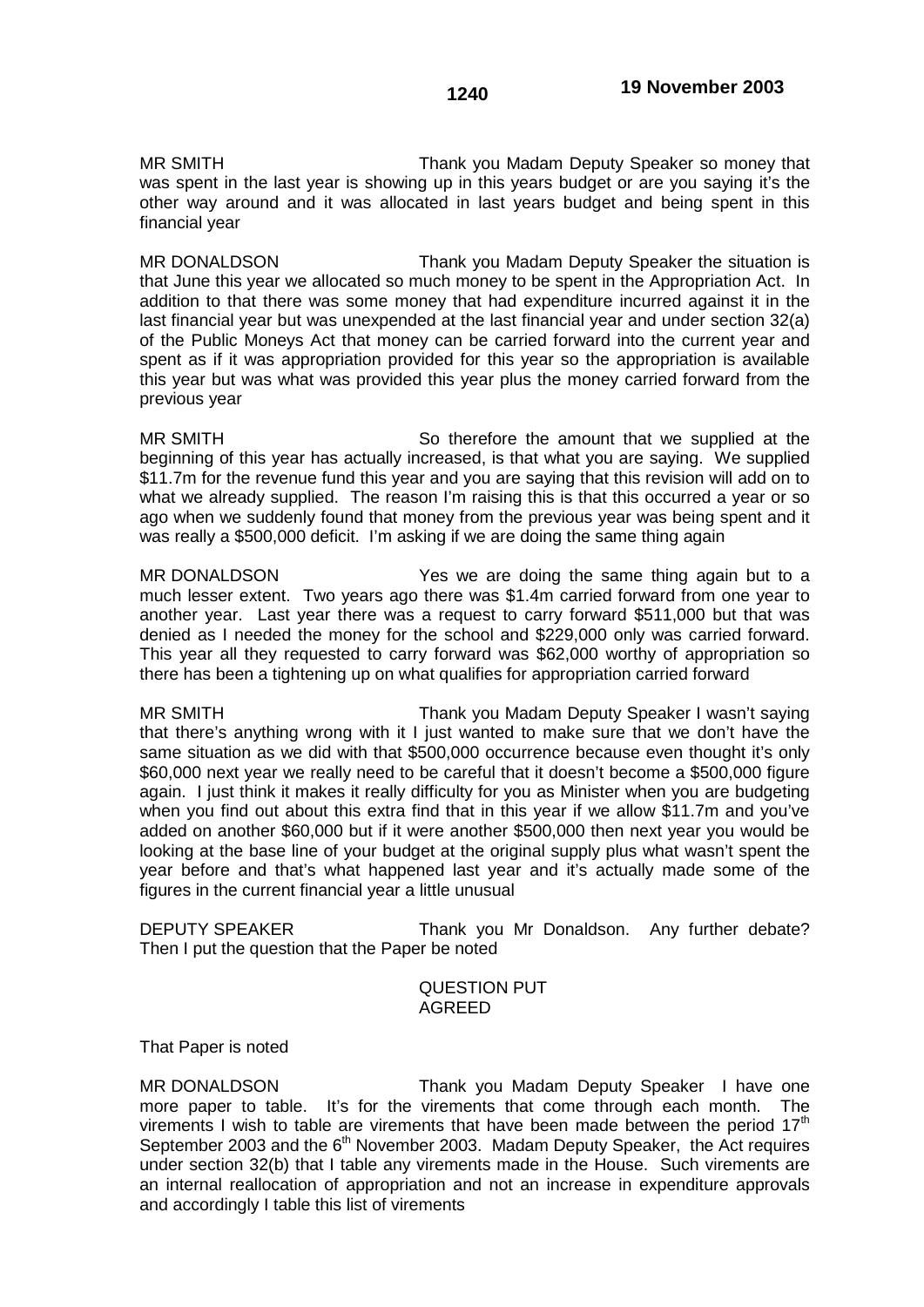MR SMITH Thank you Madam Deputy Speaker so money that was spent in the last year is showing up in this years budget or are you saying it's the other way around and it was allocated in last years budget and being spent in this financial year

MR DONALDSON Thank you Madam Deputy Speaker the situation is that June this year we allocated so much money to be spent in the Appropriation Act. In addition to that there was some money that had expenditure incurred against it in the last financial year but was unexpended at the last financial year and under section 32(a) of the Public Moneys Act that money can be carried forward into the current year and spent as if it was appropriation provided for this year so the appropriation is available this year but was what was provided this year plus the money carried forward from the previous year

MR SMITH So therefore the amount that we supplied at the beginning of this year has actually increased, is that what you are saying. We supplied \$11.7m for the revenue fund this year and you are saying that this revision will add on to what we already supplied. The reason I'm raising this is that this occurred a year or so ago when we suddenly found that money from the previous year was being spent and it was really a \$500,000 deficit. I'm asking if we are doing the same thing again

MR DONALDSON Yes we are doing the same thing again but to a much lesser extent. Two years ago there was \$1.4m carried forward from one year to another year. Last year there was a request to carry forward \$511,000 but that was denied as I needed the money for the school and \$229,000 only was carried forward. This year all they requested to carry forward was \$62,000 worthy of appropriation so there has been a tightening up on what qualifies for appropriation carried forward

MR SMITH Thank you Madam Deputy Speaker I wasn't saying that there's anything wrong with it I just wanted to make sure that we don't have the same situation as we did with that \$500,000 occurrence because even thought it's only \$60,000 next year we really need to be careful that it doesn't become a \$500,000 figure again. I just think it makes it really difficulty for you as Minister when you are budgeting when you find out about this extra find that in this year if we allow \$11.7m and you've added on another \$60,000 but if it were another \$500,000 then next year you would be looking at the base line of your budget at the original supply plus what wasn't spent the year before and that's what happened last year and it's actually made some of the figures in the current financial year a little unusual

DEPUTY SPEAKER Thank you Mr Donaldson. Any further debate? Then I put the question that the Paper be noted

QUESTION PUT
AGREED

That Paper is noted

MR DONALDSON Thank you Madam Deputy Speaker I have one more paper to table. It's for the virements that come through each month. The virements I wish to table are virements that have been made between the period 17th September 2003 and the 6th November 2003. Madam Deputy Speaker, the Act requires under section 32(b) that I table any virements made in the House. Such virements are an internal reallocation of appropriation and not an increase in expenditure approvals and accordingly I table this list of virements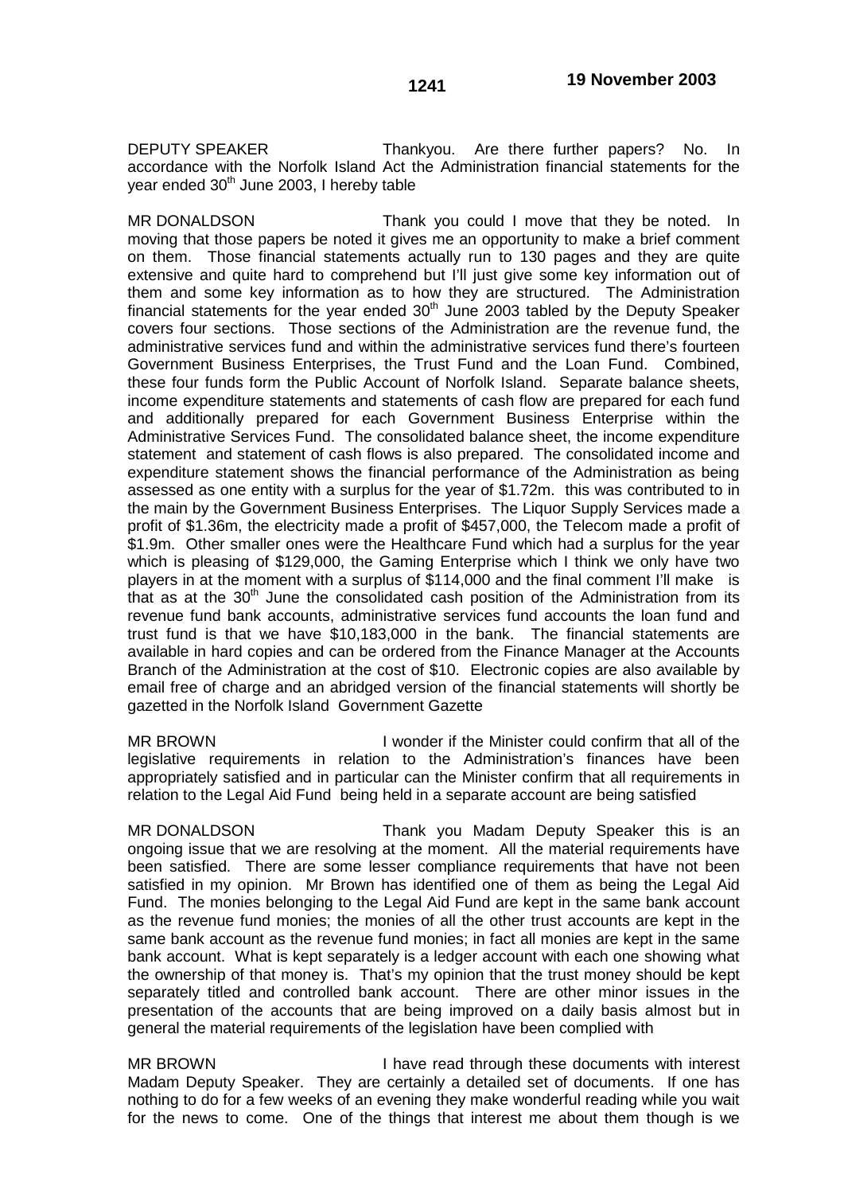DEPUTY SPEAKER Thankyou. Are there further papers? No. In accordance with the Norfolk Island Act the Administration financial statements for the year ended 30th June 2003, I hereby table

MR DONALDSON Thank you could I move that they be noted. In moving that those papers be noted it gives me an opportunity to make a brief comment on them. Those financial statements actually run to 130 pages and they are quite extensive and quite hard to comprehend but I'll just give some key information out of them and some key information as to how they are structured. The Administration financial statements for the year ended 30th June 2003 tabled by the Deputy Speaker covers four sections. Those sections of the Administration are the revenue fund, the administrative services fund and within the administrative services fund there's fourteen Government Business Enterprises, the Trust Fund and the Loan Fund. Combined, these four funds form the Public Account of Norfolk Island. Separate balance sheets, income expenditure statements and statements of cash flow are prepared for each fund and additionally prepared for each Government Business Enterprise within the Administrative Services Fund. The consolidated balance sheet, the income expenditure statement and statement of cash flows is also prepared. The consolidated income and expenditure statement shows the financial performance of the Administration as being assessed as one entity with a surplus for the year of $1.72m. this was contributed to in the main by the Government Business Enterprises. The Liquor Supply Services made a profit of $1.36m, the electricity made a profit of $457,000, the Telecom made a profit of $1.9m. Other smaller ones were the Healthcare Fund which had a surplus for the year which is pleasing of $129,000, the Gaming Enterprise which I think we only have two players in at the moment with a surplus of $114,000 and the final comment I'll make is that as at the 30th June the consolidated cash position of the Administration from its revenue fund bank accounts, administrative services fund accounts the loan fund and trust fund is that we have $10,183,000 in the bank. The financial statements are available in hard copies and can be ordered from the Finance Manager at the Accounts Branch of the Administration at the cost of $10. Electronic copies are also available by email free of charge and an abridged version of the financial statements will shortly be gazetted in the Norfolk Island Government Gazette

MR BROWN I wonder if the Minister could confirm that all of the legislative requirements in relation to the Administration's finances have been appropriately satisfied and in particular can the Minister confirm that all requirements in relation to the Legal Aid Fund being held in a separate account are being satisfied

MR DONALDSON Thank you Madam Deputy Speaker this is an ongoing issue that we are resolving at the moment. All the material requirements have been satisfied. There are some lesser compliance requirements that have not been satisfied in my opinion. Mr Brown has identified one of them as being the Legal Aid Fund. The monies belonging to the Legal Aid Fund are kept in the same bank account as the revenue fund monies; the monies of all the other trust accounts are kept in the same bank account as the revenue fund monies; in fact all monies are kept in the same bank account. What is kept separately is a ledger account with each one showing what the ownership of that money is. That's my opinion that the trust money should be kept separately titled and controlled bank account. There are other minor issues in the presentation of the accounts that are being improved on a daily basis almost but in general the material requirements of the legislation have been complied with

MR BROWN I have read through these documents with interest Madam Deputy Speaker. They are certainly a detailed set of documents. If one has nothing to do for a few weeks of an evening they make wonderful reading while you wait for the news to come. One of the things that interest me about them though is we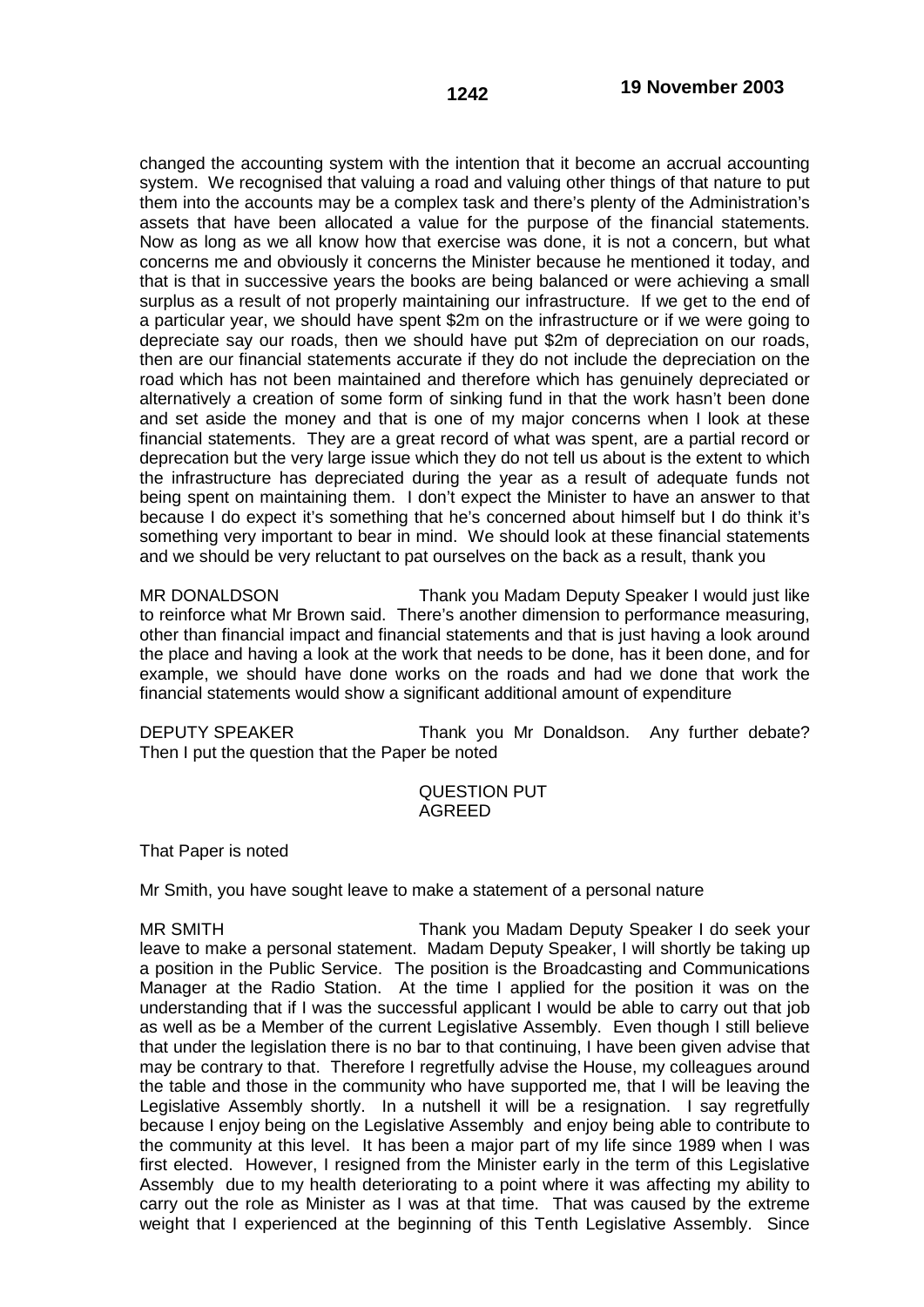changed the accounting system with the intention that it become an accrual accounting system. We recognised that valuing a road and valuing other things of that nature to put them into the accounts may be a complex task and there's plenty of the Administration's assets that have been allocated a value for the purpose of the financial statements. Now as long as we all know how that exercise was done, it is not a concern, but what concerns me and obviously it concerns the Minister because he mentioned it today, and that is that in successive years the books are being balanced or were achieving a small surplus as a result of not properly maintaining our infrastructure. If we get to the end of a particular year, we should have spent $2m on the infrastructure or if we were going to depreciate say our roads, then we should have put $2m of depreciation on our roads, then are our financial statements accurate if they do not include the depreciation on the road which has not been maintained and therefore which has genuinely depreciated or alternatively a creation of some form of sinking fund in that the work hasn't been done and set aside the money and that is one of my major concerns when I look at these financial statements. They are a great record of what was spent, are a partial record or deprecation but the very large issue which they do not tell us about is the extent to which the infrastructure has depreciated during the year as a result of adequate funds not being spent on maintaining them. I don't expect the Minister to have an answer to that because I do expect it's something that he's concerned about himself but I do think it's something very important to bear in mind. We should look at these financial statements and we should be very reluctant to pat ourselves on the back as a result, thank you

MR DONALDSON Thank you Madam Deputy Speaker I would just like to reinforce what Mr Brown said. There's another dimension to performance measuring, other than financial impact and financial statements and that is just having a look around the place and having a look at the work that needs to be done, has it been done, and for example, we should have done works on the roads and had we done that work the financial statements would show a significant additional amount of expenditure

DEPUTY SPEAKER Thank you Mr Donaldson. Any further debate? Then I put the question that the Paper be noted

QUESTION PUT
AGREED

That Paper is noted

Mr Smith, you have sought leave to make a statement of a personal nature

MR SMITH Thank you Madam Deputy Speaker I do seek your leave to make a personal statement. Madam Deputy Speaker, I will shortly be taking up a position in the Public Service. The position is the Broadcasting and Communications Manager at the Radio Station. At the time I applied for the position it was on the understanding that if I was the successful applicant I would be able to carry out that job as well as be a Member of the current Legislative Assembly. Even though I still believe that under the legislation there is no bar to that continuing, I have been given advise that may be contrary to that. Therefore I regretfully advise the House, my colleagues around the table and those in the community who have supported me, that I will be leaving the Legislative Assembly shortly. In a nutshell it will be a resignation. I say regretfully because I enjoy being on the Legislative Assembly and enjoy being able to contribute to the community at this level. It has been a major part of my life since 1989 when I was first elected. However, I resigned from the Minister early in the term of this Legislative Assembly due to my health deteriorating to a point where it was affecting my ability to carry out the role as Minister as I was at that time. That was caused by the extreme weight that I experienced at the beginning of this Tenth Legislative Assembly. Since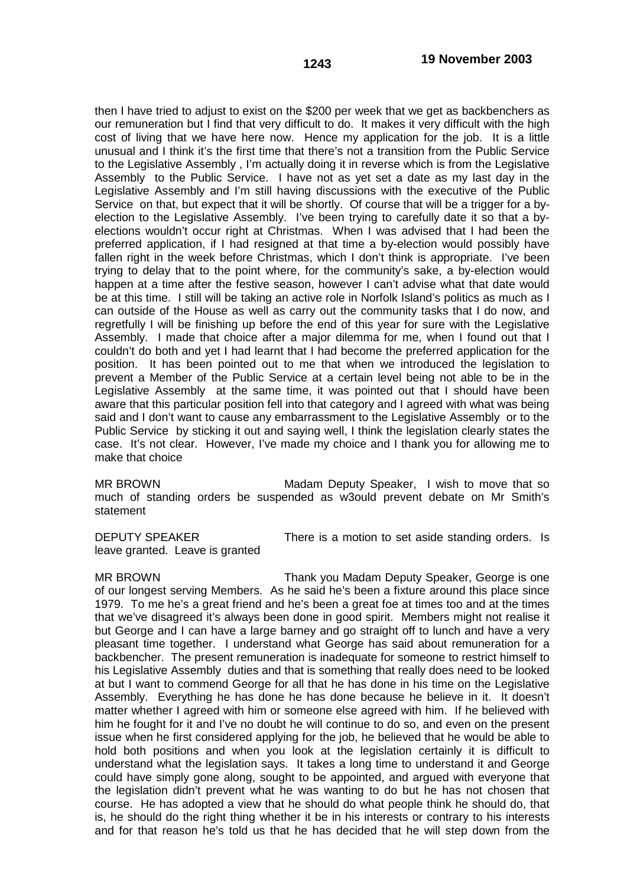then I have tried to adjust to exist on the $200 per week that we get as backbenchers as our remuneration but I find that very difficult to do. It makes it very difficult with the high cost of living that we have here now. Hence my application for the job. It is a little unusual and I think it's the first time that there's not a transition from the Public Service to the Legislative Assembly , I'm actually doing it in reverse which is from the Legislative Assembly to the Public Service. I have not as yet set a date as my last day in the Legislative Assembly and I'm still having discussions with the executive of the Public Service on that, but expect that it will be shortly. Of course that will be a trigger for a by-election to the Legislative Assembly. I've been trying to carefully date it so that a by-elections wouldn't occur right at Christmas. When I was advised that I had been the preferred application, if I had resigned at that time a by-election would possibly have fallen right in the week before Christmas, which I don't think is appropriate. I've been trying to delay that to the point where, for the community's sake, a by-election would happen at a time after the festive season, however I can't advise what that date would be at this time. I still will be taking an active role in Norfolk Island's politics as much as I can outside of the House as well as carry out the community tasks that I do now, and regretfully I will be finishing up before the end of this year for sure with the Legislative Assembly. I made that choice after a major dilemma for me, when I found out that I couldn't do both and yet I had learnt that I had become the preferred application for the position. It has been pointed out to me that when we introduced the legislation to prevent a Member of the Public Service at a certain level being not able to be in the Legislative Assembly at the same time, it was pointed out that I should have been aware that this particular position fell into that category and I agreed with what was being said and I don't want to cause any embarrassment to the Legislative Assembly or to the Public Service by sticking it out and saying well, I think the legislation clearly states the case. It's not clear. However, I've made my choice and I thank you for allowing me to make that choice

MR BROWN Madam Deputy Speaker, I wish to move that so much of standing orders be suspended as w3ould prevent debate on Mr Smith's statement

DEPUTY SPEAKER There is a motion to set aside standing orders. Is leave granted. Leave is granted

MR BROWN Thank you Madam Deputy Speaker, George is one of our longest serving Members. As he said he's been a fixture around this place since 1979. To me he's a great friend and he's been a great foe at times too and at the times that we've disagreed it's always been done in good spirit. Members might not realise it but George and I can have a large barney and go straight off to lunch and have a very pleasant time together. I understand what George has said about remuneration for a backbencher. The present remuneration is inadequate for someone to restrict himself to his Legislative Assembly duties and that is something that really does need to be looked at but I want to commend George for all that he has done in his time on the Legislative Assembly. Everything he has done he has done because he believe in it. It doesn't matter whether I agreed with him or someone else agreed with him. If he believed with him he fought for it and I've no doubt he will continue to do so, and even on the present issue when he first considered applying for the job, he believed that he would be able to hold both positions and when you look at the legislation certainly it is difficult to understand what the legislation says. It takes a long time to understand it and George could have simply gone along, sought to be appointed, and argued with everyone that the legislation didn't prevent what he was wanting to do but he has not chosen that course. He has adopted a view that he should do what people think he should do, that is, he should do the right thing whether it be in his interests or contrary to his interests and for that reason he's told us that he has decided that he will step down from the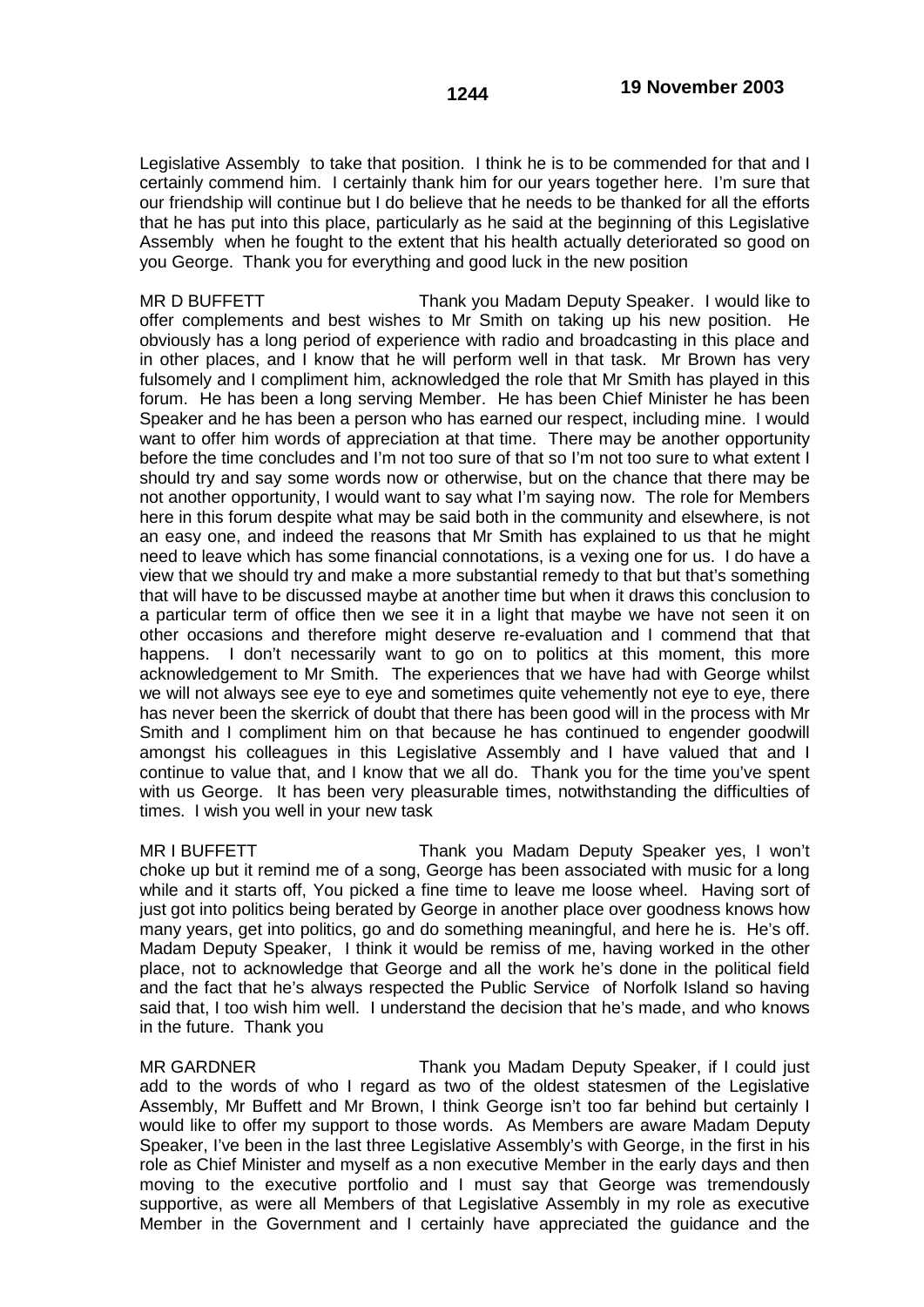Legislative Assembly to take that position. I think he is to be commended for that and I certainly commend him. I certainly thank him for our years together here. I'm sure that our friendship will continue but I do believe that he needs to be thanked for all the efforts that he has put into this place, particularly as he said at the beginning of this Legislative Assembly when he fought to the extent that his health actually deteriorated so good on you George. Thank you for everything and good luck in the new position

MR D BUFFETT Thank you Madam Deputy Speaker. I would like to offer complements and best wishes to Mr Smith on taking up his new position. He obviously has a long period of experience with radio and broadcasting in this place and in other places, and I know that he will perform well in that task. Mr Brown has very fulsomely and I compliment him, acknowledged the role that Mr Smith has played in this forum. He has been a long serving Member. He has been Chief Minister he has been Speaker and he has been a person who has earned our respect, including mine. I would want to offer him words of appreciation at that time. There may be another opportunity before the time concludes and I'm not too sure of that so I'm not too sure to what extent I should try and say some words now or otherwise, but on the chance that there may be not another opportunity, I would want to say what I'm saying now. The role for Members here in this forum despite what may be said both in the community and elsewhere, is not an easy one, and indeed the reasons that Mr Smith has explained to us that he might need to leave which has some financial connotations, is a vexing one for us. I do have a view that we should try and make a more substantial remedy to that but that's something that will have to be discussed maybe at another time but when it draws this conclusion to a particular term of office then we see it in a light that maybe we have not seen it on other occasions and therefore might deserve re-evaluation and I commend that that happens. I don't necessarily want to go on to politics at this moment, this more acknowledgement to Mr Smith. The experiences that we have had with George whilst we will not always see eye to eye and sometimes quite vehemently not eye to eye, there has never been the skerrick of doubt that there has been good will in the process with Mr Smith and I compliment him on that because he has continued to engender goodwill amongst his colleagues in this Legislative Assembly and I have valued that and I continue to value that, and I know that we all do. Thank you for the time you've spent with us George. It has been very pleasurable times, notwithstanding the difficulties of times. I wish you well in your new task

MR I BUFFETT Thank you Madam Deputy Speaker yes, I won't choke up but it remind me of a song, George has been associated with music for a long while and it starts off, You picked a fine time to leave me loose wheel. Having sort of just got into politics being berated by George in another place over goodness knows how many years, get into politics, go and do something meaningful, and here he is. He's off. Madam Deputy Speaker, I think it would be remiss of me, having worked in the other place, not to acknowledge that George and all the work he's done in the political field and the fact that he's always respected the Public Service of Norfolk Island so having said that, I too wish him well. I understand the decision that he's made, and who knows in the future. Thank you

MR GARDNER Thank you Madam Deputy Speaker, if I could just add to the words of who I regard as two of the oldest statesmen of the Legislative Assembly, Mr Buffett and Mr Brown, I think George isn't too far behind but certainly I would like to offer my support to those words. As Members are aware Madam Deputy Speaker, I've been in the last three Legislative Assembly's with George, in the first in his role as Chief Minister and myself as a non executive Member in the early days and then moving to the executive portfolio and I must say that George was tremendously supportive, as were all Members of that Legislative Assembly in my role as executive Member in the Government and I certainly have appreciated the guidance and the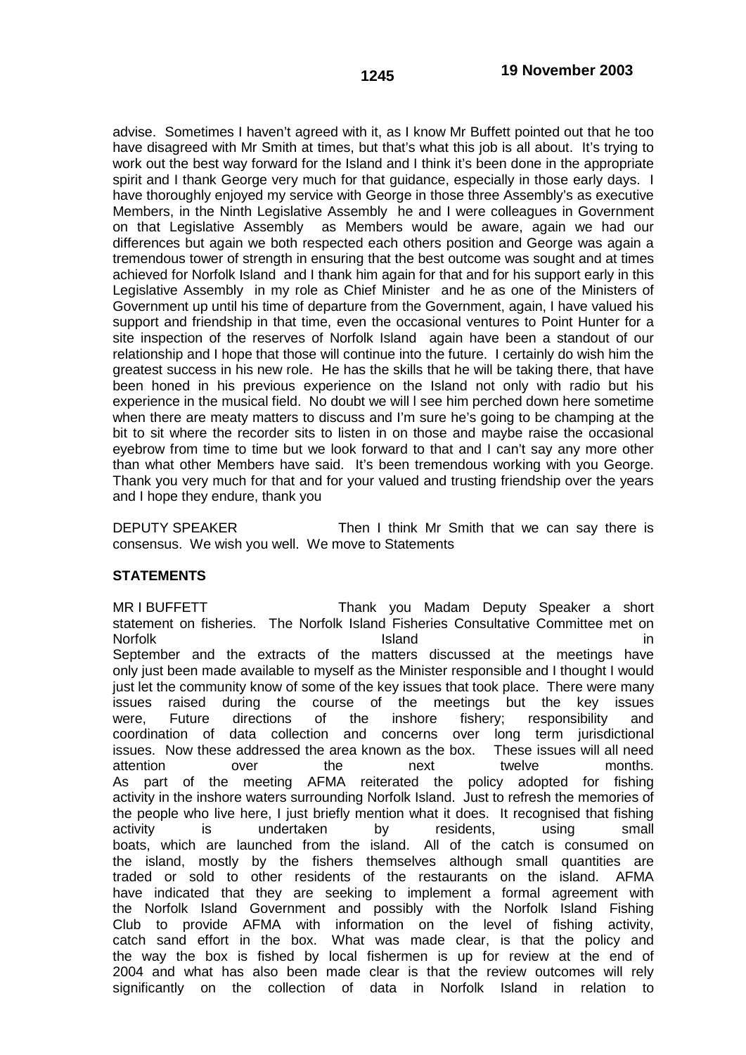advise. Sometimes I haven't agreed with it, as I know Mr Buffett pointed out that he too have disagreed with Mr Smith at times, but that's what this job is all about. It's trying to work out the best way forward for the Island and I think it's been done in the appropriate spirit and I thank George very much for that guidance, especially in those early days. I have thoroughly enjoyed my service with George in those three Assembly's as executive Members, in the Ninth Legislative Assembly he and I were colleagues in Government on that Legislative Assembly as Members would be aware, again we had our differences but again we both respected each others position and George was again a tremendous tower of strength in ensuring that the best outcome was sought and at times achieved for Norfolk Island and I thank him again for that and for his support early in this Legislative Assembly in my role as Chief Minister and he as one of the Ministers of Government up until his time of departure from the Government, again, I have valued his support and friendship in that time, even the occasional ventures to Point Hunter for a site inspection of the reserves of Norfolk Island again have been a standout of our relationship and I hope that those will continue into the future. I certainly do wish him the greatest success in his new role. He has the skills that he will be taking there, that have been honed in his previous experience on the Island not only with radio but his experience in the musical field. No doubt we will l see him perched down here sometime when there are meaty matters to discuss and I'm sure he's going to be champing at the bit to sit where the recorder sits to listen in on those and maybe raise the occasional eyebrow from time to time but we look forward to that and I can't say any more other than what other Members have said. It's been tremendous working with you George. Thank you very much for that and for your valued and trusting friendship over the years and I hope they endure, thank you

DEPUTY SPEAKER Then I think Mr Smith that we can say there is consensus. We wish you well. We move to Statements

**STATEMENTS**

MR I BUFFETT Thank you Madam Deputy Speaker a short statement on fisheries. The Norfolk Island Fisheries Consultative Committee met on Norfolk Island in September and the extracts of the matters discussed at the meetings have only just been made available to myself as the Minister responsible and I thought I would just let the community know of some of the key issues that took place. There were many issues raised during the course of the meetings but the key issues were, Future directions of the inshore fishery; responsibility and coordination of data collection and concerns over long term jurisdictional issues. Now these addressed the area known as the box. These issues will all need attention over the next twelve months.
As part of the meeting AFMA reiterated the policy adopted for fishing activity in the inshore waters surrounding Norfolk Island. Just to refresh the memories of the people who live here, I just briefly mention what it does. It recognised that fishing activity is undertaken by residents, using small boats, which are launched from the island. All of the catch is consumed on the island, mostly by the fishers themselves although small quantities are traded or sold to other residents of the restaurants on the island. AFMA have indicated that they are seeking to implement a formal agreement with the Norfolk Island Government and possibly with the Norfolk Island Fishing Club to provide AFMA with information on the level of fishing activity, catch sand effort in the box. What was made clear, is that the policy and the way the box is fished by local fishermen is up for review at the end of 2004 and what has also been made clear is that the review outcomes will rely significantly on the collection of data in Norfolk Island in relation to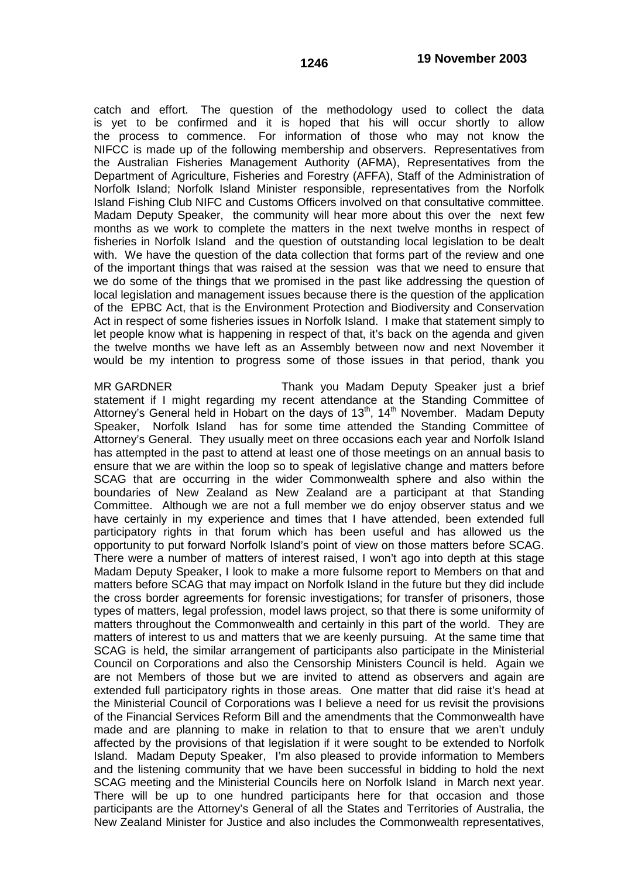catch and effort. The question of the methodology used to collect the data is yet to be confirmed and it is hoped that his will occur shortly to allow the process to commence. For information of those who may not know the NIFCC is made up of the following membership and observers. Representatives from the Australian Fisheries Management Authority (AFMA), Representatives from the Department of Agriculture, Fisheries and Forestry (AFFA), Staff of the Administration of Norfolk Island; Norfolk Island Minister responsible, representatives from the Norfolk Island Fishing Club NIFC and Customs Officers involved on that consultative committee. Madam Deputy Speaker, the community will hear more about this over the next few months as we work to complete the matters in the next twelve months in respect of fisheries in Norfolk Island and the question of outstanding local legislation to be dealt with. We have the question of the data collection that forms part of the review and one of the important things that was raised at the session was that we need to ensure that we do some of the things that we promised in the past like addressing the question of local legislation and management issues because there is the question of the application of the EPBC Act, that is the Environment Protection and Biodiversity and Conservation Act in respect of some fisheries issues in Norfolk Island. I make that statement simply to let people know what is happening in respect of that, it's back on the agenda and given the twelve months we have left as an Assembly between now and next November it would be my intention to progress some of those issues in that period, thank you

MR GARDNER Thank you Madam Deputy Speaker just a brief statement if I might regarding my recent attendance at the Standing Committee of Attorney's General held in Hobart on the days of 13th, 14th November. Madam Deputy Speaker, Norfolk Island has for some time attended the Standing Committee of Attorney's General. They usually meet on three occasions each year and Norfolk Island has attempted in the past to attend at least one of those meetings on an annual basis to ensure that we are within the loop so to speak of legislative change and matters before SCAG that are occurring in the wider Commonwealth sphere and also within the boundaries of New Zealand as New Zealand are a participant at that Standing Committee. Although we are not a full member we do enjoy observer status and we have certainly in my experience and times that I have attended, been extended full participatory rights in that forum which has been useful and has allowed us the opportunity to put forward Norfolk Island's point of view on those matters before SCAG. There were a number of matters of interest raised, I won't ago into depth at this stage Madam Deputy Speaker, I look to make a more fulsome report to Members on that and matters before SCAG that may impact on Norfolk Island in the future but they did include the cross border agreements for forensic investigations; for transfer of prisoners, those types of matters, legal profession, model laws project, so that there is some uniformity of matters throughout the Commonwealth and certainly in this part of the world. They are matters of interest to us and matters that we are keenly pursuing. At the same time that SCAG is held, the similar arrangement of participants also participate in the Ministerial Council on Corporations and also the Censorship Ministers Council is held. Again we are not Members of those but we are invited to attend as observers and again are extended full participatory rights in those areas. One matter that did raise it's head at the Ministerial Council of Corporations was I believe a need for us revisit the provisions of the Financial Services Reform Bill and the amendments that the Commonwealth have made and are planning to make in relation to that to ensure that we aren't unduly affected by the provisions of that legislation if it were sought to be extended to Norfolk Island. Madam Deputy Speaker, I'm also pleased to provide information to Members and the listening community that we have been successful in bidding to hold the next SCAG meeting and the Ministerial Councils here on Norfolk Island in March next year. There will be up to one hundred participants here for that occasion and those participants are the Attorney's General of all the States and Territories of Australia, the New Zealand Minister for Justice and also includes the Commonwealth representatives,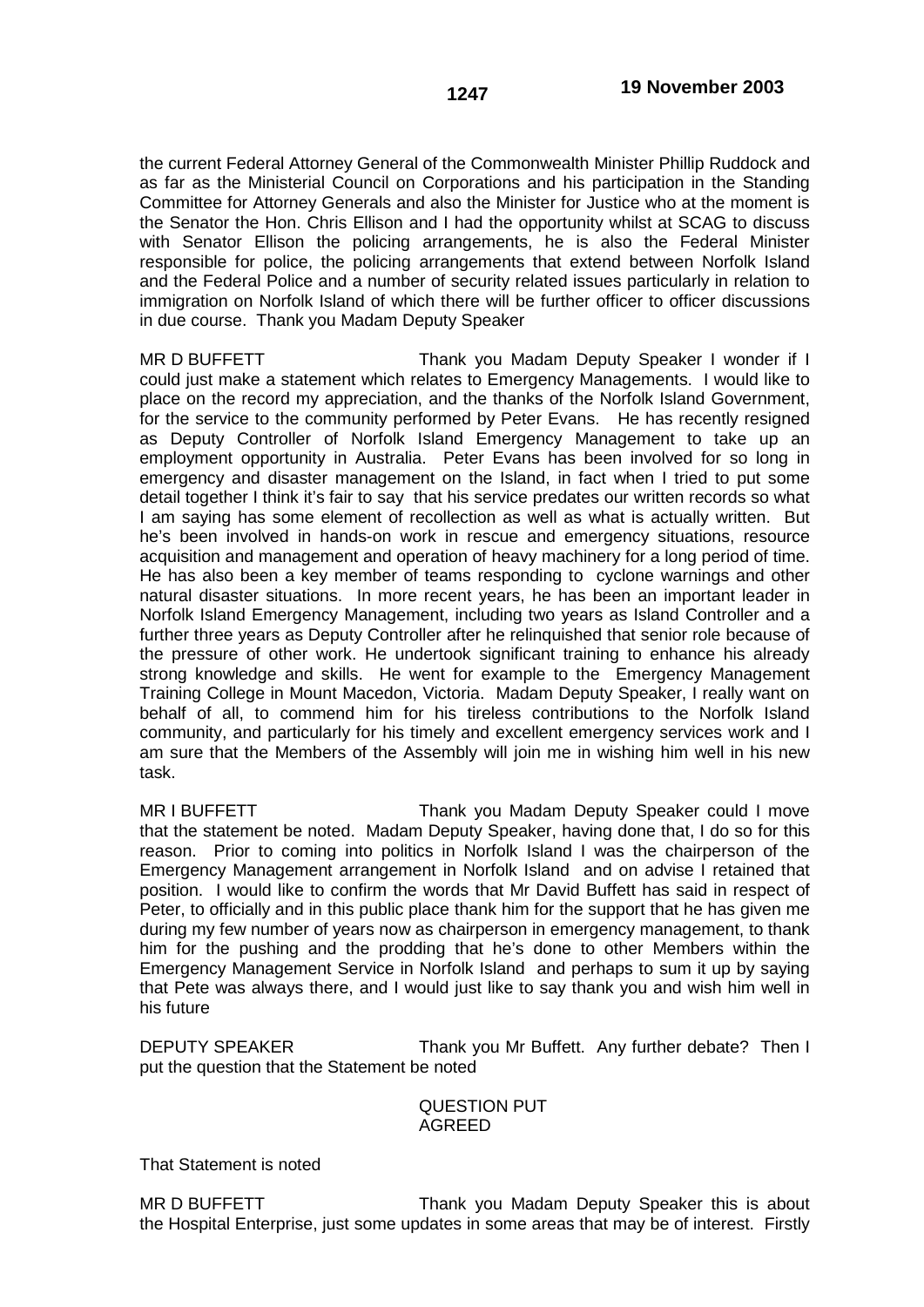the current Federal Attorney General of the Commonwealth Minister Phillip Ruddock and as far as the Ministerial Council on Corporations and his participation in the Standing Committee for Attorney Generals and also the Minister for Justice who at the moment is the Senator the Hon. Chris Ellison and I had the opportunity whilst at SCAG to discuss with Senator Ellison the policing arrangements, he is also the Federal Minister responsible for police, the policing arrangements that extend between Norfolk Island and the Federal Police and a number of security related issues particularly in relation to immigration on Norfolk Island of which there will be further officer to officer discussions in due course. Thank you Madam Deputy Speaker

MR D BUFFETT Thank you Madam Deputy Speaker I wonder if I could just make a statement which relates to Emergency Managements. I would like to place on the record my appreciation, and the thanks of the Norfolk Island Government, for the service to the community performed by Peter Evans. He has recently resigned as Deputy Controller of Norfolk Island Emergency Management to take up an employment opportunity in Australia. Peter Evans has been involved for so long in emergency and disaster management on the Island, in fact when I tried to put some detail together I think it's fair to say that his service predates our written records so what I am saying has some element of recollection as well as what is actually written. But he's been involved in hands-on work in rescue and emergency situations, resource acquisition and management and operation of heavy machinery for a long period of time. He has also been a key member of teams responding to cyclone warnings and other natural disaster situations. In more recent years, he has been an important leader in Norfolk Island Emergency Management, including two years as Island Controller and a further three years as Deputy Controller after he relinquished that senior role because of the pressure of other work. He undertook significant training to enhance his already strong knowledge and skills. He went for example to the Emergency Management Training College in Mount Macedon, Victoria. Madam Deputy Speaker, I really want on behalf of all, to commend him for his tireless contributions to the Norfolk Island community, and particularly for his timely and excellent emergency services work and I am sure that the Members of the Assembly will join me in wishing him well in his new task.

MR I BUFFETT Thank you Madam Deputy Speaker could I move that the statement be noted. Madam Deputy Speaker, having done that, I do so for this reason. Prior to coming into politics in Norfolk Island I was the chairperson of the Emergency Management arrangement in Norfolk Island and on advise I retained that position. I would like to confirm the words that Mr David Buffett has said in respect of Peter, to officially and in this public place thank him for the support that he has given me during my few number of years now as chairperson in emergency management, to thank him for the pushing and the prodding that he's done to other Members within the Emergency Management Service in Norfolk Island and perhaps to sum it up by saying that Pete was always there, and I would just like to say thank you and wish him well in his future

DEPUTY SPEAKER Thank you Mr Buffett. Any further debate? Then I put the question that the Statement be noted

QUESTION PUT
AGREED

That Statement is noted

MR D BUFFETT Thank you Madam Deputy Speaker this is about the Hospital Enterprise, just some updates in some areas that may be of interest. Firstly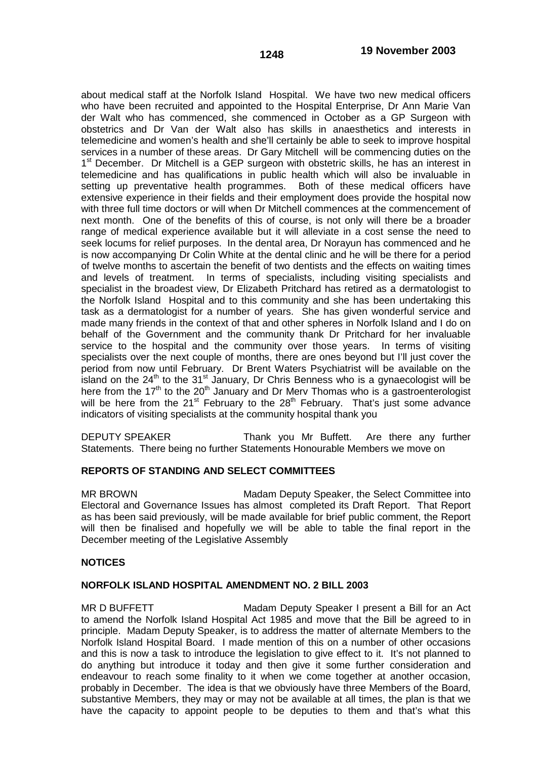about medical staff at the Norfolk Island Hospital. We have two new medical officers who have been recruited and appointed to the Hospital Enterprise, Dr Ann Marie Van der Walt who has commenced, she commenced in October as a GP Surgeon with obstetrics and Dr Van der Walt also has skills in anaesthetics and interests in telemedicine and women's health and she'll certainly be able to seek to improve hospital services in a number of these areas. Dr Gary Mitchell will be commencing duties on the 1st December. Dr Mitchell is a GEP surgeon with obstetric skills, he has an interest in telemedicine and has qualifications in public health which will also be invaluable in setting up preventative health programmes. Both of these medical officers have extensive experience in their fields and their employment does provide the hospital now with three full time doctors or will when Dr Mitchell commences at the commencement of next month. One of the benefits of this of course, is not only will there be a broader range of medical experience available but it will alleviate in a cost sense the need to seek locums for relief purposes. In the dental area, Dr Norayun has commenced and he is now accompanying Dr Colin White at the dental clinic and he will be there for a period of twelve months to ascertain the benefit of two dentists and the effects on waiting times and levels of treatment. In terms of specialists, including visiting specialists and specialist in the broadest view, Dr Elizabeth Pritchard has retired as a dermatologist to the Norfolk Island Hospital and to this community and she has been undertaking this task as a dermatologist for a number of years. She has given wonderful service and made many friends in the context of that and other spheres in Norfolk Island and I do on behalf of the Government and the community thank Dr Pritchard for her invaluable service to the hospital and the community over those years. In terms of visiting specialists over the next couple of months, there are ones beyond but I'll just cover the period from now until February. Dr Brent Waters Psychiatrist will be available on the island on the 24th to the 31st January, Dr Chris Benness who is a gynaecologist will be here from the 17th to the 20th January and Dr Merv Thomas who is a gastroenterologist will be here from the 21st February to the 28th February. That's just some advance indicators of visiting specialists at the community hospital thank you

DEPUTY SPEAKER Thank you Mr Buffett. Are there any further Statements. There being no further Statements Honourable Members we move on

**REPORTS OF STANDING AND SELECT COMMITTEES**

MR BROWN Madam Deputy Speaker, the Select Committee into Electoral and Governance Issues has almost completed its Draft Report. That Report as has been said previously, will be made available for brief public comment, the Report will then be finalised and hopefully we will be able to table the final report in the December meeting of the Legislative Assembly

**NOTICES**

**NORFOLK ISLAND HOSPITAL AMENDMENT NO. 2 BILL 2003**

MR D BUFFETT Madam Deputy Speaker I present a Bill for an Act to amend the Norfolk Island Hospital Act 1985 and move that the Bill be agreed to in principle. Madam Deputy Speaker, is to address the matter of alternate Members to the Norfolk Island Hospital Board. I made mention of this on a number of other occasions and this is now a task to introduce the legislation to give effect to it. It's not planned to do anything but introduce it today and then give it some further consideration and endeavour to reach some finality to it when we come together at another occasion, probably in December. The idea is that we obviously have three Members of the Board, substantive Members, they may or may not be available at all times, the plan is that we have the capacity to appoint people to be deputies to them and that's what this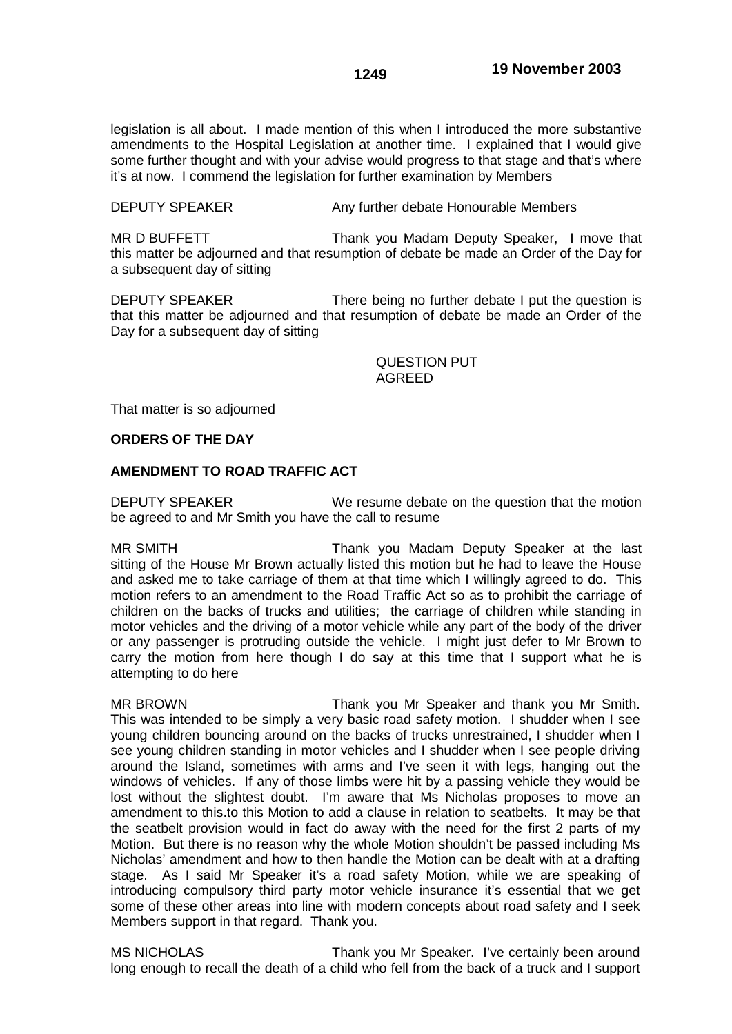legislation is all about. I made mention of this when I introduced the more substantive amendments to the Hospital Legislation at another time. I explained that I would give some further thought and with your advise would progress to that stage and that's where it's at now. I commend the legislation for further examination by Members

DEPUTY SPEAKER Any further debate Honourable Members

MR D BUFFETT Thank you Madam Deputy Speaker, I move that this matter be adjourned and that resumption of debate be made an Order of the Day for a subsequent day of sitting

DEPUTY SPEAKER There being no further debate I put the question is that this matter be adjourned and that resumption of debate be made an Order of the Day for a subsequent day of sitting

QUESTION PUT
AGREED

That matter is so adjourned

**ORDERS OF THE DAY**

**AMENDMENT TO ROAD TRAFFIC ACT**

DEPUTY SPEAKER We resume debate on the question that the motion be agreed to and Mr Smith you have the call to resume

MR SMITH Thank you Madam Deputy Speaker at the last sitting of the House Mr Brown actually listed this motion but he had to leave the House and asked me to take carriage of them at that time which I willingly agreed to do. This motion refers to an amendment to the Road Traffic Act so as to prohibit the carriage of children on the backs of trucks and utilities; the carriage of children while standing in motor vehicles and the driving of a motor vehicle while any part of the body of the driver or any passenger is protruding outside the vehicle. I might just defer to Mr Brown to carry the motion from here though I do say at this time that I support what he is attempting to do here

MR BROWN Thank you Mr Speaker and thank you Mr Smith. This was intended to be simply a very basic road safety motion. I shudder when I see young children bouncing around on the backs of trucks unrestrained, I shudder when I see young children standing in motor vehicles and I shudder when I see people driving around the Island, sometimes with arms and I've seen it with legs, hanging out the windows of vehicles. If any of those limbs were hit by a passing vehicle they would be lost without the slightest doubt. I'm aware that Ms Nicholas proposes to move an amendment to this.to this Motion to add a clause in relation to seatbelts. It may be that the seatbelt provision would in fact do away with the need for the first 2 parts of my Motion. But there is no reason why the whole Motion shouldn't be passed including Ms Nicholas' amendment and how to then handle the Motion can be dealt with at a drafting stage. As I said Mr Speaker it's a road safety Motion, while we are speaking of introducing compulsory third party motor vehicle insurance it's essential that we get some of these other areas into line with modern concepts about road safety and I seek Members support in that regard. Thank you.

MS NICHOLAS Thank you Mr Speaker. I've certainly been around long enough to recall the death of a child who fell from the back of a truck and I support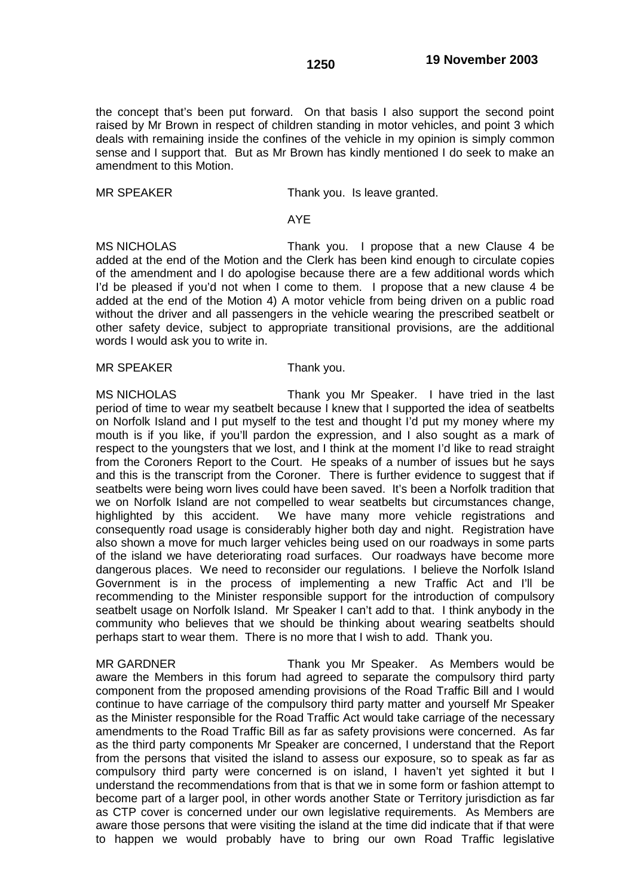the concept that's been put forward. On that basis I also support the second point raised by Mr Brown in respect of children standing in motor vehicles, and point 3 which deals with remaining inside the confines of the vehicle in my opinion is simply common sense and I support that. But as Mr Brown has kindly mentioned I do seek to make an amendment to this Motion.

MR SPEAKER Thank you. Is leave granted.

AYE

MS NICHOLAS Thank you. I propose that a new Clause 4 be added at the end of the Motion and the Clerk has been kind enough to circulate copies of the amendment and I do apologise because there are a few additional words which I'd be pleased if you'd not when I come to them. I propose that a new clause 4 be added at the end of the Motion 4) A motor vehicle from being driven on a public road without the driver and all passengers in the vehicle wearing the prescribed seatbelt or other safety device, subject to appropriate transitional provisions, are the additional words I would ask you to write in.

MR SPEAKER Thank you.

MS NICHOLAS Thank you Mr Speaker. I have tried in the last period of time to wear my seatbelt because I knew that I supported the idea of seatbelts on Norfolk Island and I put myself to the test and thought I'd put my money where my mouth is if you like, if you'll pardon the expression, and I also sought as a mark of respect to the youngsters that we lost, and I think at the moment I'd like to read straight from the Coroners Report to the Court. He speaks of a number of issues but he says and this is the transcript from the Coroner. There is further evidence to suggest that if seatbelts were being worn lives could have been saved. It's been a Norfolk tradition that we on Norfolk Island are not compelled to wear seatbelts but circumstances change, highlighted by this accident. We have many more vehicle registrations and consequently road usage is considerably higher both day and night. Registration have also shown a move for much larger vehicles being used on our roadways in some parts of the island we have deteriorating road surfaces. Our roadways have become more dangerous places. We need to reconsider our regulations. I believe the Norfolk Island Government is in the process of implementing a new Traffic Act and I'll be recommending to the Minister responsible support for the introduction of compulsory seatbelt usage on Norfolk Island. Mr Speaker I can't add to that. I think anybody in the community who believes that we should be thinking about wearing seatbelts should perhaps start to wear them. There is no more that I wish to add. Thank you.

MR GARDNER Thank you Mr Speaker. As Members would be aware the Members in this forum had agreed to separate the compulsory third party component from the proposed amending provisions of the Road Traffic Bill and I would continue to have carriage of the compulsory third party matter and yourself Mr Speaker as the Minister responsible for the Road Traffic Act would take carriage of the necessary amendments to the Road Traffic Bill as far as safety provisions were concerned. As far as the third party components Mr Speaker are concerned, I understand that the Report from the persons that visited the island to assess our exposure, so to speak as far as compulsory third party were concerned is on island, I haven't yet sighted it but I understand the recommendations from that is that we in some form or fashion attempt to become part of a larger pool, in other words another State or Territory jurisdiction as far as CTP cover is concerned under our own legislative requirements. As Members are aware those persons that were visiting the island at the time did indicate that if that were to happen we would probably have to bring our own Road Traffic legislative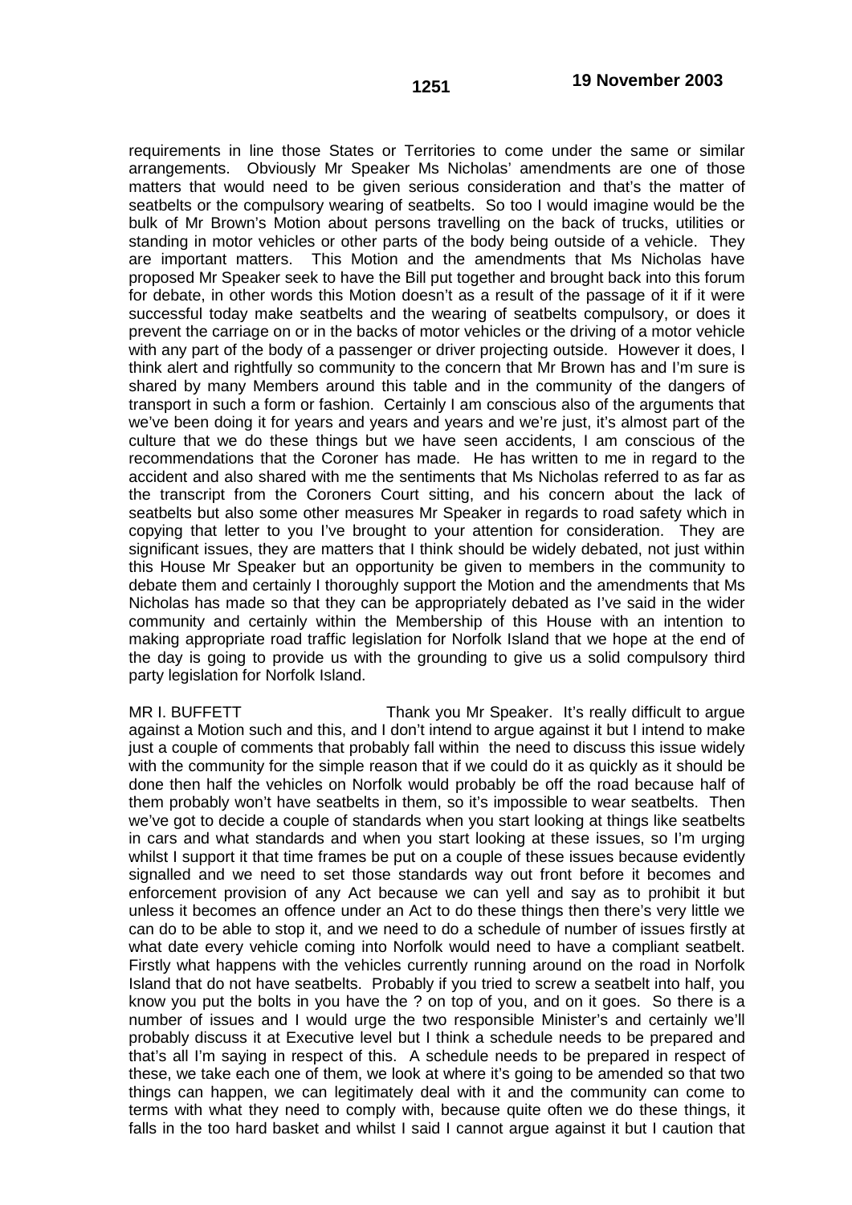requirements in line those States or Territories to come under the same or similar arrangements. Obviously Mr Speaker Ms Nicholas' amendments are one of those matters that would need to be given serious consideration and that's the matter of seatbelts or the compulsory wearing of seatbelts. So too I would imagine would be the bulk of Mr Brown's Motion about persons travelling on the back of trucks, utilities or standing in motor vehicles or other parts of the body being outside of a vehicle. They are important matters. This Motion and the amendments that Ms Nicholas have proposed Mr Speaker seek to have the Bill put together and brought back into this forum for debate, in other words this Motion doesn't as a result of the passage of it if it were successful today make seatbelts and the wearing of seatbelts compulsory, or does it prevent the carriage on or in the backs of motor vehicles or the driving of a motor vehicle with any part of the body of a passenger or driver projecting outside. However it does, I think alert and rightfully so community to the concern that Mr Brown has and I'm sure is shared by many Members around this table and in the community of the dangers of transport in such a form or fashion. Certainly I am conscious also of the arguments that we've been doing it for years and years and years and we're just, it's almost part of the culture that we do these things but we have seen accidents, I am conscious of the recommendations that the Coroner has made. He has written to me in regard to the accident and also shared with me the sentiments that Ms Nicholas referred to as far as the transcript from the Coroners Court sitting, and his concern about the lack of seatbelts but also some other measures Mr Speaker in regards to road safety which in copying that letter to you I've brought to your attention for consideration. They are significant issues, they are matters that I think should be widely debated, not just within this House Mr Speaker but an opportunity be given to members in the community to debate them and certainly I thoroughly support the Motion and the amendments that Ms Nicholas has made so that they can be appropriately debated as I've said in the wider community and certainly within the Membership of this House with an intention to making appropriate road traffic legislation for Norfolk Island that we hope at the end of the day is going to provide us with the grounding to give us a solid compulsory third party legislation for Norfolk Island.

MR I. BUFFETT Thank you Mr Speaker. It's really difficult to argue against a Motion such and this, and I don't intend to argue against it but I intend to make just a couple of comments that probably fall within the need to discuss this issue widely with the community for the simple reason that if we could do it as quickly as it should be done then half the vehicles on Norfolk would probably be off the road because half of them probably won't have seatbelts in them, so it's impossible to wear seatbelts. Then we've got to decide a couple of standards when you start looking at things like seatbelts in cars and what standards and when you start looking at these issues, so I'm urging whilst I support it that time frames be put on a couple of these issues because evidently signalled and we need to set those standards way out front before it becomes and enforcement provision of any Act because we can yell and say as to prohibit it but unless it becomes an offence under an Act to do these things then there's very little we can do to be able to stop it, and we need to do a schedule of number of issues firstly at what date every vehicle coming into Norfolk would need to have a compliant seatbelt. Firstly what happens with the vehicles currently running around on the road in Norfolk Island that do not have seatbelts. Probably if you tried to screw a seatbelt into half, you know you put the bolts in you have the ? on top of you, and on it goes. So there is a number of issues and I would urge the two responsible Minister's and certainly we'll probably discuss it at Executive level but I think a schedule needs to be prepared and that's all I'm saying in respect of this. A schedule needs to be prepared in respect of these, we take each one of them, we look at where it's going to be amended so that two things can happen, we can legitimately deal with it and the community can come to terms with what they need to comply with, because quite often we do these things, it falls in the too hard basket and whilst I said I cannot argue against it but I caution that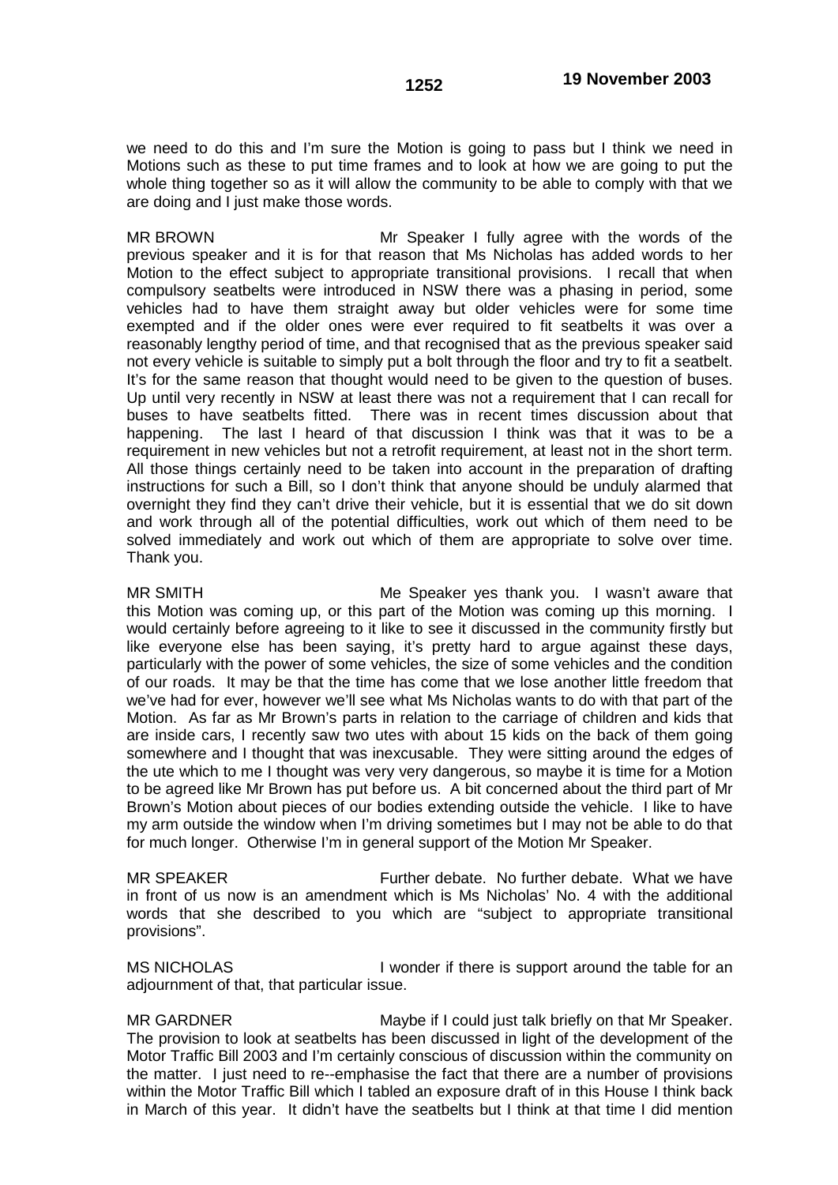we need to do this and I'm sure the Motion is going to pass but I think we need in Motions such as these to put time frames and to look at how we are going to put the whole thing together so as it will allow the community to be able to comply with that we are doing and I just make those words.

MR BROWN Mr Speaker I fully agree with the words of the previous speaker and it is for that reason that Ms Nicholas has added words to her Motion to the effect subject to appropriate transitional provisions. I recall that when compulsory seatbelts were introduced in NSW there was a phasing in period, some vehicles had to have them straight away but older vehicles were for some time exempted and if the older ones were ever required to fit seatbelts it was over a reasonably lengthy period of time, and that recognised that as the previous speaker said not every vehicle is suitable to simply put a bolt through the floor and try to fit a seatbelt. It's for the same reason that thought would need to be given to the question of buses. Up until very recently in NSW at least there was not a requirement that I can recall for buses to have seatbelts fitted. There was in recent times discussion about that happening. The last I heard of that discussion I think was that it was to be a requirement in new vehicles but not a retrofit requirement, at least not in the short term. All those things certainly need to be taken into account in the preparation of drafting instructions for such a Bill, so I don't think that anyone should be unduly alarmed that overnight they find they can't drive their vehicle, but it is essential that we do sit down and work through all of the potential difficulties, work out which of them need to be solved immediately and work out which of them are appropriate to solve over time. Thank you.

MR SMITH Me Speaker yes thank you. I wasn't aware that this Motion was coming up, or this part of the Motion was coming up this morning. I would certainly before agreeing to it like to see it discussed in the community firstly but like everyone else has been saying, it's pretty hard to argue against these days, particularly with the power of some vehicles, the size of some vehicles and the condition of our roads. It may be that the time has come that we lose another little freedom that we've had for ever, however we'll see what Ms Nicholas wants to do with that part of the Motion. As far as Mr Brown's parts in relation to the carriage of children and kids that are inside cars, I recently saw two utes with about 15 kids on the back of them going somewhere and I thought that was inexcusable. They were sitting around the edges of the ute which to me I thought was very very dangerous, so maybe it is time for a Motion to be agreed like Mr Brown has put before us. A bit concerned about the third part of Mr Brown's Motion about pieces of our bodies extending outside the vehicle. I like to have my arm outside the window when I'm driving sometimes but I may not be able to do that for much longer. Otherwise I'm in general support of the Motion Mr Speaker.

MR SPEAKER Further debate. No further debate. What we have in front of us now is an amendment which is Ms Nicholas' No. 4 with the additional words that she described to you which are "subject to appropriate transitional provisions".

MS NICHOLAS I wonder if there is support around the table for an adjournment of that, that particular issue.

MR GARDNER Maybe if I could just talk briefly on that Mr Speaker. The provision to look at seatbelts has been discussed in light of the development of the Motor Traffic Bill 2003 and I'm certainly conscious of discussion within the community on the matter. I just need to re--emphasise the fact that there are a number of provisions within the Motor Traffic Bill which I tabled an exposure draft of in this House I think back in March of this year. It didn't have the seatbelts but I think at that time I did mention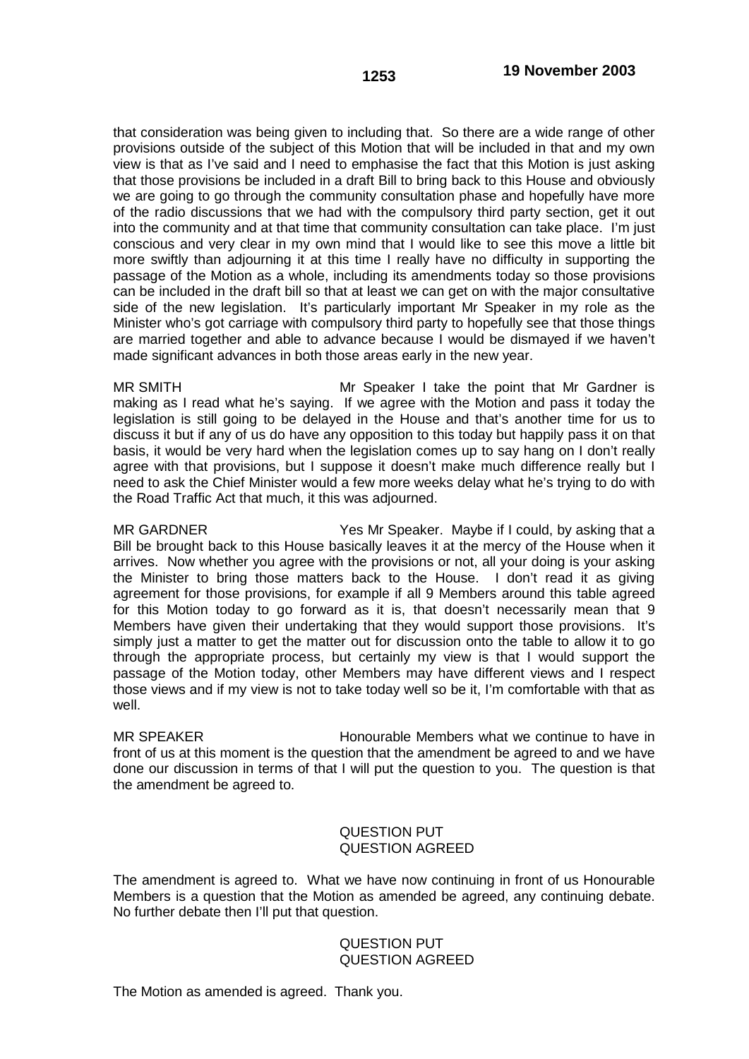that consideration was being given to including that. So there are a wide range of other provisions outside of the subject of this Motion that will be included in that and my own view is that as I've said and I need to emphasise the fact that this Motion is just asking that those provisions be included in a draft Bill to bring back to this House and obviously we are going to go through the community consultation phase and hopefully have more of the radio discussions that we had with the compulsory third party section, get it out into the community and at that time that community consultation can take place. I'm just conscious and very clear in my own mind that I would like to see this move a little bit more swiftly than adjourning it at this time I really have no difficulty in supporting the passage of the Motion as a whole, including its amendments today so those provisions can be included in the draft bill so that at least we can get on with the major consultative side of the new legislation. It's particularly important Mr Speaker in my role as the Minister who's got carriage with compulsory third party to hopefully see that those things are married together and able to advance because I would be dismayed if we haven't made significant advances in both those areas early in the new year.

MR SMITH Mr Speaker I take the point that Mr Gardner is making as I read what he's saying. If we agree with the Motion and pass it today the legislation is still going to be delayed in the House and that's another time for us to discuss it but if any of us do have any opposition to this today but happily pass it on that basis, it would be very hard when the legislation comes up to say hang on I don't really agree with that provisions, but I suppose it doesn't make much difference really but I need to ask the Chief Minister would a few more weeks delay what he's trying to do with the Road Traffic Act that much, it this was adjourned.

MR GARDNER Yes Mr Speaker. Maybe if I could, by asking that a Bill be brought back to this House basically leaves it at the mercy of the House when it arrives. Now whether you agree with the provisions or not, all your doing is your asking the Minister to bring those matters back to the House. I don't read it as giving agreement for those provisions, for example if all 9 Members around this table agreed for this Motion today to go forward as it is, that doesn't necessarily mean that 9 Members have given their undertaking that they would support those provisions. It's simply just a matter to get the matter out for discussion onto the table to allow it to go through the appropriate process, but certainly my view is that I would support the passage of the Motion today, other Members may have different views and I respect those views and if my view is not to take today well so be it, I'm comfortable with that as well.

MR SPEAKER Honourable Members what we continue to have in front of us at this moment is the question that the amendment be agreed to and we have done our discussion in terms of that I will put the question to you. The question is that the amendment be agreed to.

QUESTION PUT
QUESTION AGREED

The amendment is agreed to. What we have now continuing in front of us Honourable Members is a question that the Motion as amended be agreed, any continuing debate. No further debate then I'll put that question.

QUESTION PUT
QUESTION AGREED

The Motion as amended is agreed. Thank you.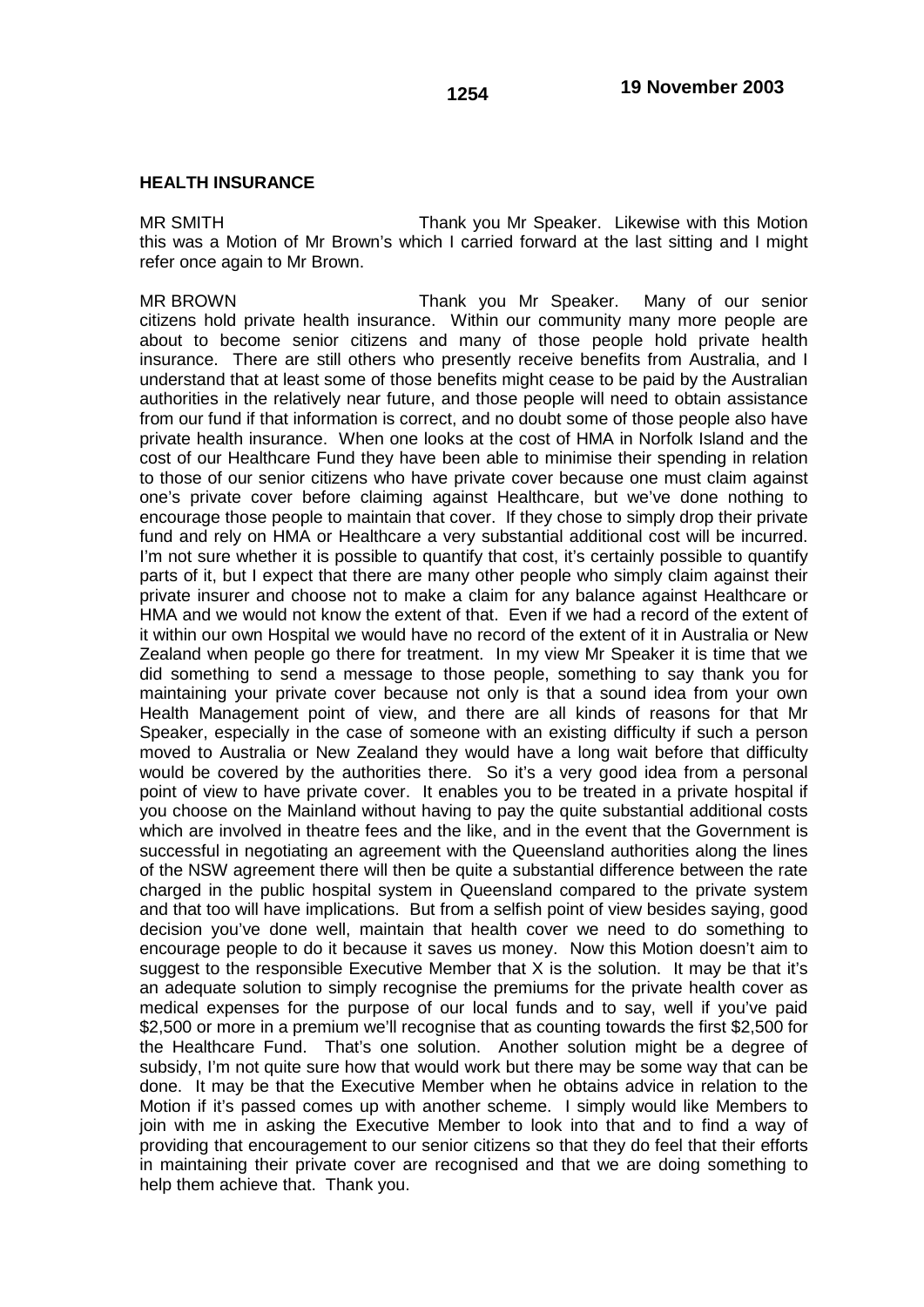**HEALTH INSURANCE**

MR SMITH Thank you Mr Speaker. Likewise with this Motion this was a Motion of Mr Brown's which I carried forward at the last sitting and I might refer once again to Mr Brown.

MR BROWN Thank you Mr Speaker. Many of our senior citizens hold private health insurance. Within our community many more people are about to become senior citizens and many of those people hold private health insurance. There are still others who presently receive benefits from Australia, and I understand that at least some of those benefits might cease to be paid by the Australian authorities in the relatively near future, and those people will need to obtain assistance from our fund if that information is correct, and no doubt some of those people also have private health insurance. When one looks at the cost of HMA in Norfolk Island and the cost of our Healthcare Fund they have been able to minimise their spending in relation to those of our senior citizens who have private cover because one must claim against one's private cover before claiming against Healthcare, but we've done nothing to encourage those people to maintain that cover. If they chose to simply drop their private fund and rely on HMA or Healthcare a very substantial additional cost will be incurred. I'm not sure whether it is possible to quantify that cost, it's certainly possible to quantify parts of it, but I expect that there are many other people who simply claim against their private insurer and choose not to make a claim for any balance against Healthcare or HMA and we would not know the extent of that. Even if we had a record of the extent of it within our own Hospital we would have no record of the extent of it in Australia or New Zealand when people go there for treatment. In my view Mr Speaker it is time that we did something to send a message to those people, something to say thank you for maintaining your private cover because not only is that a sound idea from your own Health Management point of view, and there are all kinds of reasons for that Mr Speaker, especially in the case of someone with an existing difficulty if such a person moved to Australia or New Zealand they would have a long wait before that difficulty would be covered by the authorities there. So it's a very good idea from a personal point of view to have private cover. It enables you to be treated in a private hospital if you choose on the Mainland without having to pay the quite substantial additional costs which are involved in theatre fees and the like, and in the event that the Government is successful in negotiating an agreement with the Queensland authorities along the lines of the NSW agreement there will then be quite a substantial difference between the rate charged in the public hospital system in Queensland compared to the private system and that too will have implications. But from a selfish point of view besides saying, good decision you've done well, maintain that health cover we need to do something to encourage people to do it because it saves us money. Now this Motion doesn't aim to suggest to the responsible Executive Member that X is the solution. It may be that it's an adequate solution to simply recognise the premiums for the private health cover as medical expenses for the purpose of our local funds and to say, well if you've paid $2,500 or more in a premium we'll recognise that as counting towards the first $2,500 for the Healthcare Fund. That's one solution. Another solution might be a degree of subsidy, I'm not quite sure how that would work but there may be some way that can be done. It may be that the Executive Member when he obtains advice in relation to the Motion if it's passed comes up with another scheme. I simply would like Members to join with me in asking the Executive Member to look into that and to find a way of providing that encouragement to our senior citizens so that they do feel that their efforts in maintaining their private cover are recognised and that we are doing something to help them achieve that. Thank you.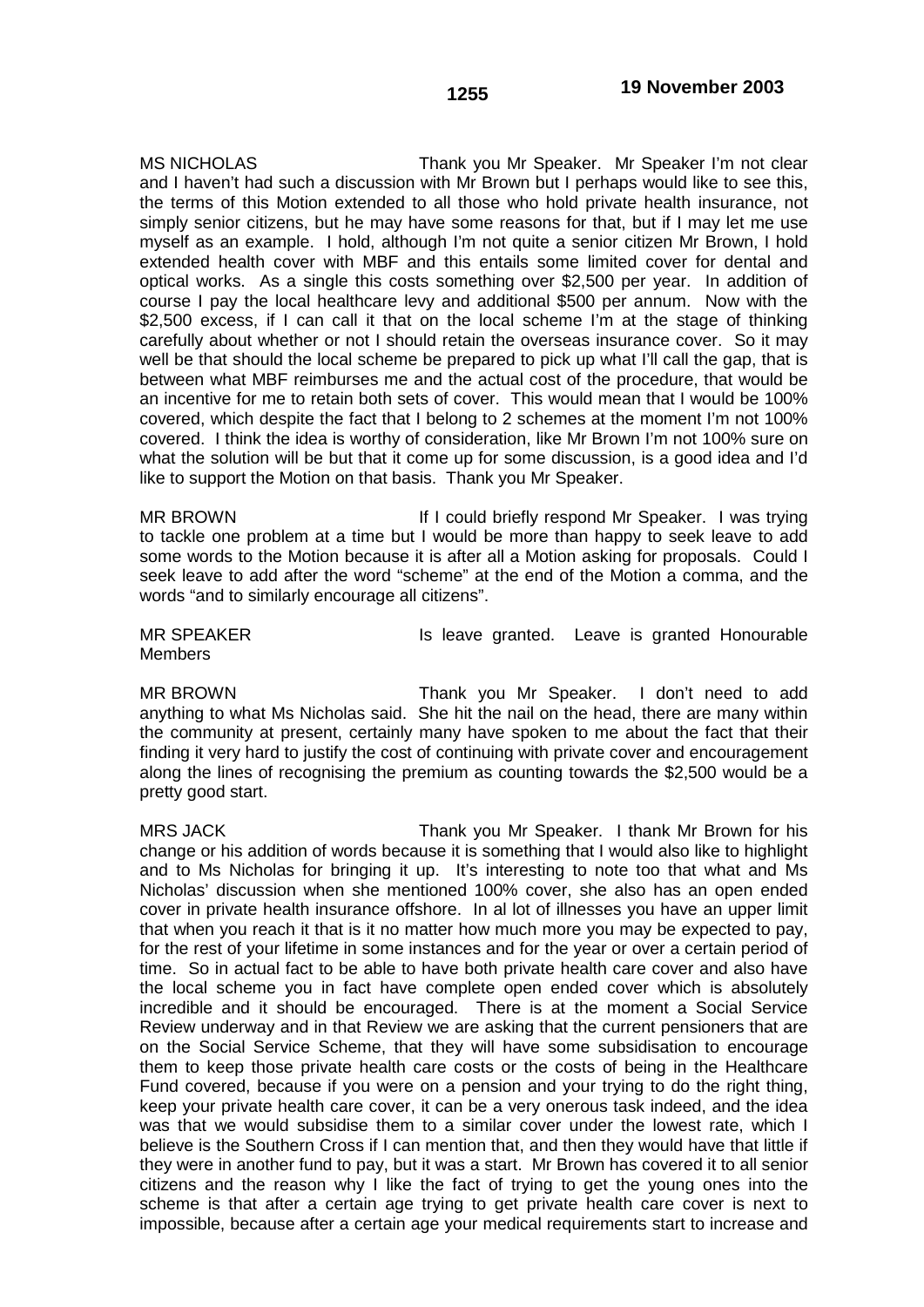MS NICHOLAS Thank you Mr Speaker. Mr Speaker I'm not clear and I haven't had such a discussion with Mr Brown but I perhaps would like to see this, the terms of this Motion extended to all those who hold private health insurance, not simply senior citizens, but he may have some reasons for that, but if I may let me use myself as an example. I hold, although I'm not quite a senior citizen Mr Brown, I hold extended health cover with MBF and this entails some limited cover for dental and optical works. As a single this costs something over $2,500 per year. In addition of course I pay the local healthcare levy and additional $500 per annum. Now with the $2,500 excess, if I can call it that on the local scheme I'm at the stage of thinking carefully about whether or not I should retain the overseas insurance cover. So it may well be that should the local scheme be prepared to pick up what I'll call the gap, that is between what MBF reimburses me and the actual cost of the procedure, that would be an incentive for me to retain both sets of cover. This would mean that I would be 100% covered, which despite the fact that I belong to 2 schemes at the moment I'm not 100% covered. I think the idea is worthy of consideration, like Mr Brown I'm not 100% sure on what the solution will be but that it come up for some discussion, is a good idea and I'd like to support the Motion on that basis. Thank you Mr Speaker.

MR BROWN If I could briefly respond Mr Speaker. I was trying to tackle one problem at a time but I would be more than happy to seek leave to add some words to the Motion because it is after all a Motion asking for proposals. Could I seek leave to add after the word "scheme" at the end of the Motion a comma, and the words "and to similarly encourage all citizens".

MR SPEAKER Is leave granted. Leave is granted Honourable Members

MR BROWN Thank you Mr Speaker. I don't need to add anything to what Ms Nicholas said. She hit the nail on the head, there are many within the community at present, certainly many have spoken to me about the fact that their finding it very hard to justify the cost of continuing with private cover and encouragement along the lines of recognising the premium as counting towards the $2,500 would be a pretty good start.

MRS JACK Thank you Mr Speaker. I thank Mr Brown for his change or his addition of words because it is something that I would also like to highlight and to Ms Nicholas for bringing it up. It's interesting to note too that what and Ms Nicholas' discussion when she mentioned 100% cover, she also has an open ended cover in private health insurance offshore. In al lot of illnesses you have an upper limit that when you reach it that is it no matter how much more you may be expected to pay, for the rest of your lifetime in some instances and for the year or over a certain period of time. So in actual fact to be able to have both private health care cover and also have the local scheme you in fact have complete open ended cover which is absolutely incredible and it should be encouraged. There is at the moment a Social Service Review underway and in that Review we are asking that the current pensioners that are on the Social Service Scheme, that they will have some subsidisation to encourage them to keep those private health care costs or the costs of being in the Healthcare Fund covered, because if you were on a pension and your trying to do the right thing, keep your private health care cover, it can be a very onerous task indeed, and the idea was that we would subsidise them to a similar cover under the lowest rate, which I believe is the Southern Cross if I can mention that, and then they would have that little if they were in another fund to pay, but it was a start. Mr Brown has covered it to all senior citizens and the reason why I like the fact of trying to get the young ones into the scheme is that after a certain age trying to get private health care cover is next to impossible, because after a certain age your medical requirements start to increase and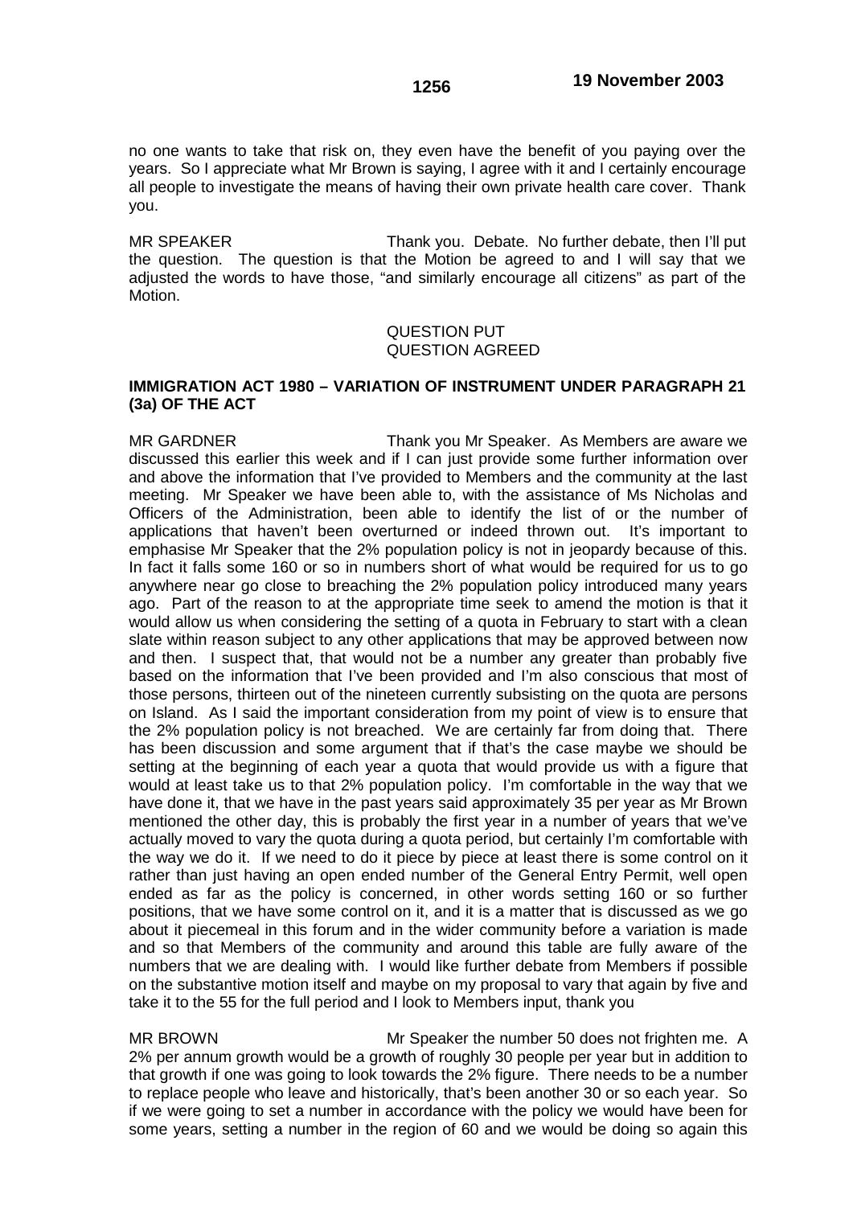no one wants to take that risk on, they even have the benefit of you paying over the years. So I appreciate what Mr Brown is saying, I agree with it and I certainly encourage all people to investigate the means of having their own private health care cover. Thank you.

MR SPEAKER Thank you. Debate. No further debate, then I'll put the question. The question is that the Motion be agreed to and I will say that we adjusted the words to have those, "and similarly encourage all citizens" as part of the Motion.

QUESTION PUT
QUESTION AGREED

**IMMIGRATION ACT 1980 – VARIATION OF INSTRUMENT UNDER PARAGRAPH 21 (3a) OF THE ACT**

MR GARDNER Thank you Mr Speaker. As Members are aware we discussed this earlier this week and if I can just provide some further information over and above the information that I've provided to Members and the community at the last meeting. Mr Speaker we have been able to, with the assistance of Ms Nicholas and Officers of the Administration, been able to identify the list of or the number of applications that haven't been overturned or indeed thrown out. It's important to emphasise Mr Speaker that the 2% population policy is not in jeopardy because of this. In fact it falls some 160 or so in numbers short of what would be required for us to go anywhere near go close to breaching the 2% population policy introduced many years ago. Part of the reason to at the appropriate time seek to amend the motion is that it would allow us when considering the setting of a quota in February to start with a clean slate within reason subject to any other applications that may be approved between now and then. I suspect that, that would not be a number any greater than probably five based on the information that I've been provided and I'm also conscious that most of those persons, thirteen out of the nineteen currently subsisting on the quota are persons on Island. As I said the important consideration from my point of view is to ensure that the 2% population policy is not breached. We are certainly far from doing that. There has been discussion and some argument that if that's the case maybe we should be setting at the beginning of each year a quota that would provide us with a figure that would at least take us to that 2% population policy. I'm comfortable in the way that we have done it, that we have in the past years said approximately 35 per year as Mr Brown mentioned the other day, this is probably the first year in a number of years that we've actually moved to vary the quota during a quota period, but certainly I'm comfortable with the way we do it. If we need to do it piece by piece at least there is some control on it rather than just having an open ended number of the General Entry Permit, well open ended as far as the policy is concerned, in other words setting 160 or so further positions, that we have some control on it, and it is a matter that is discussed as we go about it piecemeal in this forum and in the wider community before a variation is made and so that Members of the community and around this table are fully aware of the numbers that we are dealing with. I would like further debate from Members if possible on the substantive motion itself and maybe on my proposal to vary that again by five and take it to the 55 for the full period and I look to Members input, thank you

MR BROWN Mr Speaker the number 50 does not frighten me. A 2% per annum growth would be a growth of roughly 30 people per year but in addition to that growth if one was going to look towards the 2% figure. There needs to be a number to replace people who leave and historically, that's been another 30 or so each year. So if we were going to set a number in accordance with the policy we would have been for some years, setting a number in the region of 60 and we would be doing so again this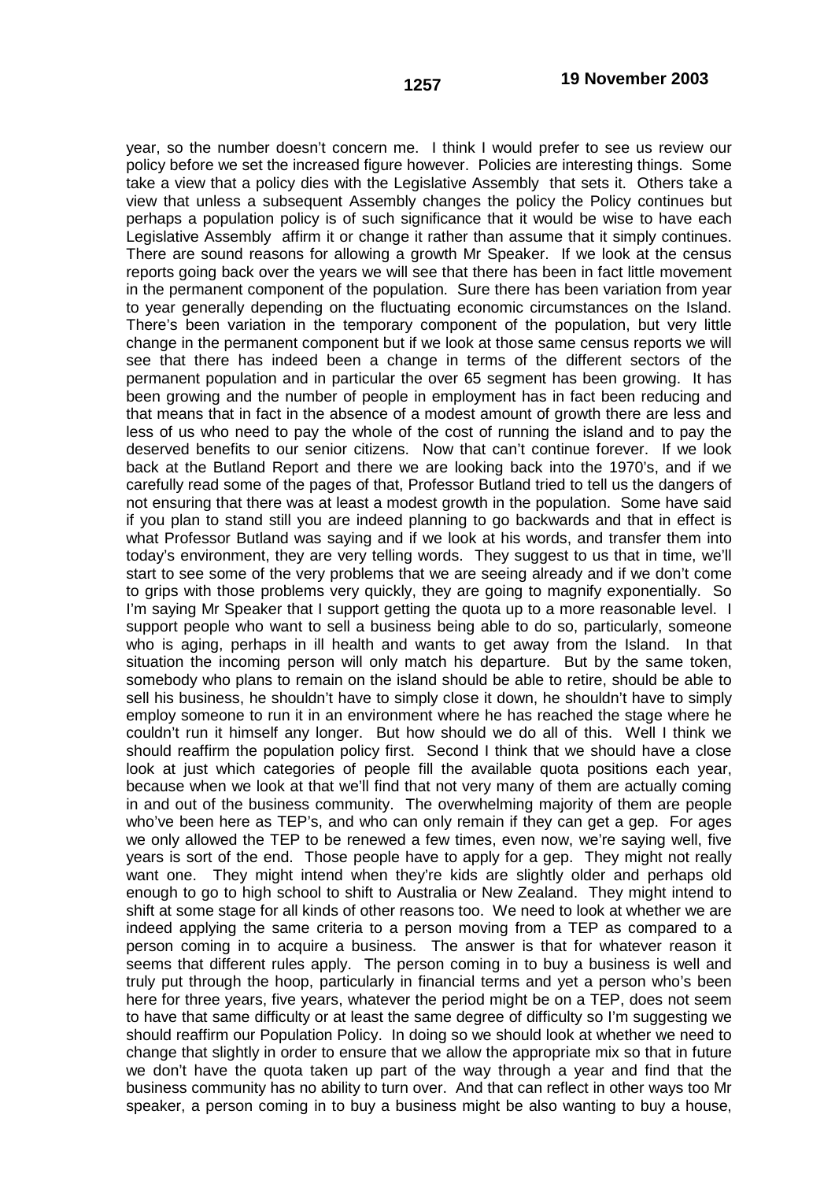year, so the number doesn't concern me. I think I would prefer to see us review our policy before we set the increased figure however. Policies are interesting things. Some take a view that a policy dies with the Legislative Assembly that sets it. Others take a view that unless a subsequent Assembly changes the policy the Policy continues but perhaps a population policy is of such significance that it would be wise to have each Legislative Assembly affirm it or change it rather than assume that it simply continues. There are sound reasons for allowing a growth Mr Speaker. If we look at the census reports going back over the years we will see that there has been in fact little movement in the permanent component of the population. Sure there has been variation from year to year generally depending on the fluctuating economic circumstances on the Island. There's been variation in the temporary component of the population, but very little change in the permanent component but if we look at those same census reports we will see that there has indeed been a change in terms of the different sectors of the permanent population and in particular the over 65 segment has been growing. It has been growing and the number of people in employment has in fact been reducing and that means that in fact in the absence of a modest amount of growth there are less and less of us who need to pay the whole of the cost of running the island and to pay the deserved benefits to our senior citizens. Now that can't continue forever. If we look back at the Butland Report and there we are looking back into the 1970's, and if we carefully read some of the pages of that, Professor Butland tried to tell us the dangers of not ensuring that there was at least a modest growth in the population. Some have said if you plan to stand still you are indeed planning to go backwards and that in effect is what Professor Butland was saying and if we look at his words, and transfer them into today's environment, they are very telling words. They suggest to us that in time, we'll start to see some of the very problems that we are seeing already and if we don't come to grips with those problems very quickly, they are going to magnify exponentially. So I'm saying Mr Speaker that I support getting the quota up to a more reasonable level. I support people who want to sell a business being able to do so, particularly, someone who is aging, perhaps in ill health and wants to get away from the Island. In that situation the incoming person will only match his departure. But by the same token, somebody who plans to remain on the island should be able to retire, should be able to sell his business, he shouldn't have to simply close it down, he shouldn't have to simply employ someone to run it in an environment where he has reached the stage where he couldn't run it himself any longer. But how should we do all of this. Well I think we should reaffirm the population policy first. Second I think that we should have a close look at just which categories of people fill the available quota positions each year, because when we look at that we'll find that not very many of them are actually coming in and out of the business community. The overwhelming majority of them are people who've been here as TEP's, and who can only remain if they can get a gep. For ages we only allowed the TEP to be renewed a few times, even now, we're saying well, five years is sort of the end. Those people have to apply for a gep. They might not really want one. They might intend when they're kids are slightly older and perhaps old enough to go to high school to shift to Australia or New Zealand. They might intend to shift at some stage for all kinds of other reasons too. We need to look at whether we are indeed applying the same criteria to a person moving from a TEP as compared to a person coming in to acquire a business. The answer is that for whatever reason it seems that different rules apply. The person coming in to buy a business is well and truly put through the hoop, particularly in financial terms and yet a person who's been here for three years, five years, whatever the period might be on a TEP, does not seem to have that same difficulty or at least the same degree of difficulty so I'm suggesting we should reaffirm our Population Policy. In doing so we should look at whether we need to change that slightly in order to ensure that we allow the appropriate mix so that in future we don't have the quota taken up part of the way through a year and find that the business community has no ability to turn over. And that can reflect in other ways too Mr speaker, a person coming in to buy a business might be also wanting to buy a house,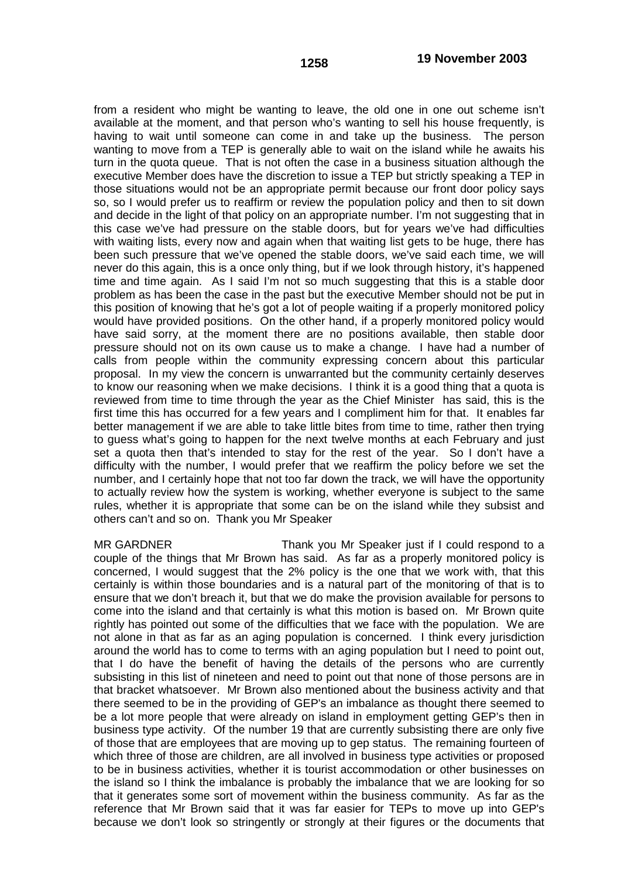from a resident who might be wanting to leave, the old one in one out scheme isn't available at the moment, and that person who's wanting to sell his house frequently, is having to wait until someone can come in and take up the business. The person wanting to move from a TEP is generally able to wait on the island while he awaits his turn in the quota queue. That is not often the case in a business situation although the executive Member does have the discretion to issue a TEP but strictly speaking a TEP in those situations would not be an appropriate permit because our front door policy says so, so I would prefer us to reaffirm or review the population policy and then to sit down and decide in the light of that policy on an appropriate number. I'm not suggesting that in this case we've had pressure on the stable doors, but for years we've had difficulties with waiting lists, every now and again when that waiting list gets to be huge, there has been such pressure that we've opened the stable doors, we've said each time, we will never do this again, this is a once only thing, but if we look through history, it's happened time and time again. As I said I'm not so much suggesting that this is a stable door problem as has been the case in the past but the executive Member should not be put in this position of knowing that he's got a lot of people waiting if a properly monitored policy would have provided positions. On the other hand, if a properly monitored policy would have said sorry, at the moment there are no positions available, then stable door pressure should not on its own cause us to make a change. I have had a number of calls from people within the community expressing concern about this particular proposal. In my view the concern is unwarranted but the community certainly deserves to know our reasoning when we make decisions. I think it is a good thing that a quota is reviewed from time to time through the year as the Chief Minister has said, this is the first time this has occurred for a few years and I compliment him for that. It enables far better management if we are able to take little bites from time to time, rather then trying to guess what's going to happen for the next twelve months at each February and just set a quota then that's intended to stay for the rest of the year. So I don't have a difficulty with the number, I would prefer that we reaffirm the policy before we set the number, and I certainly hope that not too far down the track, we will have the opportunity to actually review how the system is working, whether everyone is subject to the same rules, whether it is appropriate that some can be on the island while they subsist and others can't and so on. Thank you Mr Speaker

MR GARDNER Thank you Mr Speaker just if I could respond to a couple of the things that Mr Brown has said. As far as a properly monitored policy is concerned, I would suggest that the 2% policy is the one that we work with, that this certainly is within those boundaries and is a natural part of the monitoring of that is to ensure that we don't breach it, but that we do make the provision available for persons to come into the island and that certainly is what this motion is based on. Mr Brown quite rightly has pointed out some of the difficulties that we face with the population. We are not alone in that as far as an aging population is concerned. I think every jurisdiction around the world has to come to terms with an aging population but I need to point out, that I do have the benefit of having the details of the persons who are currently subsisting in this list of nineteen and need to point out that none of those persons are in that bracket whatsoever. Mr Brown also mentioned about the business activity and that there seemed to be in the providing of GEP's an imbalance as thought there seemed to be a lot more people that were already on island in employment getting GEP's then in business type activity. Of the number 19 that are currently subsisting there are only five of those that are employees that are moving up to gep status. The remaining fourteen of which three of those are children, are all involved in business type activities or proposed to be in business activities, whether it is tourist accommodation or other businesses on the island so I think the imbalance is probably the imbalance that we are looking for so that it generates some sort of movement within the business community. As far as the reference that Mr Brown said that it was far easier for TEPs to move up into GEP's because we don't look so stringently or strongly at their figures or the documents that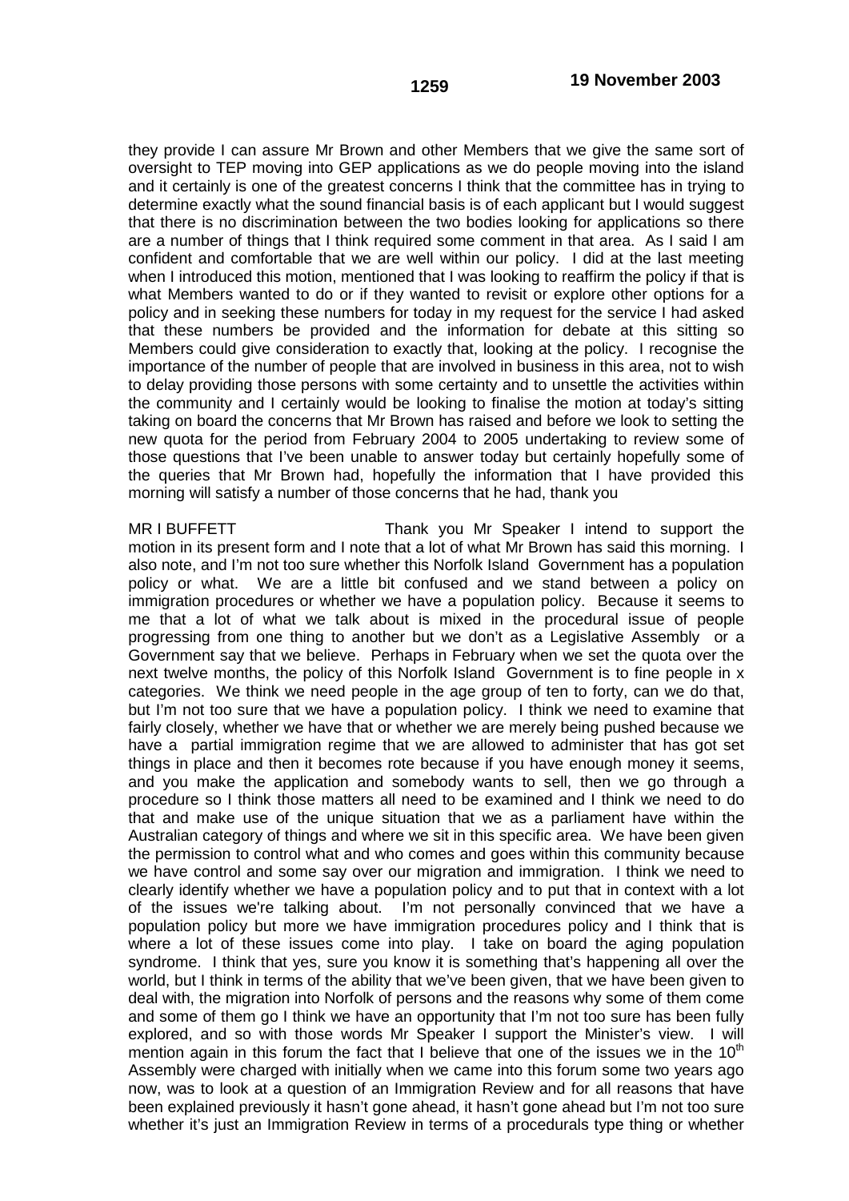they provide I can assure Mr Brown and other Members that we give the same sort of oversight to TEP moving into GEP applications as we do people moving into the island and it certainly is one of the greatest concerns I think that the committee has in trying to determine exactly what the sound financial basis is of each applicant but I would suggest that there is no discrimination between the two bodies looking for applications so there are a number of things that I think required some comment in that area. As I said I am confident and comfortable that we are well within our policy. I did at the last meeting when I introduced this motion, mentioned that I was looking to reaffirm the policy if that is what Members wanted to do or if they wanted to revisit or explore other options for a policy and in seeking these numbers for today in my request for the service I had asked that these numbers be provided and the information for debate at this sitting so Members could give consideration to exactly that, looking at the policy. I recognise the importance of the number of people that are involved in business in this area, not to wish to delay providing those persons with some certainty and to unsettle the activities within the community and I certainly would be looking to finalise the motion at today's sitting taking on board the concerns that Mr Brown has raised and before we look to setting the new quota for the period from February 2004 to 2005 undertaking to review some of those questions that I've been unable to answer today but certainly hopefully some of the queries that Mr Brown had, hopefully the information that I have provided this morning will satisfy a number of those concerns that he had, thank you

MR I BUFFETT Thank you Mr Speaker I intend to support the motion in its present form and I note that a lot of what Mr Brown has said this morning. I also note, and I'm not too sure whether this Norfolk Island Government has a population policy or what. We are a little bit confused and we stand between a policy on immigration procedures or whether we have a population policy. Because it seems to me that a lot of what we talk about is mixed in the procedural issue of people progressing from one thing to another but we don't as a Legislative Assembly or a Government say that we believe. Perhaps in February when we set the quota over the next twelve months, the policy of this Norfolk Island Government is to fine people in x categories. We think we need people in the age group of ten to forty, can we do that, but I'm not too sure that we have a population policy. I think we need to examine that fairly closely, whether we have that or whether we are merely being pushed because we have a partial immigration regime that we are allowed to administer that has got set things in place and then it becomes rote because if you have enough money it seems, and you make the application and somebody wants to sell, then we go through a procedure so I think those matters all need to be examined and I think we need to do that and make use of the unique situation that we as a parliament have within the Australian category of things and where we sit in this specific area. We have been given the permission to control what and who comes and goes within this community because we have control and some say over our migration and immigration. I think we need to clearly identify whether we have a population policy and to put that in context with a lot of the issues we're talking about. I'm not personally convinced that we have a population policy but more we have immigration procedures policy and I think that is where a lot of these issues come into play. I take on board the aging population syndrome. I think that yes, sure you know it is something that's happening all over the world, but I think in terms of the ability that we've been given, that we have been given to deal with, the migration into Norfolk of persons and the reasons why some of them come and some of them go I think we have an opportunity that I'm not too sure has been fully explored, and so with those words Mr Speaker I support the Minister's view. I will mention again in this forum the fact that I believe that one of the issues we in the 10th Assembly were charged with initially when we came into this forum some two years ago now, was to look at a question of an Immigration Review and for all reasons that have been explained previously it hasn't gone ahead, it hasn't gone ahead but I'm not too sure whether it's just an Immigration Review in terms of a procedurals type thing or whether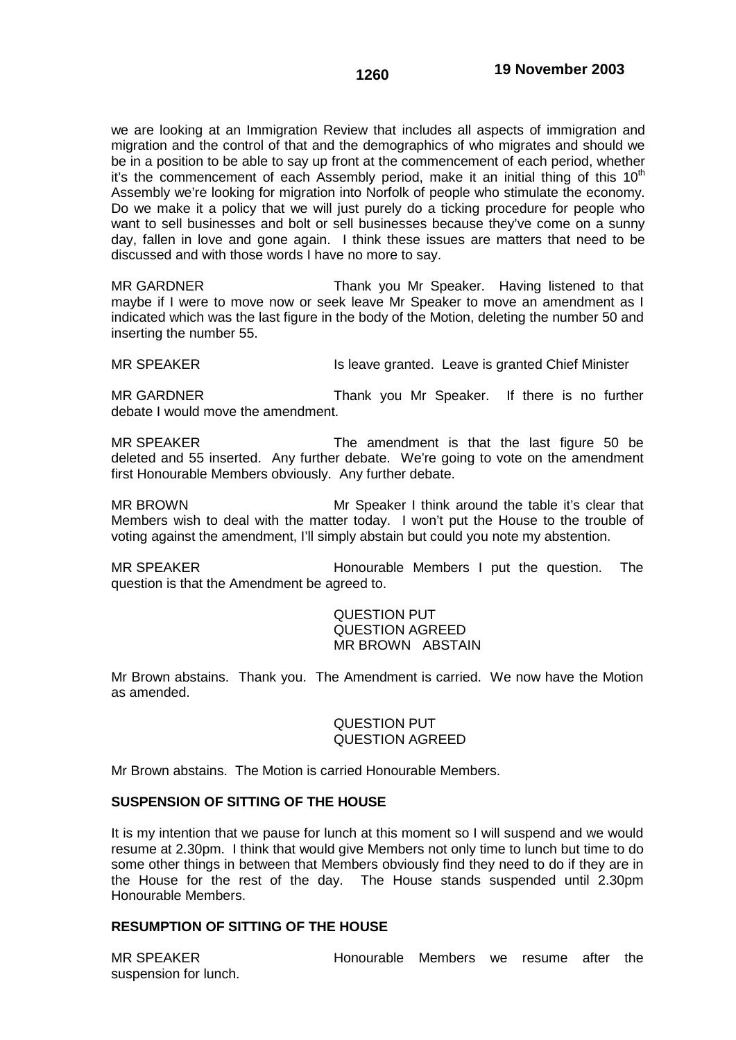we are looking at an Immigration Review that includes all aspects of immigration and migration and the control of that and the demographics of who migrates and should we be in a position to be able to say up front at the commencement of each period, whether it's the commencement of each Assembly period, make it an initial thing of this 10th Assembly we're looking for migration into Norfolk of people who stimulate the economy. Do we make it a policy that we will just purely do a ticking procedure for people who want to sell businesses and bolt or sell businesses because they've come on a sunny day, fallen in love and gone again. I think these issues are matters that need to be discussed and with those words I have no more to say.

MR GARDNER Thank you Mr Speaker. Having listened to that maybe if I were to move now or seek leave Mr Speaker to move an amendment as I indicated which was the last figure in the body of the Motion, deleting the number 50 and inserting the number 55.

MR SPEAKER Is leave granted. Leave is granted Chief Minister

MR GARDNER Thank you Mr Speaker. If there is no further debate I would move the amendment.

MR SPEAKER The amendment is that the last figure 50 be deleted and 55 inserted. Any further debate. We're going to vote on the amendment first Honourable Members obviously. Any further debate.

MR BROWN Mr Speaker I think around the table it's clear that Members wish to deal with the matter today. I won't put the House to the trouble of voting against the amendment, I'll simply abstain but could you note my abstention.

MR SPEAKER Honourable Members I put the question. The question is that the Amendment be agreed to.

QUESTION PUT
QUESTION AGREED
MR BROWN ABSTAIN

Mr Brown abstains. Thank you. The Amendment is carried. We now have the Motion as amended.

QUESTION PUT
QUESTION AGREED

Mr Brown abstains. The Motion is carried Honourable Members.

**SUSPENSION OF SITTING OF THE HOUSE**

It is my intention that we pause for lunch at this moment so I will suspend and we would resume at 2.30pm. I think that would give Members not only time to lunch but time to do some other things in between that Members obviously find they need to do if they are in the House for the rest of the day. The House stands suspended until 2.30pm Honourable Members.

**RESUMPTION OF SITTING OF THE HOUSE**

MR SPEAKER Honourable Members we resume after the suspension for lunch.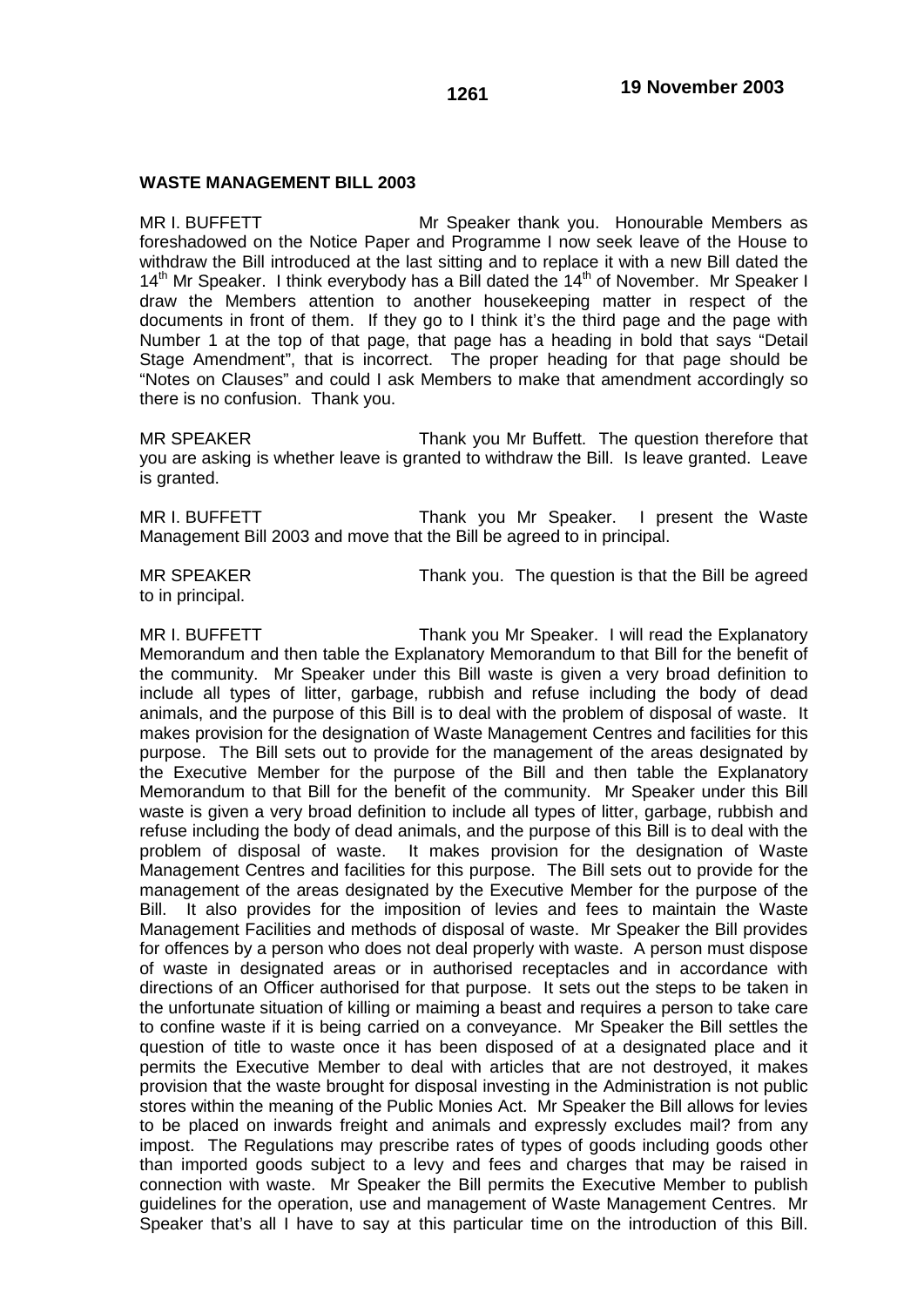**WASTE MANAGEMENT BILL 2003**

MR I. BUFFETT Mr Speaker thank you. Honourable Members as foreshadowed on the Notice Paper and Programme I now seek leave of the House to withdraw the Bill introduced at the last sitting and to replace it with a new Bill dated the 14th Mr Speaker. I think everybody has a Bill dated the 14th of November. Mr Speaker I draw the Members attention to another housekeeping matter in respect of the documents in front of them. If they go to I think it's the third page and the page with Number 1 at the top of that page, that page has a heading in bold that says "Detail Stage Amendment", that is incorrect. The proper heading for that page should be "Notes on Clauses" and could I ask Members to make that amendment accordingly so there is no confusion. Thank you.

MR SPEAKER Thank you Mr Buffett. The question therefore that you are asking is whether leave is granted to withdraw the Bill. Is leave granted. Leave is granted.

MR I. BUFFETT Thank you Mr Speaker. I present the Waste Management Bill 2003 and move that the Bill be agreed to in principal.

MR SPEAKER Thank you. The question is that the Bill be agreed to in principal.

MR I. BUFFETT Thank you Mr Speaker. I will read the Explanatory Memorandum and then table the Explanatory Memorandum to that Bill for the benefit of the community. Mr Speaker under this Bill waste is given a very broad definition to include all types of litter, garbage, rubbish and refuse including the body of dead animals, and the purpose of this Bill is to deal with the problem of disposal of waste. It makes provision for the designation of Waste Management Centres and facilities for this purpose. The Bill sets out to provide for the management of the areas designated by the Executive Member for the purpose of the Bill and then table the Explanatory Memorandum to that Bill for the benefit of the community. Mr Speaker under this Bill waste is given a very broad definition to include all types of litter, garbage, rubbish and refuse including the body of dead animals, and the purpose of this Bill is to deal with the problem of disposal of waste. It makes provision for the designation of Waste Management Centres and facilities for this purpose. The Bill sets out to provide for the management of the areas designated by the Executive Member for the purpose of the Bill. It also provides for the imposition of levies and fees to maintain the Waste Management Facilities and methods of disposal of waste. Mr Speaker the Bill provides for offences by a person who does not deal properly with waste. A person must dispose of waste in designated areas or in authorised receptacles and in accordance with directions of an Officer authorised for that purpose. It sets out the steps to be taken in the unfortunate situation of killing or maiming a beast and requires a person to take care to confine waste if it is being carried on a conveyance. Mr Speaker the Bill settles the question of title to waste once it has been disposed of at a designated place and it permits the Executive Member to deal with articles that are not destroyed, it makes provision that the waste brought for disposal investing in the Administration is not public stores within the meaning of the Public Monies Act. Mr Speaker the Bill allows for levies to be placed on inwards freight and animals and expressly excludes mail? from any impost. The Regulations may prescribe rates of types of goods including goods other than imported goods subject to a levy and fees and charges that may be raised in connection with waste. Mr Speaker the Bill permits the Executive Member to publish guidelines for the operation, use and management of Waste Management Centres. Mr Speaker that's all I have to say at this particular time on the introduction of this Bill.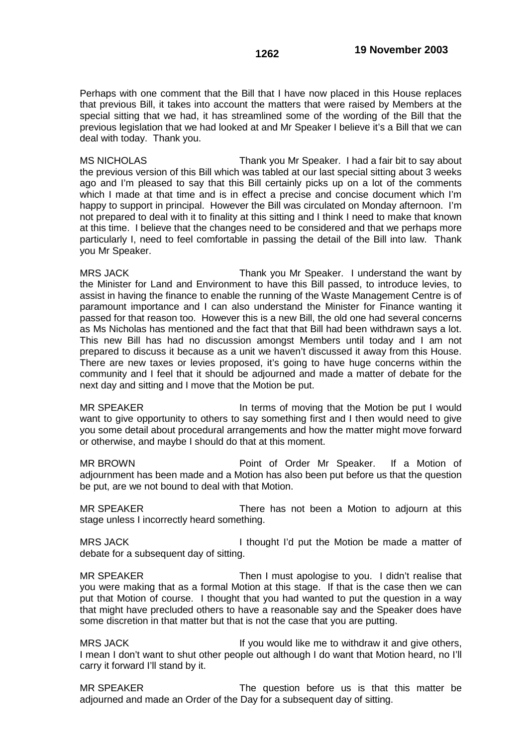Perhaps with one comment that the Bill that I have now placed in this House replaces that previous Bill, it takes into account the matters that were raised by Members at the special sitting that we had, it has streamlined some of the wording of the Bill that the previous legislation that we had looked at and Mr Speaker I believe it's a Bill that we can deal with today. Thank you.

MS NICHOLAS Thank you Mr Speaker. I had a fair bit to say about the previous version of this Bill which was tabled at our last special sitting about 3 weeks ago and I'm pleased to say that this Bill certainly picks up on a lot of the comments which I made at that time and is in effect a precise and concise document which I'm happy to support in principal. However the Bill was circulated on Monday afternoon. I'm not prepared to deal with it to finality at this sitting and I think I need to make that known at this time. I believe that the changes need to be considered and that we perhaps more particularly I, need to feel comfortable in passing the detail of the Bill into law. Thank you Mr Speaker.

MRS JACK Thank you Mr Speaker. I understand the want by the Minister for Land and Environment to have this Bill passed, to introduce levies, to assist in having the finance to enable the running of the Waste Management Centre is of paramount importance and I can also understand the Minister for Finance wanting it passed for that reason too. However this is a new Bill, the old one had several concerns as Ms Nicholas has mentioned and the fact that that Bill had been withdrawn says a lot. This new Bill has had no discussion amongst Members until today and I am not prepared to discuss it because as a unit we haven't discussed it away from this House. There are new taxes or levies proposed, it's going to have huge concerns within the community and I feel that it should be adjourned and made a matter of debate for the next day and sitting and I move that the Motion be put.

MR SPEAKER In terms of moving that the Motion be put I would want to give opportunity to others to say something first and I then would need to give you some detail about procedural arrangements and how the matter might move forward or otherwise, and maybe I should do that at this moment.

MR BROWN Point of Order Mr Speaker. If a Motion of adjournment has been made and a Motion has also been put before us that the question be put, are we not bound to deal with that Motion.

MR SPEAKER There has not been a Motion to adjourn at this stage unless I incorrectly heard something.

MRS JACK I thought I'd put the Motion be made a matter of debate for a subsequent day of sitting.

MR SPEAKER Then I must apologise to you. I didn't realise that you were making that as a formal Motion at this stage. If that is the case then we can put that Motion of course. I thought that you had wanted to put the question in a way that might have precluded others to have a reasonable say and the Speaker does have some discretion in that matter but that is not the case that you are putting.

MRS JACK If you would like me to withdraw it and give others, I mean I don't want to shut other people out although I do want that Motion heard, no I'll carry it forward I'll stand by it.

MR SPEAKER The question before us is that this matter be adjourned and made an Order of the Day for a subsequent day of sitting.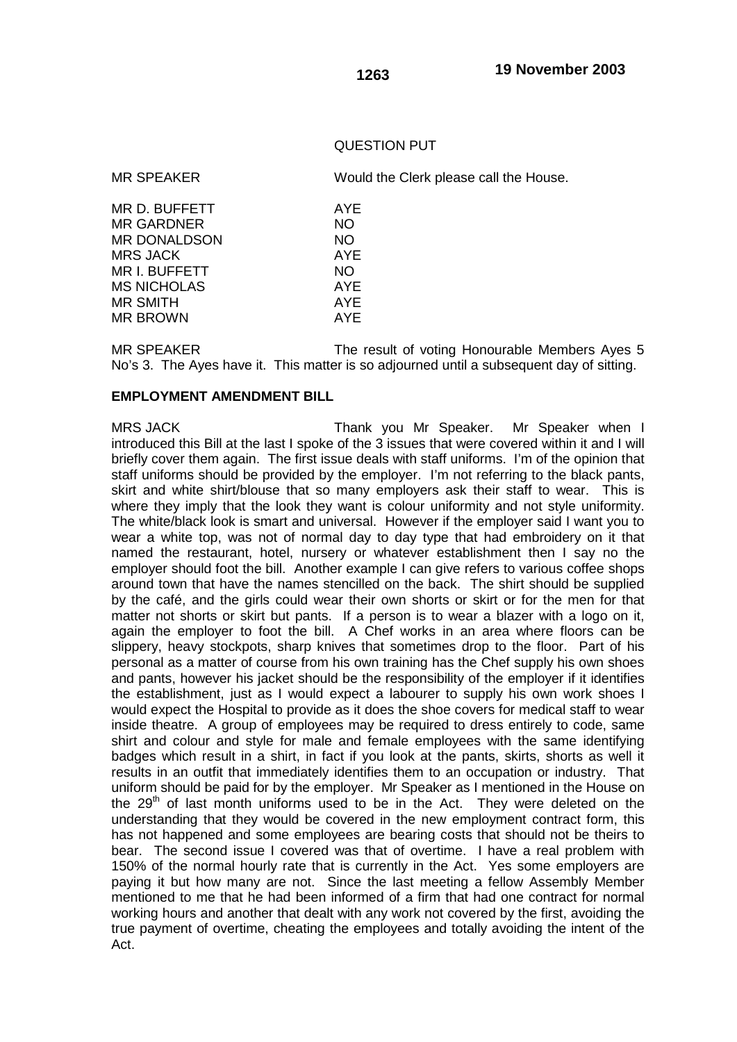QUESTION PUT

MR SPEAKER Would the Clerk please call the House.

| | |
|---|---|
| MR D. BUFFETT | AYE |
| MR GARDNER | NO |
| MR DONALDSON | NO |
| MRS JACK | AYE |
| MR I. BUFFETT | NO |
| MS NICHOLAS | AYE |
| MR SMITH | AYE |
| MR BROWN | AYE |

MR SPEAKER The result of voting Honourable Members Ayes 5 No's 3. The Ayes have it. This matter is so adjourned until a subsequent day of sitting.

**EMPLOYMENT AMENDMENT BILL**

MRS JACK Thank you Mr Speaker. Mr Speaker when I introduced this Bill at the last I spoke of the 3 issues that were covered within it and I will briefly cover them again. The first issue deals with staff uniforms. I'm of the opinion that staff uniforms should be provided by the employer. I'm not referring to the black pants, skirt and white shirt/blouse that so many employers ask their staff to wear. This is where they imply that the look they want is colour uniformity and not style uniformity. The white/black look is smart and universal. However if the employer said I want you to wear a white top, was not of normal day to day type that had embroidery on it that named the restaurant, hotel, nursery or whatever establishment then I say no the employer should foot the bill. Another example I can give refers to various coffee shops around town that have the names stencilled on the back. The shirt should be supplied by the café, and the girls could wear their own shorts or skirt or for the men for that matter not shorts or skirt but pants. If a person is to wear a blazer with a logo on it, again the employer to foot the bill. A Chef works in an area where floors can be slippery, heavy stockpots, sharp knives that sometimes drop to the floor. Part of his personal as a matter of course from his own training has the Chef supply his own shoes and pants, however his jacket should be the responsibility of the employer if it identifies the establishment, just as I would expect a labourer to supply his own work shoes I would expect the Hospital to provide as it does the shoe covers for medical staff to wear inside theatre. A group of employees may be required to dress entirely to code, same shirt and colour and style for male and female employees with the same identifying badges which result in a shirt, in fact if you look at the pants, skirts, shorts as well it results in an outfit that immediately identifies them to an occupation or industry. That uniform should be paid for by the employer. Mr Speaker as I mentioned in the House on the 29th of last month uniforms used to be in the Act. They were deleted on the understanding that they would be covered in the new employment contract form, this has not happened and some employees are bearing costs that should not be theirs to bear. The second issue I covered was that of overtime. I have a real problem with 150% of the normal hourly rate that is currently in the Act. Yes some employers are paying it but how many are not. Since the last meeting a fellow Assembly Member mentioned to me that he had been informed of a firm that had one contract for normal working hours and another that dealt with any work not covered by the first, avoiding the true payment of overtime, cheating the employees and totally avoiding the intent of the Act.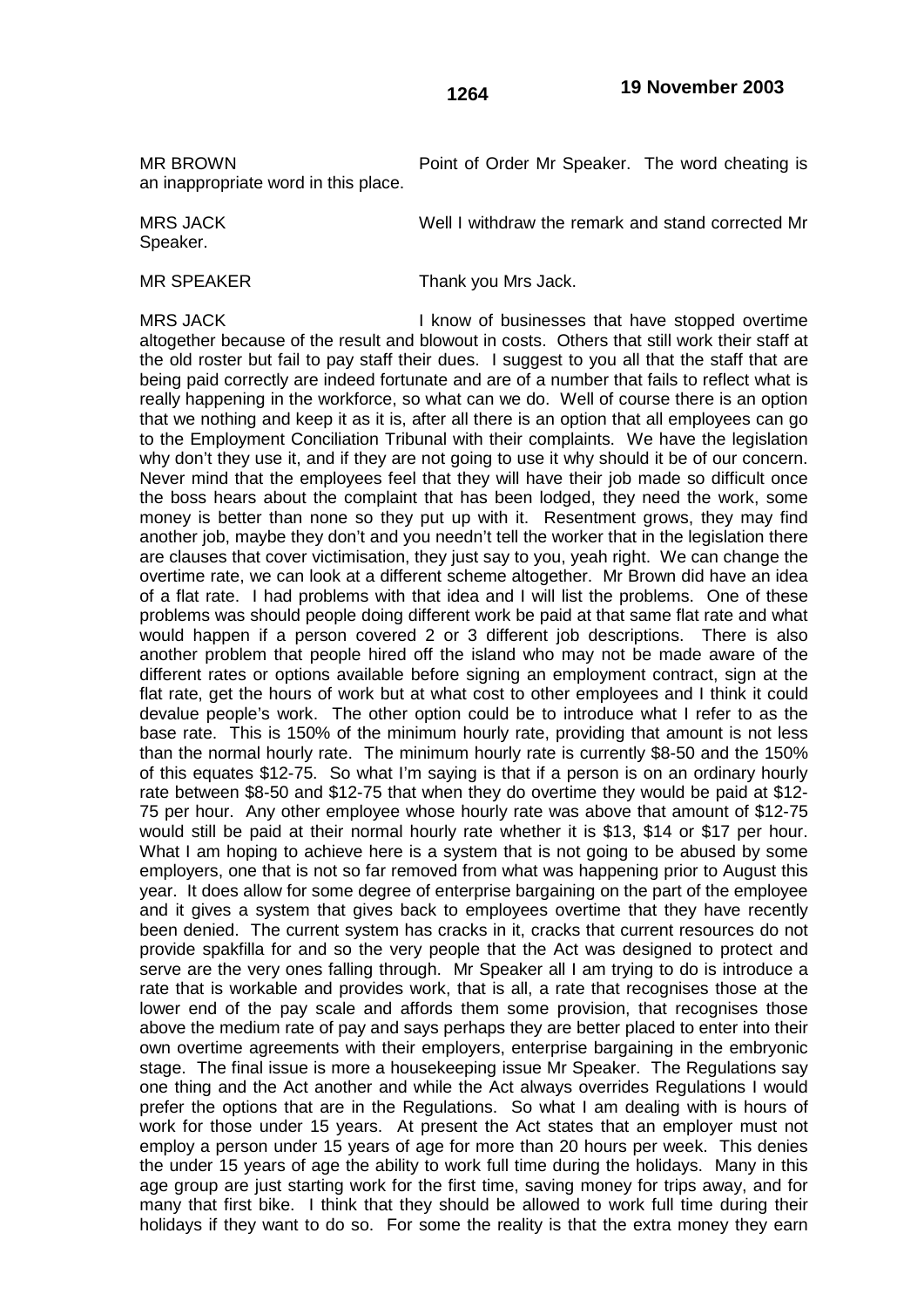MR BROWN Point of Order Mr Speaker. The word cheating is an inappropriate word in this place.

MRS JACK Well I withdraw the remark and stand corrected Mr Speaker.

MR SPEAKER Thank you Mrs Jack.

MRS JACK I know of businesses that have stopped overtime altogether because of the result and blowout in costs. Others that still work their staff at the old roster but fail to pay staff their dues. I suggest to you all that the staff that are being paid correctly are indeed fortunate and are of a number that fails to reflect what is really happening in the workforce, so what can we do. Well of course there is an option that we nothing and keep it as it is, after all there is an option that all employees can go to the Employment Conciliation Tribunal with their complaints. We have the legislation why don't they use it, and if they are not going to use it why should it be of our concern. Never mind that the employees feel that they will have their job made so difficult once the boss hears about the complaint that has been lodged, they need the work, some money is better than none so they put up with it. Resentment grows, they may find another job, maybe they don't and you needn't tell the worker that in the legislation there are clauses that cover victimisation, they just say to you, yeah right. We can change the overtime rate, we can look at a different scheme altogether. Mr Brown did have an idea of a flat rate. I had problems with that idea and I will list the problems. One of these problems was should people doing different work be paid at that same flat rate and what would happen if a person covered 2 or 3 different job descriptions. There is also another problem that people hired off the island who may not be made aware of the different rates or options available before signing an employment contract, sign at the flat rate, get the hours of work but at what cost to other employees and I think it could devalue people's work. The other option could be to introduce what I refer to as the base rate. This is 150% of the minimum hourly rate, providing that amount is not less than the normal hourly rate. The minimum hourly rate is currently $8-50 and the 150% of this equates $12-75. So what I'm saying is that if a person is on an ordinary hourly rate between $8-50 and $12-75 that when they do overtime they would be paid at $12-75 per hour. Any other employee whose hourly rate was above that amount of $12-75 would still be paid at their normal hourly rate whether it is $13, $14 or $17 per hour. What I am hoping to achieve here is a system that is not going to be abused by some employers, one that is not so far removed from what was happening prior to August this year. It does allow for some degree of enterprise bargaining on the part of the employee and it gives a system that gives back to employees overtime that they have recently been denied. The current system has cracks in it, cracks that current resources do not provide spakfilla for and so the very people that the Act was designed to protect and serve are the very ones falling through. Mr Speaker all I am trying to do is introduce a rate that is workable and provides work, that is all, a rate that recognises those at the lower end of the pay scale and affords them some provision, that recognises those above the medium rate of pay and says perhaps they are better placed to enter into their own overtime agreements with their employers, enterprise bargaining in the embryonic stage. The final issue is more a housekeeping issue Mr Speaker. The Regulations say one thing and the Act another and while the Act always overrides Regulations I would prefer the options that are in the Regulations. So what I am dealing with is hours of work for those under 15 years. At present the Act states that an employer must not employ a person under 15 years of age for more than 20 hours per week. This denies the under 15 years of age the ability to work full time during the holidays. Many in this age group are just starting work for the first time, saving money for trips away, and for many that first bike. I think that they should be allowed to work full time during their holidays if they want to do so. For some the reality is that the extra money they earn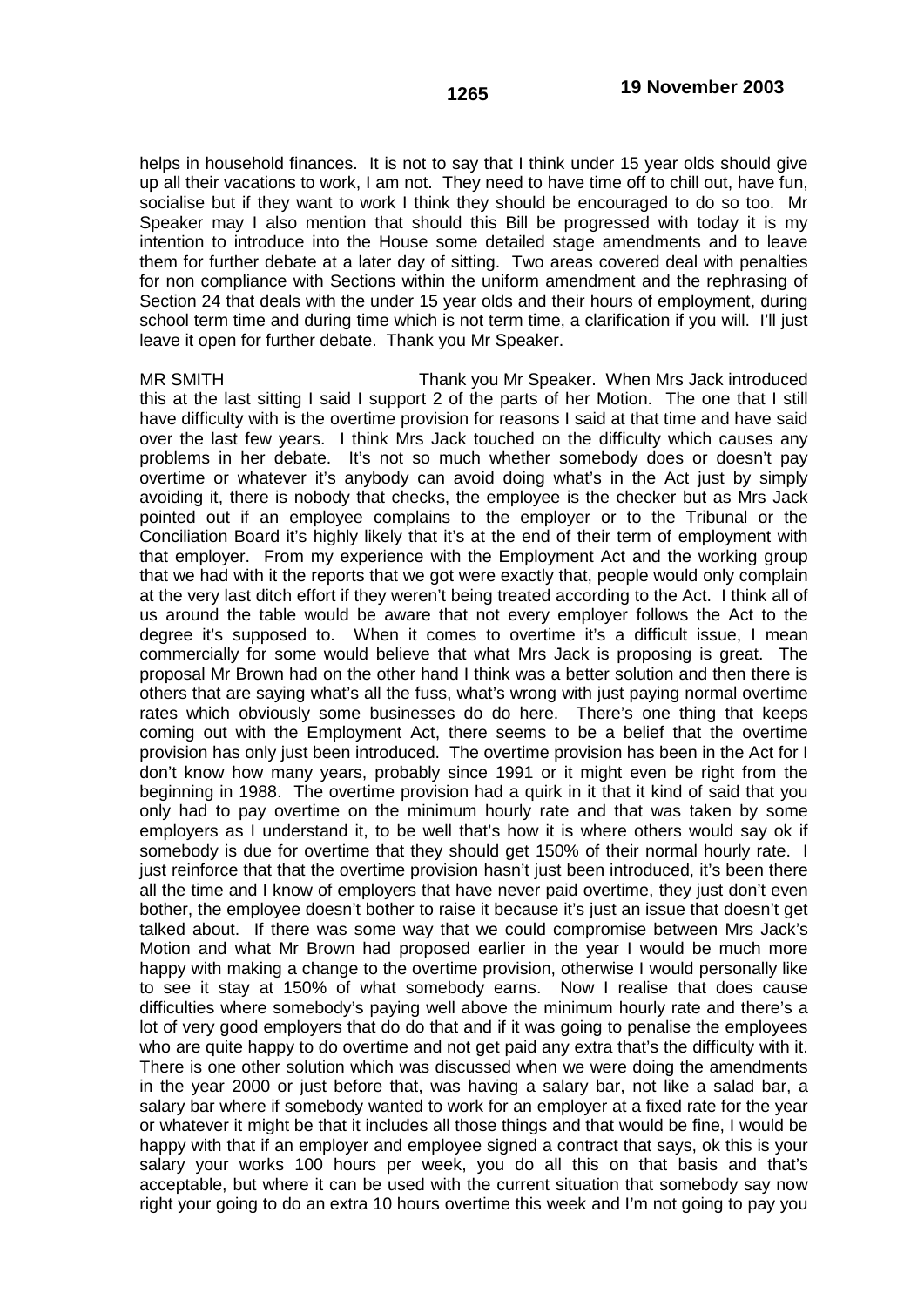helps in household finances. It is not to say that I think under 15 year olds should give up all their vacations to work, I am not. They need to have time off to chill out, have fun, socialise but if they want to work I think they should be encouraged to do so too. Mr Speaker may I also mention that should this Bill be progressed with today it is my intention to introduce into the House some detailed stage amendments and to leave them for further debate at a later day of sitting. Two areas covered deal with penalties for non compliance with Sections within the uniform amendment and the rephrasing of Section 24 that deals with the under 15 year olds and their hours of employment, during school term time and during time which is not term time, a clarification if you will. I'll just leave it open for further debate. Thank you Mr Speaker.

MR SMITH Thank you Mr Speaker. When Mrs Jack introduced this at the last sitting I said I support 2 of the parts of her Motion. The one that I still have difficulty with is the overtime provision for reasons I said at that time and have said over the last few years. I think Mrs Jack touched on the difficulty which causes any problems in her debate. It's not so much whether somebody does or doesn't pay overtime or whatever it's anybody can avoid doing what's in the Act just by simply avoiding it, there is nobody that checks, the employee is the checker but as Mrs Jack pointed out if an employee complains to the employer or to the Tribunal or the Conciliation Board it's highly likely that it's at the end of their term of employment with that employer. From my experience with the Employment Act and the working group that we had with it the reports that we got were exactly that, people would only complain at the very last ditch effort if they weren't being treated according to the Act. I think all of us around the table would be aware that not every employer follows the Act to the degree it's supposed to. When it comes to overtime it's a difficult issue, I mean commercially for some would believe that what Mrs Jack is proposing is great. The proposal Mr Brown had on the other hand I think was a better solution and then there is others that are saying what's all the fuss, what's wrong with just paying normal overtime rates which obviously some businesses do do here. There's one thing that keeps coming out with the Employment Act, there seems to be a belief that the overtime provision has only just been introduced. The overtime provision has been in the Act for I don't know how many years, probably since 1991 or it might even be right from the beginning in 1988. The overtime provision had a quirk in it that it kind of said that you only had to pay overtime on the minimum hourly rate and that was taken by some employers as I understand it, to be well that's how it is where others would say ok if somebody is due for overtime that they should get 150% of their normal hourly rate. I just reinforce that that the overtime provision hasn't just been introduced, it's been there all the time and I know of employers that have never paid overtime, they just don't even bother, the employee doesn't bother to raise it because it's just an issue that doesn't get talked about. If there was some way that we could compromise between Mrs Jack's Motion and what Mr Brown had proposed earlier in the year I would be much more happy with making a change to the overtime provision, otherwise I would personally like to see it stay at 150% of what somebody earns. Now I realise that does cause difficulties where somebody's paying well above the minimum hourly rate and there's a lot of very good employers that do do that and if it was going to penalise the employees who are quite happy to do overtime and not get paid any extra that's the difficulty with it. There is one other solution which was discussed when we were doing the amendments in the year 2000 or just before that, was having a salary bar, not like a salad bar, a salary bar where if somebody wanted to work for an employer at a fixed rate for the year or whatever it might be that it includes all those things and that would be fine, I would be happy with that if an employer and employee signed a contract that says, ok this is your salary your works 100 hours per week, you do all this on that basis and that's acceptable, but where it can be used with the current situation that somebody say now right your going to do an extra 10 hours overtime this week and I'm not going to pay you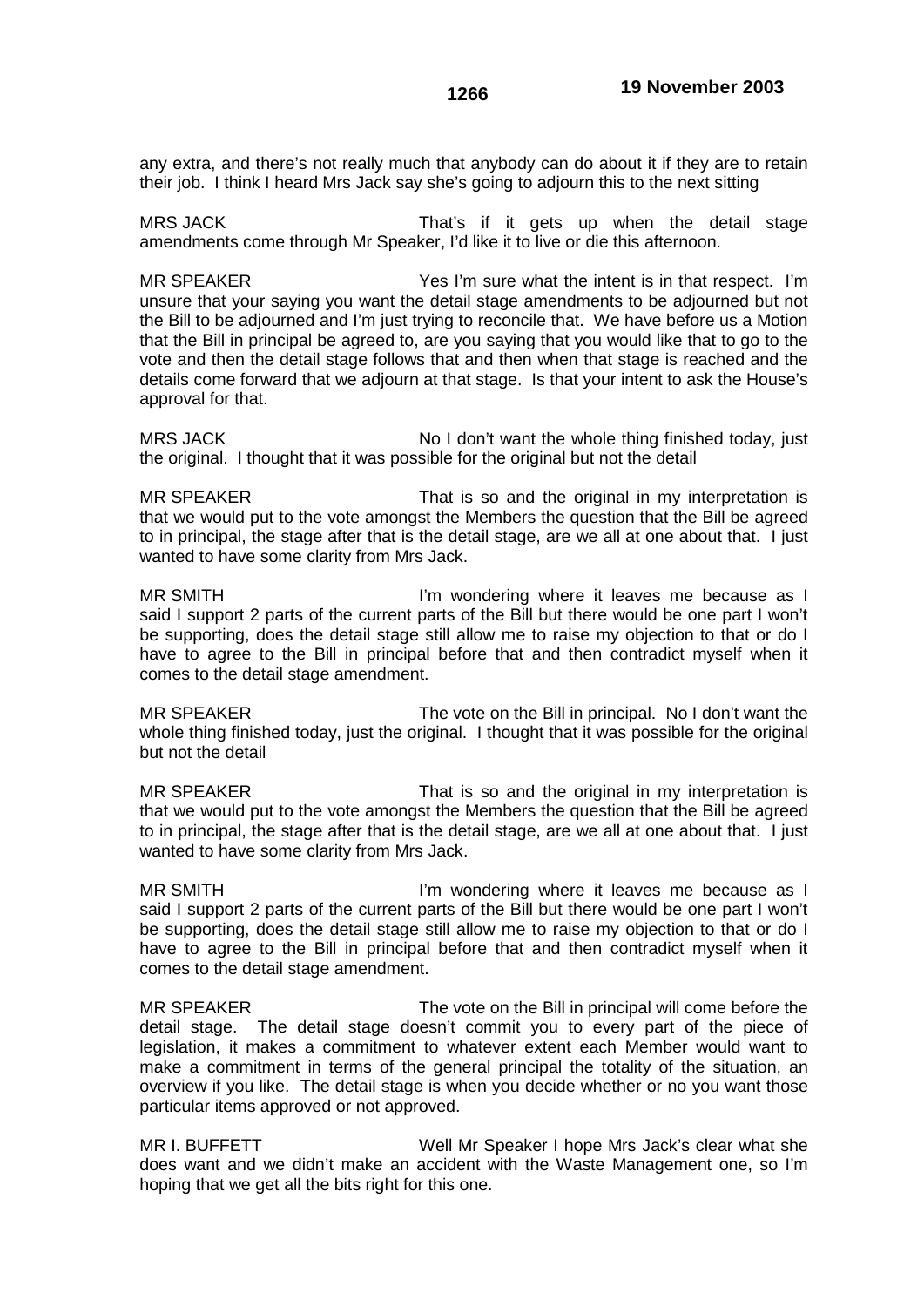any extra, and there's not really much that anybody can do about it if they are to retain their job. I think I heard Mrs Jack say she's going to adjourn this to the next sitting

MRS JACK That's if it gets up when the detail stage amendments come through Mr Speaker, I'd like it to live or die this afternoon.

MR SPEAKER Yes I'm sure what the intent is in that respect. I'm unsure that your saying you want the detail stage amendments to be adjourned but not the Bill to be adjourned and I'm just trying to reconcile that. We have before us a Motion that the Bill in principal be agreed to, are you saying that you would like that to go to the vote and then the detail stage follows that and then when that stage is reached and the details come forward that we adjourn at that stage. Is that your intent to ask the House's approval for that.

MRS JACK No I don't want the whole thing finished today, just the original. I thought that it was possible for the original but not the detail

MR SPEAKER That is so and the original in my interpretation is that we would put to the vote amongst the Members the question that the Bill be agreed to in principal, the stage after that is the detail stage, are we all at one about that. I just wanted to have some clarity from Mrs Jack.

MR SMITH I'm wondering where it leaves me because as I said I support 2 parts of the current parts of the Bill but there would be one part I won't be supporting, does the detail stage still allow me to raise my objection to that or do I have to agree to the Bill in principal before that and then contradict myself when it comes to the detail stage amendment.

MR SPEAKER The vote on the Bill in principal. No I don't want the whole thing finished today, just the original. I thought that it was possible for the original but not the detail

MR SPEAKER That is so and the original in my interpretation is that we would put to the vote amongst the Members the question that the Bill be agreed to in principal, the stage after that is the detail stage, are we all at one about that. I just wanted to have some clarity from Mrs Jack.

MR SMITH I'm wondering where it leaves me because as I said I support 2 parts of the current parts of the Bill but there would be one part I won't be supporting, does the detail stage still allow me to raise my objection to that or do I have to agree to the Bill in principal before that and then contradict myself when it comes to the detail stage amendment.

MR SPEAKER The vote on the Bill in principal will come before the detail stage. The detail stage doesn't commit you to every part of the piece of legislation, it makes a commitment to whatever extent each Member would want to make a commitment in terms of the general principal the totality of the situation, an overview if you like. The detail stage is when you decide whether or no you want those particular items approved or not approved.

MR I. BUFFETT Well Mr Speaker I hope Mrs Jack's clear what she does want and we didn't make an accident with the Waste Management one, so I'm hoping that we get all the bits right for this one.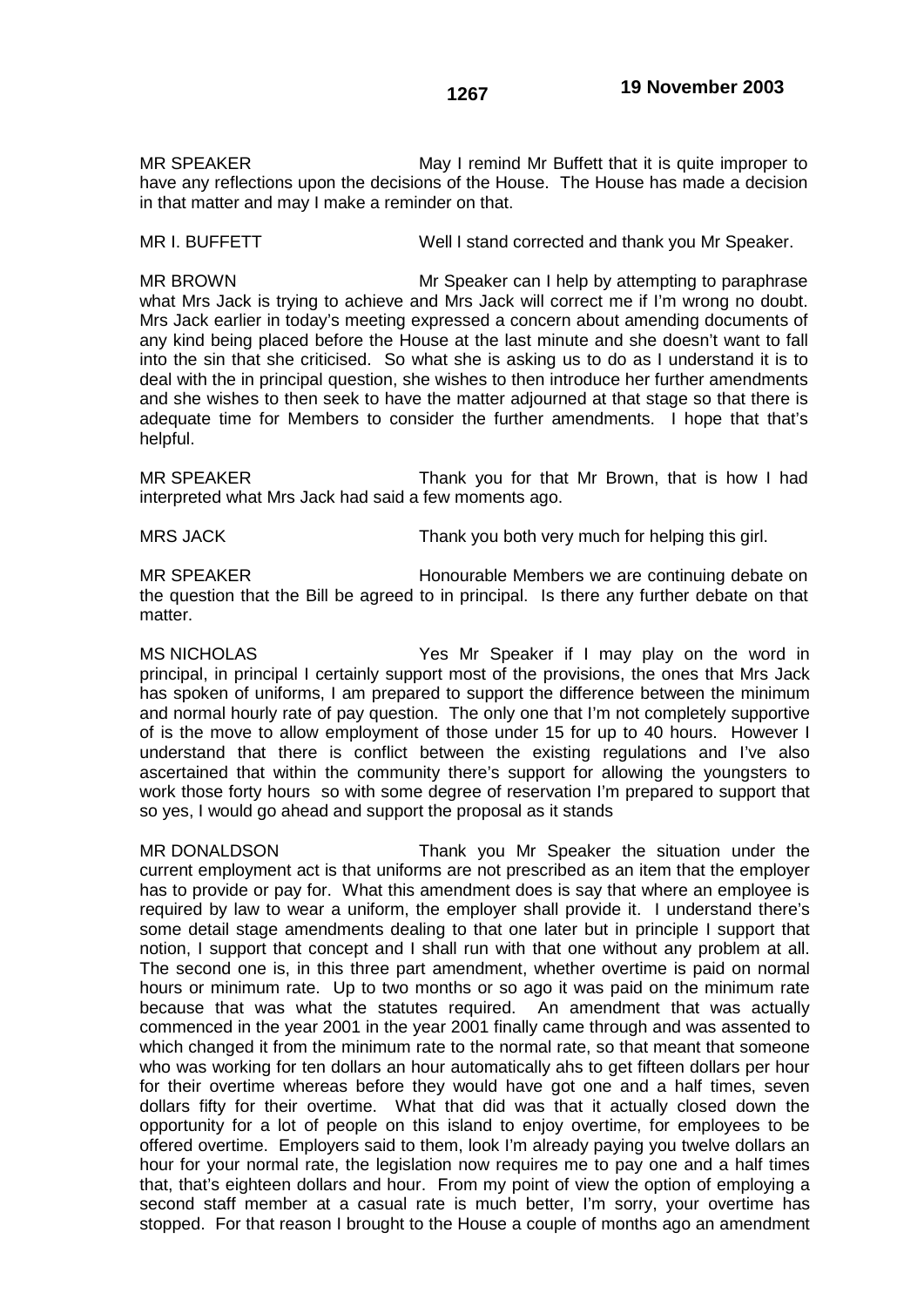MR SPEAKER May I remind Mr Buffett that it is quite improper to have any reflections upon the decisions of the House. The House has made a decision in that matter and may I make a reminder on that.

MR I. BUFFETT Well I stand corrected and thank you Mr Speaker.

MR BROWN Mr Speaker can I help by attempting to paraphrase what Mrs Jack is trying to achieve and Mrs Jack will correct me if I'm wrong no doubt. Mrs Jack earlier in today's meeting expressed a concern about amending documents of any kind being placed before the House at the last minute and she doesn't want to fall into the sin that she criticised. So what she is asking us to do as I understand it is to deal with the in principal question, she wishes to then introduce her further amendments and she wishes to then seek to have the matter adjourned at that stage so that there is adequate time for Members to consider the further amendments. I hope that that's helpful.

MR SPEAKER Thank you for that Mr Brown, that is how I had interpreted what Mrs Jack had said a few moments ago.

MRS JACK Thank you both very much for helping this girl.

MR SPEAKER Honourable Members we are continuing debate on the question that the Bill be agreed to in principal. Is there any further debate on that matter.

MS NICHOLAS Yes Mr Speaker if I may play on the word in principal, in principal I certainly support most of the provisions, the ones that Mrs Jack has spoken of uniforms, I am prepared to support the difference between the minimum and normal hourly rate of pay question. The only one that I'm not completely supportive of is the move to allow employment of those under 15 for up to 40 hours. However I understand that there is conflict between the existing regulations and I've also ascertained that within the community there's support for allowing the youngsters to work those forty hours so with some degree of reservation I'm prepared to support that so yes, I would go ahead and support the proposal as it stands

MR DONALDSON Thank you Mr Speaker the situation under the current employment act is that uniforms are not prescribed as an item that the employer has to provide or pay for. What this amendment does is say that where an employee is required by law to wear a uniform, the employer shall provide it. I understand there's some detail stage amendments dealing to that one later but in principle I support that notion, I support that concept and I shall run with that one without any problem at all. The second one is, in this three part amendment, whether overtime is paid on normal hours or minimum rate. Up to two months or so ago it was paid on the minimum rate because that was what the statutes required. An amendment that was actually commenced in the year 2001 in the year 2001 finally came through and was assented to which changed it from the minimum rate to the normal rate, so that meant that someone who was working for ten dollars an hour automatically ahs to get fifteen dollars per hour for their overtime whereas before they would have got one and a half times, seven dollars fifty for their overtime. What that did was that it actually closed down the opportunity for a lot of people on this island to enjoy overtime, for employees to be offered overtime. Employers said to them, look I'm already paying you twelve dollars an hour for your normal rate, the legislation now requires me to pay one and a half times that, that's eighteen dollars and hour. From my point of view the option of employing a second staff member at a casual rate is much better, I'm sorry, your overtime has stopped. For that reason I brought to the House a couple of months ago an amendment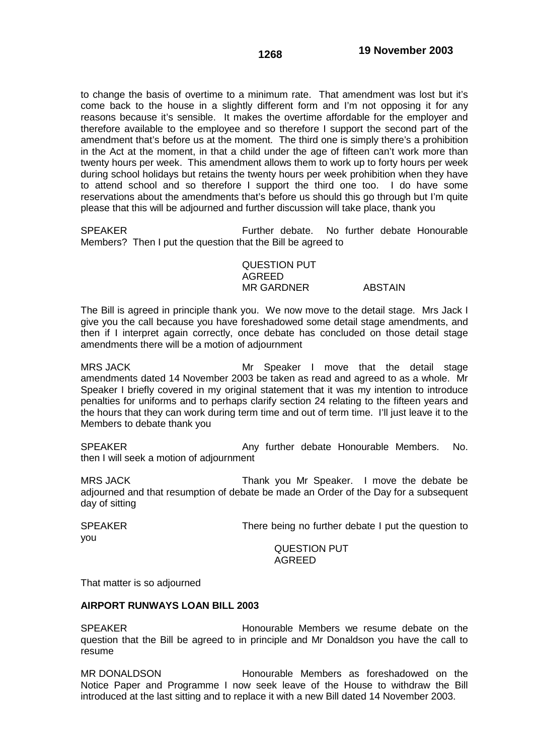to change the basis of overtime to a minimum rate. That amendment was lost but it's come back to the house in a slightly different form and I'm not opposing it for any reasons because it's sensible. It makes the overtime affordable for the employer and therefore available to the employee and so therefore I support the second part of the amendment that's before us at the moment. The third one is simply there's a prohibition in the Act at the moment, in that a child under the age of fifteen can't work more than twenty hours per week. This amendment allows them to work up to forty hours per week during school holidays but retains the twenty hours per week prohibition when they have to attend school and so therefore I support the third one too. I do have some reservations about the amendments that's before us should this go through but I'm quite please that this will be adjourned and further discussion will take place, thank you

SPEAKER Further debate. No further debate Honourable Members? Then I put the question that the Bill be agreed to

QUESTION PUT
AGREED
MR GARDNER ABSTAIN

The Bill is agreed in principle thank you. We now move to the detail stage. Mrs Jack I give you the call because you have foreshadowed some detail stage amendments, and then if I interpret again correctly, once debate has concluded on those detail stage amendments there will be a motion of adjournment

MRS JACK Mr Speaker I move that the detail stage amendments dated 14 November 2003 be taken as read and agreed to as a whole. Mr Speaker I briefly covered in my original statement that it was my intention to introduce penalties for uniforms and to perhaps clarify section 24 relating to the fifteen years and the hours that they can work during term time and out of term time. I'll just leave it to the Members to debate thank you

SPEAKER Any further debate Honourable Members. No. then I will seek a motion of adjournment

MRS JACK Thank you Mr Speaker. I move the debate be adjourned and that resumption of debate be made an Order of the Day for a subsequent day of sitting

SPEAKER There being no further debate I put the question to you

QUESTION PUT
AGREED

That matter is so adjourned

**AIRPORT RUNWAYS LOAN BILL 2003**

SPEAKER Honourable Members we resume debate on the question that the Bill be agreed to in principle and Mr Donaldson you have the call to resume

MR DONALDSON Honourable Members as foreshadowed on the Notice Paper and Programme I now seek leave of the House to withdraw the Bill introduced at the last sitting and to replace it with a new Bill dated 14 November 2003.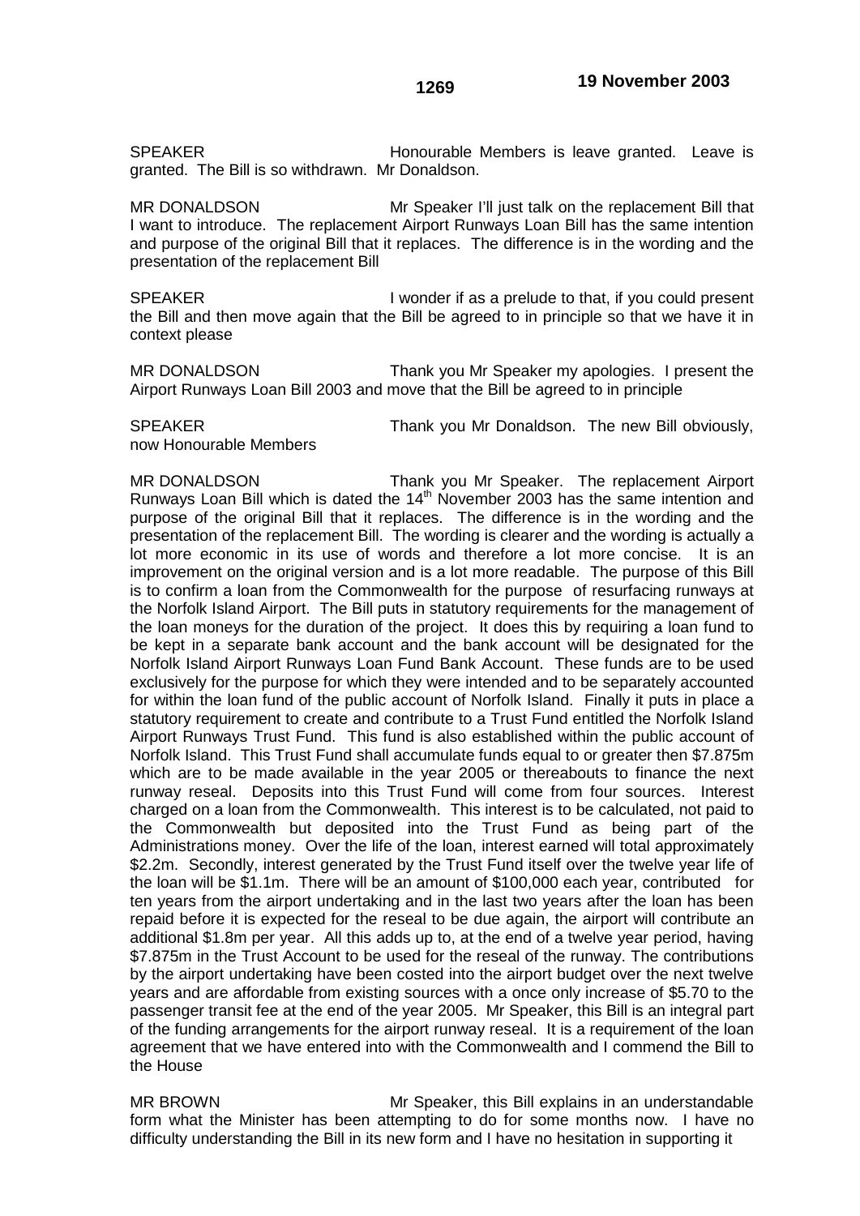SPEAKER Honourable Members is leave granted. Leave is granted. The Bill is so withdrawn. Mr Donaldson.

MR DONALDSON Mr Speaker I'll just talk on the replacement Bill that I want to introduce. The replacement Airport Runways Loan Bill has the same intention and purpose of the original Bill that it replaces. The difference is in the wording and the presentation of the replacement Bill

SPEAKER I wonder if as a prelude to that, if you could present the Bill and then move again that the Bill be agreed to in principle so that we have it in context please

MR DONALDSON Thank you Mr Speaker my apologies. I present the Airport Runways Loan Bill 2003 and move that the Bill be agreed to in principle

SPEAKER Thank you Mr Donaldson. The new Bill obviously, now Honourable Members

MR DONALDSON Thank you Mr Speaker. The replacement Airport Runways Loan Bill which is dated the 14th November 2003 has the same intention and purpose of the original Bill that it replaces. The difference is in the wording and the presentation of the replacement Bill. The wording is clearer and the wording is actually a lot more economic in its use of words and therefore a lot more concise. It is an improvement on the original version and is a lot more readable. The purpose of this Bill is to confirm a loan from the Commonwealth for the purpose of resurfacing runways at the Norfolk Island Airport. The Bill puts in statutory requirements for the management of the loan moneys for the duration of the project. It does this by requiring a loan fund to be kept in a separate bank account and the bank account will be designated for the Norfolk Island Airport Runways Loan Fund Bank Account. These funds are to be used exclusively for the purpose for which they were intended and to be separately accounted for within the loan fund of the public account of Norfolk Island. Finally it puts in place a statutory requirement to create and contribute to a Trust Fund entitled the Norfolk Island Airport Runways Trust Fund. This fund is also established within the public account of Norfolk Island. This Trust Fund shall accumulate funds equal to or greater then $7.875m which are to be made available in the year 2005 or thereabouts to finance the next runway reseal. Deposits into this Trust Fund will come from four sources. Interest charged on a loan from the Commonwealth. This interest is to be calculated, not paid to the Commonwealth but deposited into the Trust Fund as being part of the Administrations money. Over the life of the loan, interest earned will total approximately $2.2m. Secondly, interest generated by the Trust Fund itself over the twelve year life of the loan will be $1.1m. There will be an amount of $100,000 each year, contributed for ten years from the airport undertaking and in the last two years after the loan has been repaid before it is expected for the reseal to be due again, the airport will contribute an additional $1.8m per year. All this adds up to, at the end of a twelve year period, having $7.875m in the Trust Account to be used for the reseal of the runway. The contributions by the airport undertaking have been costed into the airport budget over the next twelve years and are affordable from existing sources with a once only increase of $5.70 to the passenger transit fee at the end of the year 2005. Mr Speaker, this Bill is an integral part of the funding arrangements for the airport runway reseal. It is a requirement of the loan agreement that we have entered into with the Commonwealth and I commend the Bill to the House

MR BROWN Mr Speaker, this Bill explains in an understandable form what the Minister has been attempting to do for some months now. I have no difficulty understanding the Bill in its new form and I have no hesitation in supporting it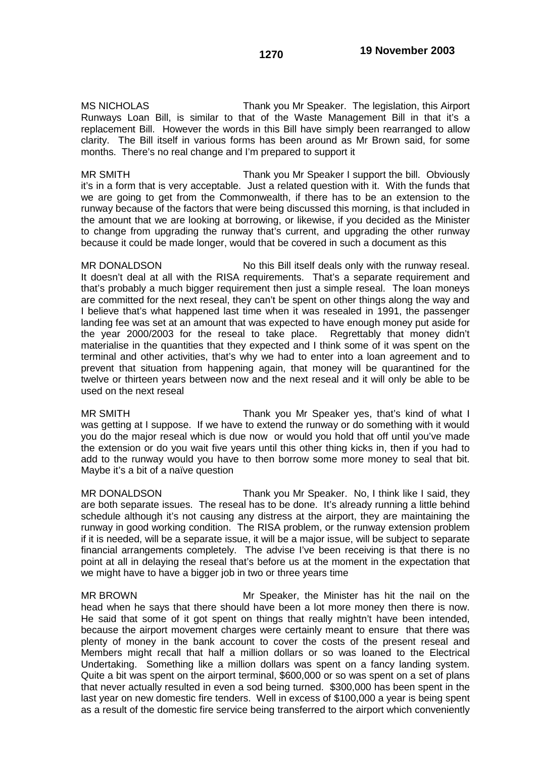MS NICHOLAS Thank you Mr Speaker. The legislation, this Airport Runways Loan Bill, is similar to that of the Waste Management Bill in that it's a replacement Bill. However the words in this Bill have simply been rearranged to allow clarity. The Bill itself in various forms has been around as Mr Brown said, for some months. There's no real change and I'm prepared to support it

MR SMITH Thank you Mr Speaker I support the bill. Obviously it's in a form that is very acceptable. Just a related question with it. With the funds that we are going to get from the Commonwealth, if there has to be an extension to the runway because of the factors that were being discussed this morning, is that included in the amount that we are looking at borrowing, or likewise, if you decided as the Minister to change from upgrading the runway that's current, and upgrading the other runway because it could be made longer, would that be covered in such a document as this

MR DONALDSON No this Bill itself deals only with the runway reseal. It doesn't deal at all with the RISA requirements. That's a separate requirement and that's probably a much bigger requirement then just a simple reseal. The loan moneys are committed for the next reseal, they can't be spent on other things along the way and I believe that's what happened last time when it was resealed in 1991, the passenger landing fee was set at an amount that was expected to have enough money put aside for the year 2000/2003 for the reseal to take place. Regrettably that money didn't materialise in the quantities that they expected and I think some of it was spent on the terminal and other activities, that's why we had to enter into a loan agreement and to prevent that situation from happening again, that money will be quarantined for the twelve or thirteen years between now and the next reseal and it will only be able to be used on the next reseal

MR SMITH Thank you Mr Speaker yes, that's kind of what I was getting at I suppose. If we have to extend the runway or do something with it would you do the major reseal which is due now or would you hold that off until you've made the extension or do you wait five years until this other thing kicks in, then if you had to add to the runway would you have to then borrow some more money to seal that bit. Maybe it's a bit of a naïve question

MR DONALDSON Thank you Mr Speaker. No, I think like I said, they are both separate issues. The reseal has to be done. It's already running a little behind schedule although it's not causing any distress at the airport, they are maintaining the runway in good working condition. The RISA problem, or the runway extension problem if it is needed, will be a separate issue, it will be a major issue, will be subject to separate financial arrangements completely. The advise I've been receiving is that there is no point at all in delaying the reseal that's before us at the moment in the expectation that we might have to have a bigger job in two or three years time

MR BROWN Mr Speaker, the Minister has hit the nail on the head when he says that there should have been a lot more money then there is now. He said that some of it got spent on things that really mightn't have been intended, because the airport movement charges were certainly meant to ensure that there was plenty of money in the bank account to cover the costs of the present reseal and Members might recall that half a million dollars or so was loaned to the Electrical Undertaking. Something like a million dollars was spent on a fancy landing system. Quite a bit was spent on the airport terminal, $600,000 or so was spent on a set of plans that never actually resulted in even a sod being turned. $300,000 has been spent in the last year on new domestic fire tenders. Well in excess of $100,000 a year is being spent as a result of the domestic fire service being transferred to the airport which conveniently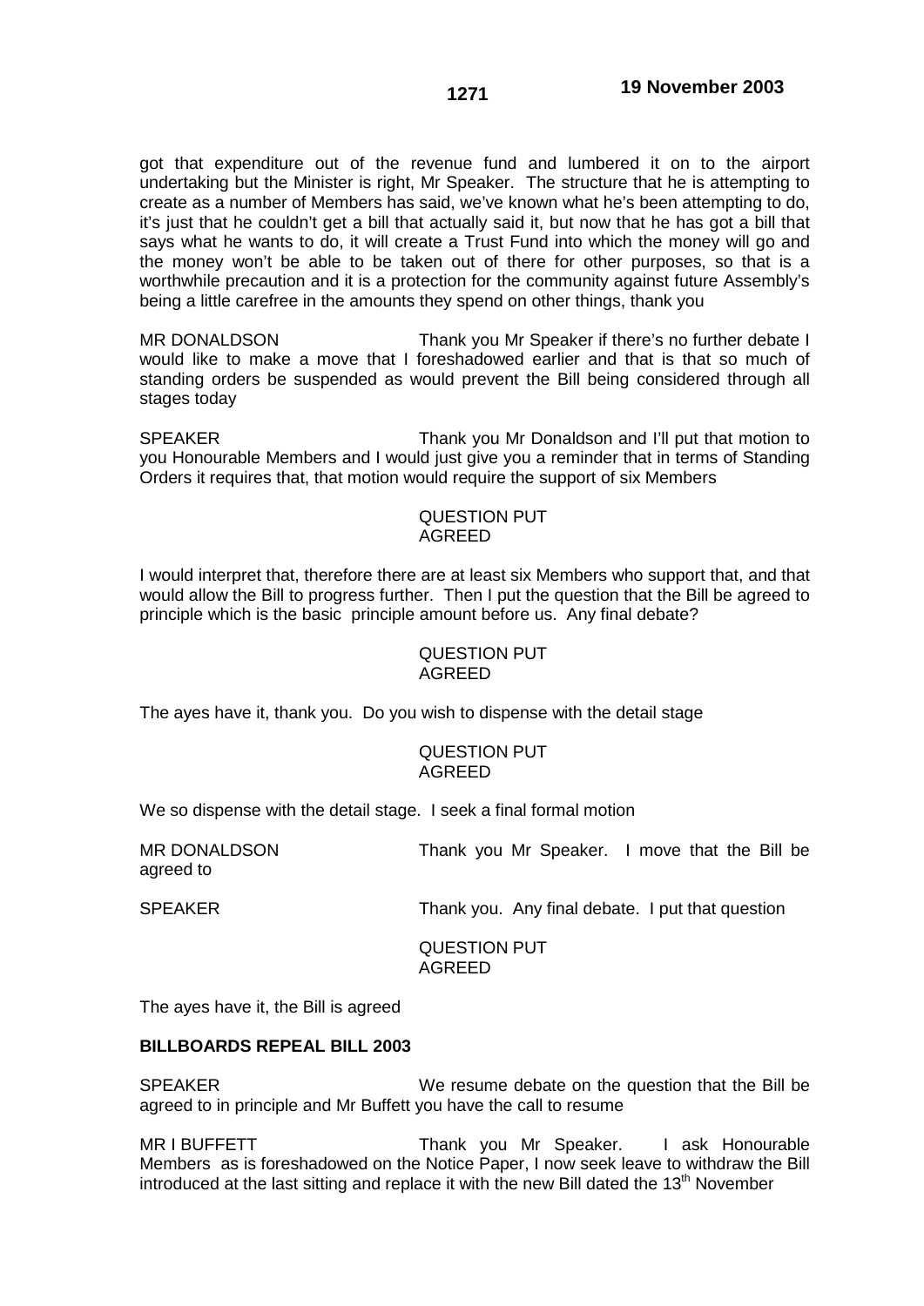got that expenditure out of the revenue fund and lumbered it on to the airport undertaking but the Minister is right, Mr Speaker. The structure that he is attempting to create as a number of Members has said, we've known what he's been attempting to do, it's just that he couldn't get a bill that actually said it, but now that he has got a bill that says what he wants to do, it will create a Trust Fund into which the money will go and the money won't be able to be taken out of there for other purposes, so that is a worthwhile precaution and it is a protection for the community against future Assembly's being a little carefree in the amounts they spend on other things, thank you

MR DONALDSON Thank you Mr Speaker if there's no further debate I would like to make a move that I foreshadowed earlier and that is that so much of standing orders be suspended as would prevent the Bill being considered through all stages today

SPEAKER Thank you Mr Donaldson and I'll put that motion to you Honourable Members and I would just give you a reminder that in terms of Standing Orders it requires that, that motion would require the support of six Members

QUESTION PUT
AGREED

I would interpret that, therefore there are at least six Members who support that, and that would allow the Bill to progress further. Then I put the question that the Bill be agreed to principle which is the basic principle amount before us. Any final debate?

QUESTION PUT
AGREED

The ayes have it, thank you. Do you wish to dispense with the detail stage

QUESTION PUT
AGREED

We so dispense with the detail stage. I seek a final formal motion

MR DONALDSON Thank you Mr Speaker. I move that the Bill be agreed to

SPEAKER Thank you. Any final debate. I put that question

QUESTION PUT
AGREED

The ayes have it, the Bill is agreed

**BILLBOARDS REPEAL BILL 2003**

SPEAKER We resume debate on the question that the Bill be agreed to in principle and Mr Buffett you have the call to resume

MR I BUFFETT Thank you Mr Speaker. I ask Honourable Members as is foreshadowed on the Notice Paper, I now seek leave to withdraw the Bill introduced at the last sitting and replace it with the new Bill dated the 13th November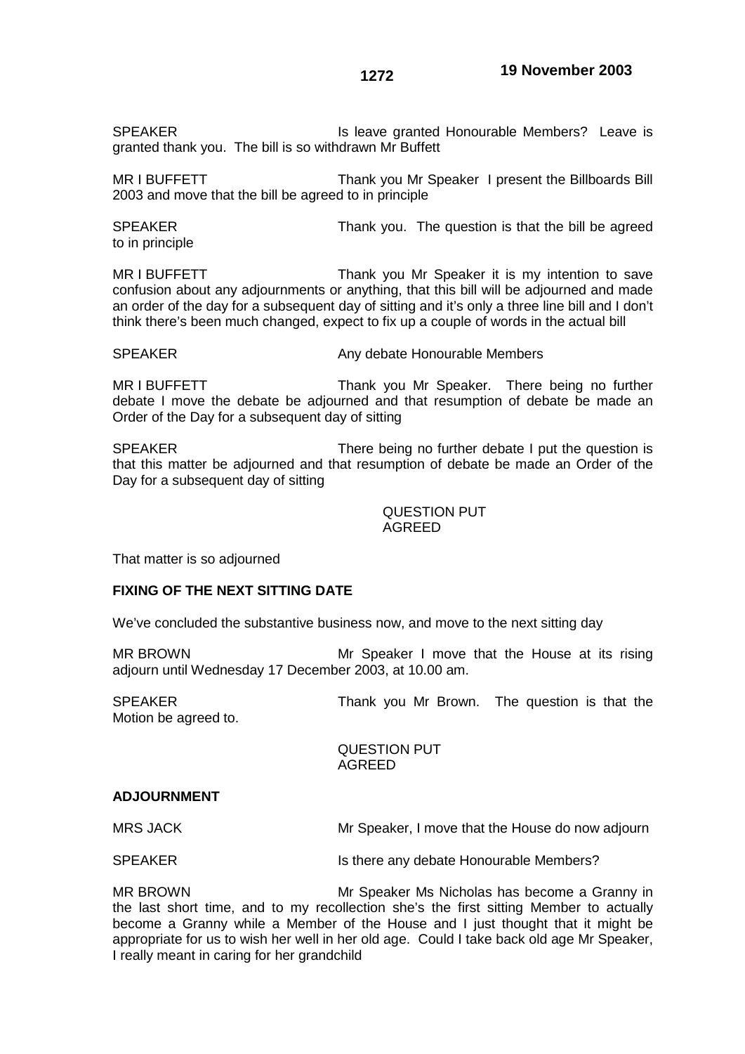SPEAKER Is leave granted Honourable Members? Leave is granted thank you. The bill is so withdrawn Mr Buffett

MR I BUFFETT Thank you Mr Speaker I present the Billboards Bill 2003 and move that the bill be agreed to in principle

SPEAKER Thank you. The question is that the bill be agreed to in principle

MR I BUFFETT Thank you Mr Speaker it is my intention to save confusion about any adjournments or anything, that this bill will be adjourned and made an order of the day for a subsequent day of sitting and it's only a three line bill and I don't think there's been much changed, expect to fix up a couple of words in the actual bill

SPEAKER Any debate Honourable Members

MR I BUFFETT Thank you Mr Speaker. There being no further debate I move the debate be adjourned and that resumption of debate be made an Order of the Day for a subsequent day of sitting

SPEAKER There being no further debate I put the question is that this matter be adjourned and that resumption of debate be made an Order of the Day for a subsequent day of sitting

QUESTION PUT
AGREED

That matter is so adjourned

**FIXING OF THE NEXT SITTING DATE**

We've concluded the substantive business now, and move to the next sitting day

MR BROWN Mr Speaker I move that the House at its rising adjourn until Wednesday 17 December 2003, at 10.00 am.

SPEAKER Thank you Mr Brown. The question is that the Motion be agreed to.

QUESTION PUT
AGREED

**ADJOURNMENT**

MRS JACK Mr Speaker, I move that the House do now adjourn

SPEAKER Is there any debate Honourable Members?

MR BROWN Mr Speaker Ms Nicholas has become a Granny in the last short time, and to my recollection she's the first sitting Member to actually become a Granny while a Member of the House and I just thought that it might be appropriate for us to wish her well in her old age. Could I take back old age Mr Speaker, I really meant in caring for her grandchild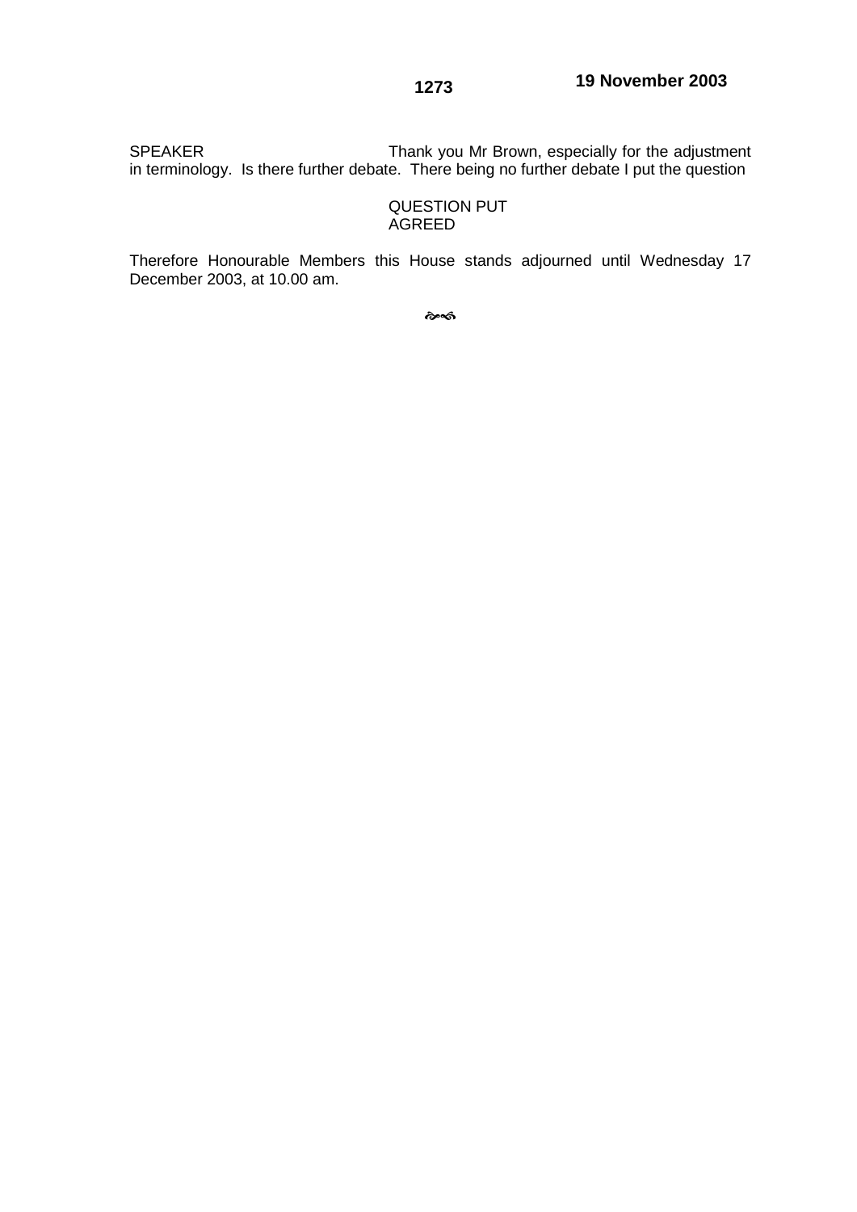SPEAKER Thank you Mr Brown, especially for the adjustment in terminology. Is there further debate. There being no further debate I put the question

QUESTION PUT
AGREED

Therefore Honourable Members this House stands adjourned until Wednesday 17 December 2003, at 10.00 am.

☙❧